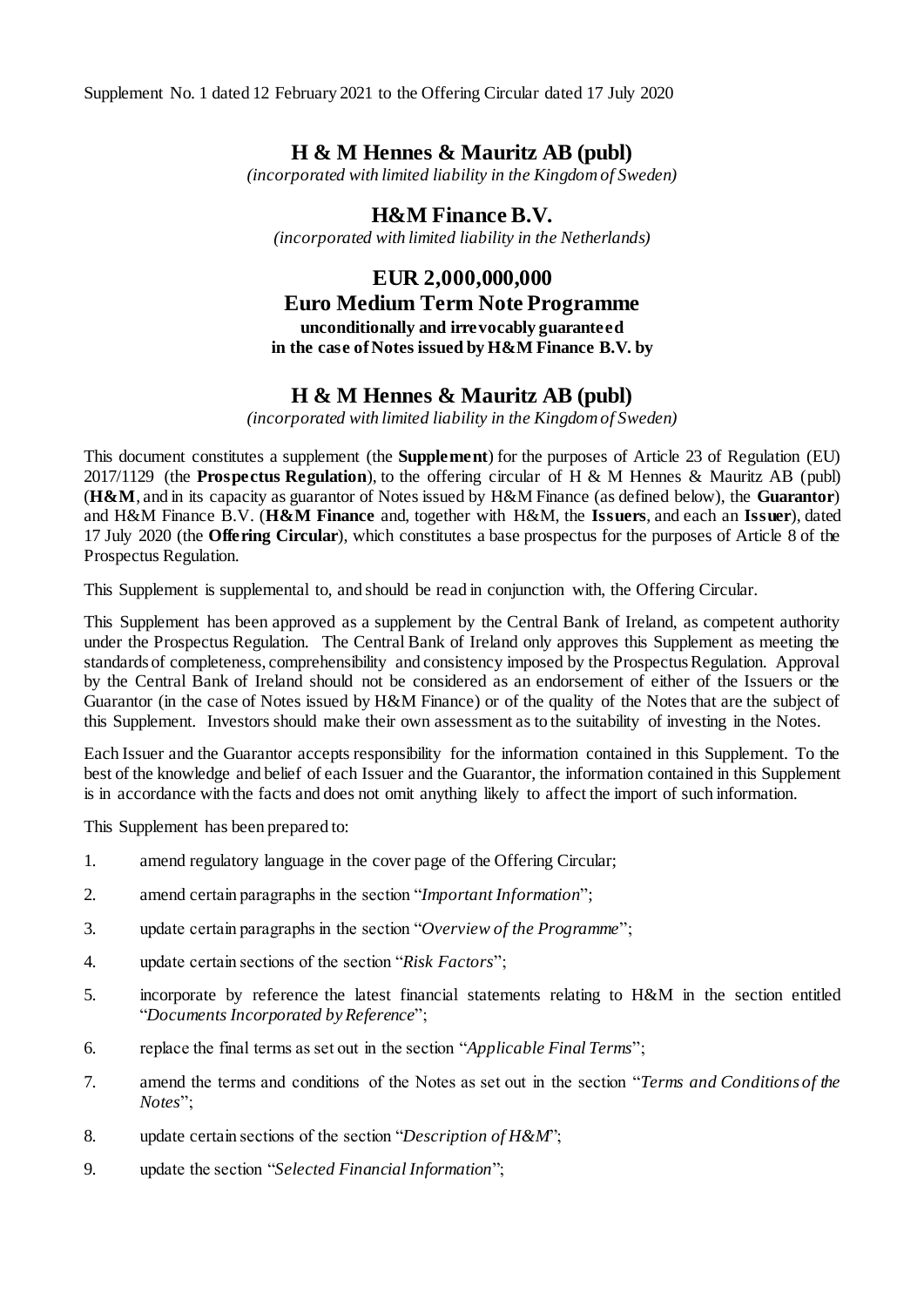Supplement No. 1 dated 12 February 2021 to the Offering Circular dated 17 July 2020

# H & M Hennes & Mauritz AB (publ)

*(incorporated with limited liability in the Kingdom of Sweden)*

# H&M Finance B.V.

*(incorporated with limited liability in the Netherlands)*

# EUR 2,000,000,000
# Euro Medium Term Note Programme

**unconditionally and irrevocably guaranteed**
**in the case of Notes issued by H&M Finance B.V. by**

# H & M Hennes & Mauritz AB (publ)

*(incorporated with limited liability in the Kingdom of Sweden)*

This document constitutes a supplement (the **Supplement**) for the purposes of Article 23 of Regulation (EU) 2017/1129 (the **Prospectus Regulation**), to the offering circular of H & M Hennes & Mauritz AB (publ) (**H&M**, and in its capacity as guarantor of Notes issued by H&M Finance (as defined below), the **Guarantor**) and H&M Finance B.V. (**H&M Finance** and, together with H&M, the **Issuers**, and each an **Issuer**), dated 17 July 2020 (the **Offering Circular**), which constitutes a base prospectus for the purposes of Article 8 of the Prospectus Regulation.

This Supplement is supplemental to, and should be read in conjunction with, the Offering Circular.

This Supplement has been approved as a supplement by the Central Bank of Ireland, as competent authority under the Prospectus Regulation. The Central Bank of Ireland only approves this Supplement as meeting the standards of completeness, comprehensibility and consistency imposed by the Prospectus Regulation. Approval by the Central Bank of Ireland should not be considered as an endorsement of either of the Issuers or the Guarantor (in the case of Notes issued by H&M Finance) or of the quality of the Notes that are the subject of this Supplement. Investors should make their own assessment as to the suitability of investing in the Notes.

Each Issuer and the Guarantor accepts responsibility for the information contained in this Supplement. To the best of the knowledge and belief of each Issuer and the Guarantor, the information contained in this Supplement is in accordance with the facts and does not omit anything likely to affect the import of such information.

This Supplement has been prepared to:

1. amend regulatory language in the cover page of the Offering Circular;
2. amend certain paragraphs in the section "*Important Information*";
3. update certain paragraphs in the section "*Overview of the Programme*";
4. update certain sections of the section "*Risk Factors*";
5. incorporate by reference the latest financial statements relating to H&M in the section entitled "*Documents Incorporated by Reference*";
6. replace the final terms as set out in the section "*Applicable Final Terms*";
7. amend the terms and conditions of the Notes as set out in the section "*Terms and Conditions of the Notes*";
8. update certain sections of the section "*Description of H&M*";
9. update the section "*Selected Financial Information*";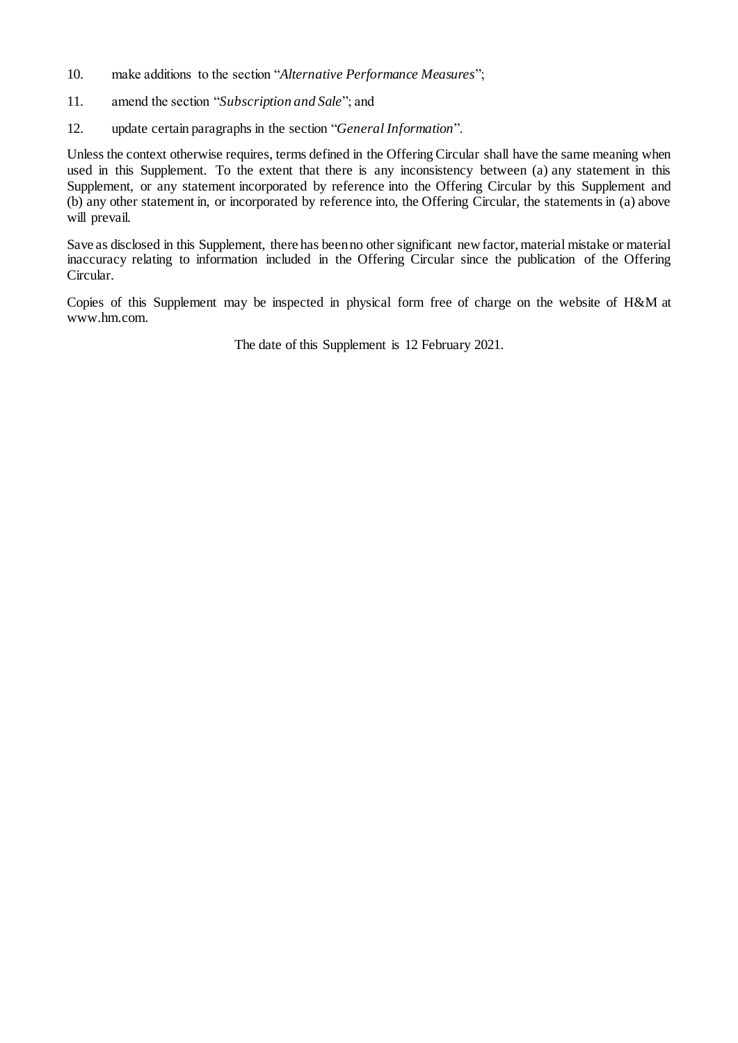10. make additions to the section "*Alternative Performance Measures*";

11. amend the section "*Subscription and Sale*"; and

12. update certain paragraphs in the section "*General Information*".

Unless the context otherwise requires, terms defined in the Offering Circular shall have the same meaning when used in this Supplement. To the extent that there is any inconsistency between (a) any statement in this Supplement, or any statement incorporated by reference into the Offering Circular by this Supplement and (b) any other statement in, or incorporated by reference into, the Offering Circular, the statements in (a) above will prevail.

Save as disclosed in this Supplement, there has been no other significant new factor, material mistake or material inaccuracy relating to information included in the Offering Circular since the publication of the Offering Circular.

Copies of this Supplement may be inspected in physical form free of charge on the website of H&M at www.hm.com.

The date of this Supplement is 12 February 2021.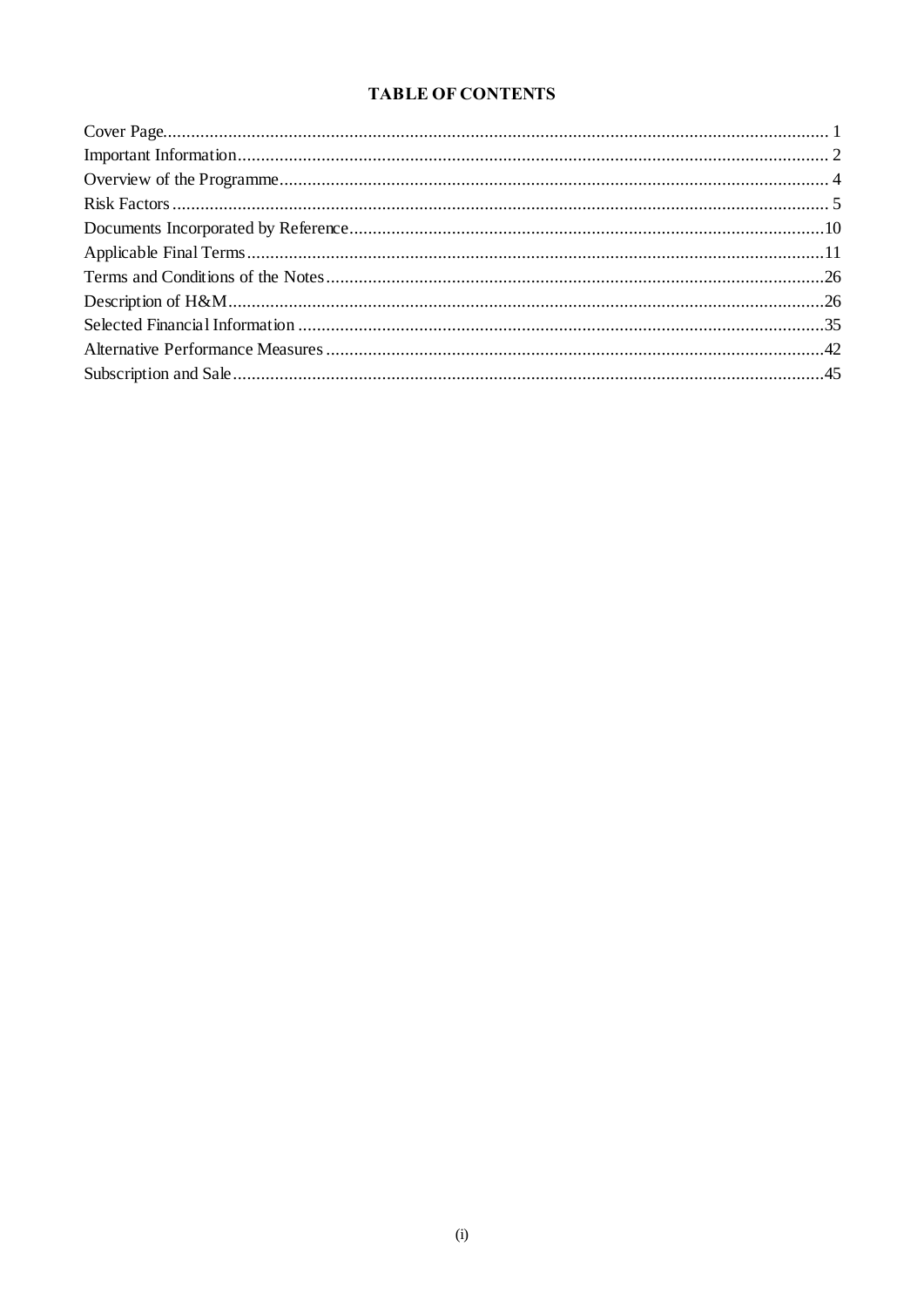# TABLE OF CONTENTS

| | |
|---|---|
| Cover Page | 1 |
| Important Information | 2 |
| Overview of the Programme | 4 |
| Risk Factors | 5 |
| Documents Incorporated by Reference | 10 |
| Applicable Final Terms | 11 |
| Terms and Conditions of the Notes | 26 |
| Description of H&M | 26 |
| Selected Financial Information | 35 |
| Alternative Performance Measures | 42 |
| Subscription and Sale | 45 |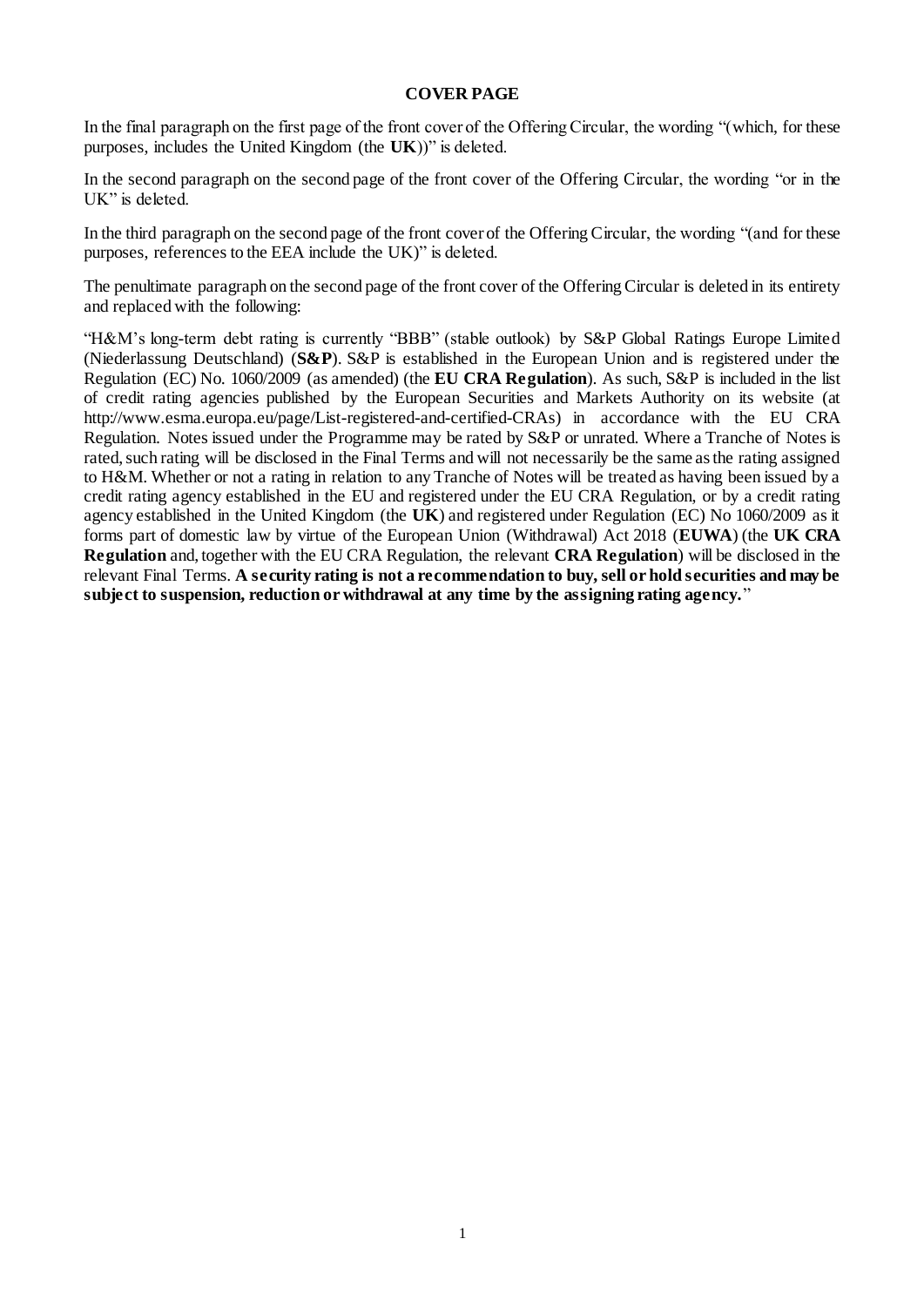**COVER PAGE**

In the final paragraph on the first page of the front cover of the Offering Circular, the wording "(which, for these purposes, includes the United Kingdom (the **UK**))" is deleted.

In the second paragraph on the second page of the front cover of the Offering Circular, the wording "or in the UK" is deleted.

In the third paragraph on the second page of the front cover of the Offering Circular, the wording "(and for these purposes, references to the EEA include the UK)" is deleted.

The penultimate paragraph on the second page of the front cover of the Offering Circular is deleted in its entirety and replaced with the following:

"H&M's long-term debt rating is currently "BBB" (stable outlook) by S&P Global Ratings Europe Limited (Niederlassung Deutschland) (**S&P**). S&P is established in the European Union and is registered under the Regulation (EC) No. 1060/2009 (as amended) (the **EU CRA Regulation**). As such, S&P is included in the list of credit rating agencies published by the European Securities and Markets Authority on its website (at http://www.esma.europa.eu/page/List-registered-and-certified-CRAs) in accordance with the EU CRA Regulation. Notes issued under the Programme may be rated by S&P or unrated. Where a Tranche of Notes is rated, such rating will be disclosed in the Final Terms and will not necessarily be the same as the rating assigned to H&M. Whether or not a rating in relation to any Tranche of Notes will be treated as having been issued by a credit rating agency established in the EU and registered under the EU CRA Regulation, or by a credit rating agency established in the United Kingdom (the **UK**) and registered under Regulation (EC) No 1060/2009 as it forms part of domestic law by virtue of the European Union (Withdrawal) Act 2018 (**EUWA**) (the **UK CRA Regulation** and, together with the EU CRA Regulation, the relevant **CRA Regulation**) will be disclosed in the relevant Final Terms. **A security rating is not a recommendation to buy, sell or hold securities and may be subject to suspension, reduction or withdrawal at any time by the assigning rating agency.**"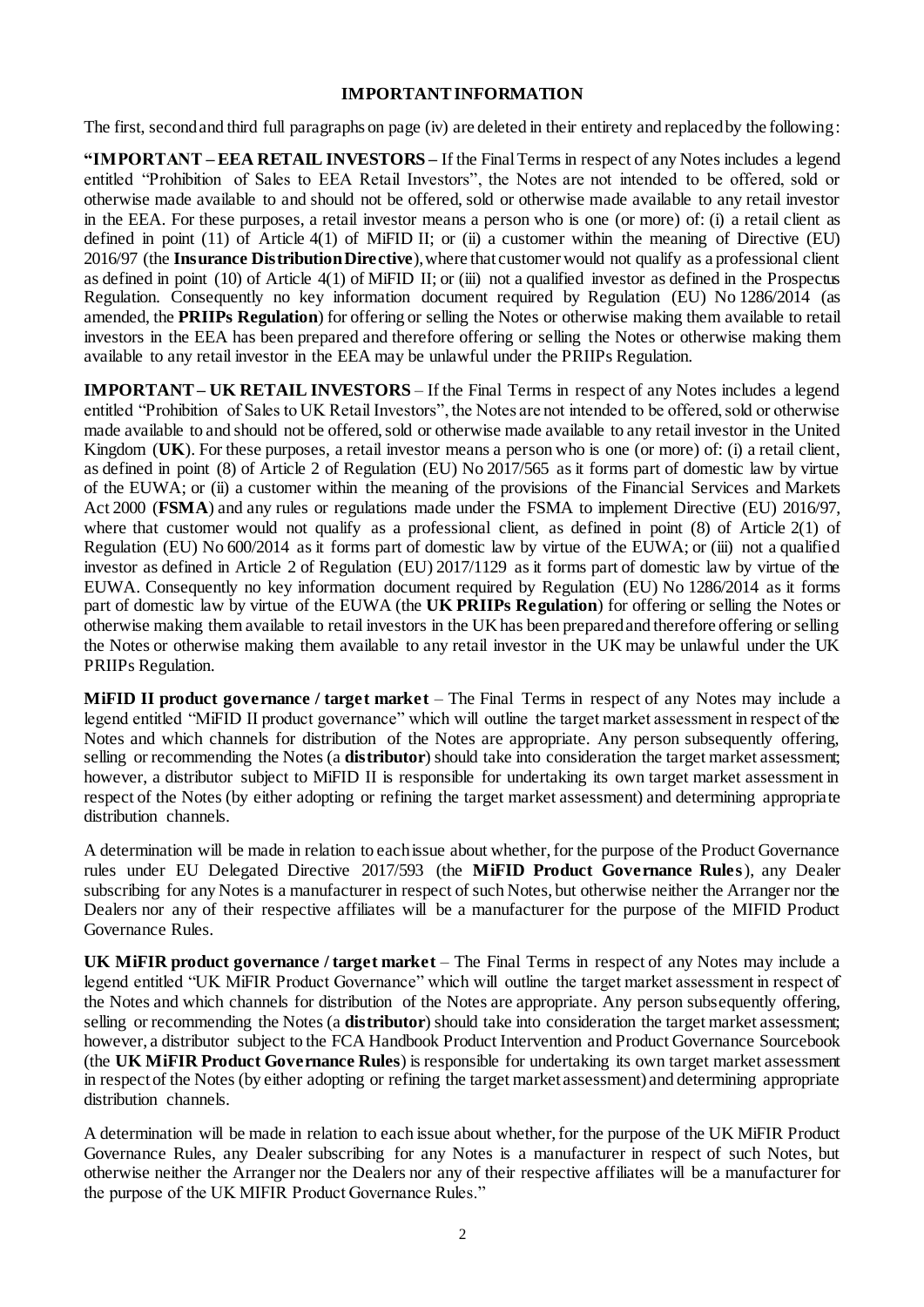## IMPORTANT INFORMATION

The first, second and third full paragraphs on page (iv) are deleted in their entirety and replaced by the following:

**"IMPORTANT – EEA RETAIL INVESTORS –** If the Final Terms in respect of any Notes includes a legend entitled "Prohibition of Sales to EEA Retail Investors", the Notes are not intended to be offered, sold or otherwise made available to and should not be offered, sold or otherwise made available to any retail investor in the EEA. For these purposes, a retail investor means a person who is one (or more) of: (i) a retail client as defined in point (11) of Article 4(1) of MiFID II; or (ii) a customer within the meaning of Directive (EU) 2016/97 (the **Insurance Distribution Directive**), where that customer would not qualify as a professional client as defined in point (10) of Article 4(1) of MiFID II; or (iii) not a qualified investor as defined in the Prospectus Regulation. Consequently no key information document required by Regulation (EU) No 1286/2014 (as amended, the **PRIIPs Regulation**) for offering or selling the Notes or otherwise making them available to retail investors in the EEA has been prepared and therefore offering or selling the Notes or otherwise making them available to any retail investor in the EEA may be unlawful under the PRIIPs Regulation.

**IMPORTANT – UK RETAIL INVESTORS** – If the Final Terms in respect of any Notes includes a legend entitled "Prohibition of Sales to UK Retail Investors", the Notes are not intended to be offered, sold or otherwise made available to and should not be offered, sold or otherwise made available to any retail investor in the United Kingdom (**UK**). For these purposes, a retail investor means a person who is one (or more) of: (i) a retail client, as defined in point (8) of Article 2 of Regulation (EU) No 2017/565 as it forms part of domestic law by virtue of the EUWA; or (ii) a customer within the meaning of the provisions of the Financial Services and Markets Act 2000 (**FSMA**) and any rules or regulations made under the FSMA to implement Directive (EU) 2016/97, where that customer would not qualify as a professional client, as defined in point (8) of Article 2(1) of Regulation (EU) No 600/2014 as it forms part of domestic law by virtue of the EUWA; or (iii) not a qualified investor as defined in Article 2 of Regulation (EU) 2017/1129 as it forms part of domestic law by virtue of the EUWA. Consequently no key information document required by Regulation (EU) No 1286/2014 as it forms part of domestic law by virtue of the EUWA (the **UK PRIIPs Regulation**) for offering or selling the Notes or otherwise making them available to retail investors in the UK has been prepared and therefore offering or selling the Notes or otherwise making them available to any retail investor in the UK may be unlawful under the UK PRIIPs Regulation.

**MiFID II product governance / target market** – The Final Terms in respect of any Notes may include a legend entitled "MiFID II product governance" which will outline the target market assessment in respect of the Notes and which channels for distribution of the Notes are appropriate. Any person subsequently offering, selling or recommending the Notes (a **distributor**) should take into consideration the target market assessment; however, a distributor subject to MiFID II is responsible for undertaking its own target market assessment in respect of the Notes (by either adopting or refining the target market assessment) and determining appropriate distribution channels.

A determination will be made in relation to each issue about whether, for the purpose of the Product Governance rules under EU Delegated Directive 2017/593 (the **MiFID Product Governance Rules**), any Dealer subscribing for any Notes is a manufacturer in respect of such Notes, but otherwise neither the Arranger nor the Dealers nor any of their respective affiliates will be a manufacturer for the purpose of the MIFID Product Governance Rules.

**UK MiFIR product governance / target market** – The Final Terms in respect of any Notes may include a legend entitled "UK MiFIR Product Governance" which will outline the target market assessment in respect of the Notes and which channels for distribution of the Notes are appropriate. Any person subsequently offering, selling or recommending the Notes (a **distributor**) should take into consideration the target market assessment; however, a distributor subject to the FCA Handbook Product Intervention and Product Governance Sourcebook (the **UK MiFIR Product Governance Rules**) is responsible for undertaking its own target market assessment in respect of the Notes (by either adopting or refining the target market assessment) and determining appropriate distribution channels.

A determination will be made in relation to each issue about whether, for the purpose of the UK MiFIR Product Governance Rules, any Dealer subscribing for any Notes is a manufacturer in respect of such Notes, but otherwise neither the Arranger nor the Dealers nor any of their respective affiliates will be a manufacturer for the purpose of the UK MIFIR Product Governance Rules."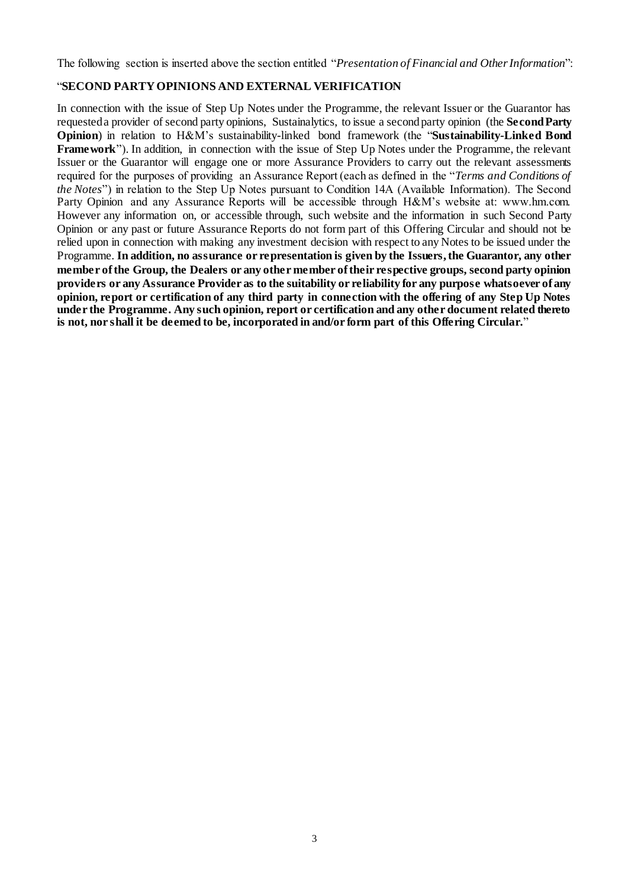The following section is inserted above the section entitled "*Presentation of Financial and Other Information*":

"**SECOND PARTY OPINIONS AND EXTERNAL VERIFICATION**

In connection with the issue of Step Up Notes under the Programme, the relevant Issuer or the Guarantor has requested a provider of second party opinions, Sustainalytics, to issue a second party opinion (the **Second Party Opinion**) in relation to H&M's sustainability-linked bond framework (the "**Sustainability-Linked Bond Framework**"). In addition, in connection with the issue of Step Up Notes under the Programme, the relevant Issuer or the Guarantor will engage one or more Assurance Providers to carry out the relevant assessments required for the purposes of providing an Assurance Report (each as defined in the "*Terms and Conditions of the Notes*") in relation to the Step Up Notes pursuant to Condition 14A (Available Information). The Second Party Opinion and any Assurance Reports will be accessible through H&M's website at: www.hm.com. However any information on, or accessible through, such website and the information in such Second Party Opinion or any past or future Assurance Reports do not form part of this Offering Circular and should not be relied upon in connection with making any investment decision with respect to any Notes to be issued under the Programme. **In addition, no assurance or representation is given by the Issuers, the Guarantor, any other member of the Group, the Dealers or any other member of their respective groups, second party opinion providers or any Assurance Provider as to the suitability or reliability for any purpose whatsoever of any opinion, report or certification of any third party in connection with the offering of any Step Up Notes under the Programme. Any such opinion, report or certification and any other document related thereto is not, nor shall it be deemed to be, incorporated in and/or form part of this Offering Circular.**"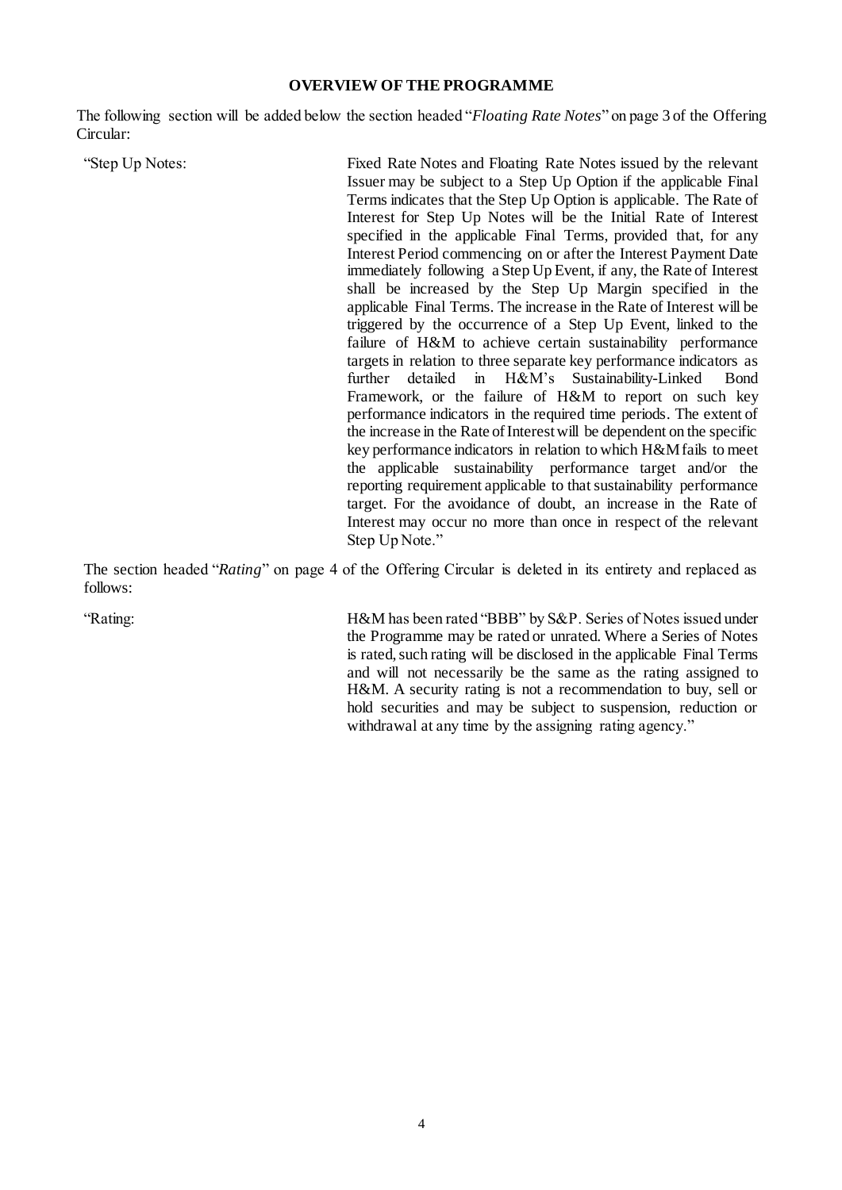## OVERVIEW OF THE PROGRAMME

The following section will be added below the section headed "*Floating Rate Notes*" on page 3 of the Offering Circular:

| | |
|---|---|
| "Step Up Notes: | Fixed Rate Notes and Floating Rate Notes issued by the relevant Issuer may be subject to a Step Up Option if the applicable Final Terms indicates that the Step Up Option is applicable. The Rate of Interest for Step Up Notes will be the Initial Rate of Interest specified in the applicable Final Terms, provided that, for any Interest Period commencing on or after the Interest Payment Date immediately following a Step Up Event, if any, the Rate of Interest shall be increased by the Step Up Margin specified in the applicable Final Terms. The increase in the Rate of Interest will be triggered by the occurrence of a Step Up Event, linked to the failure of H&M to achieve certain sustainability performance targets in relation to three separate key performance indicators as further detailed in H&M's Sustainability-Linked Bond Framework, or the failure of H&M to report on such key performance indicators in the required time periods. The extent of the increase in the Rate of Interest will be dependent on the specific key performance indicators in relation to which H&M fails to meet the applicable sustainability performance target and/or the reporting requirement applicable to that sustainability performance target. For the avoidance of doubt, an increase in the Rate of Interest may occur no more than once in respect of the relevant Step Up Note." |

The section headed "*Rating*" on page 4 of the Offering Circular is deleted in its entirety and replaced as follows:

| | |
|---|---|
| "Rating: | H&M has been rated "BBB" by S&P. Series of Notes issued under the Programme may be rated or unrated. Where a Series of Notes is rated, such rating will be disclosed in the applicable Final Terms and will not necessarily be the same as the rating assigned to H&M. A security rating is not a recommendation to buy, sell or hold securities and may be subject to suspension, reduction or withdrawal at any time by the assigning rating agency." |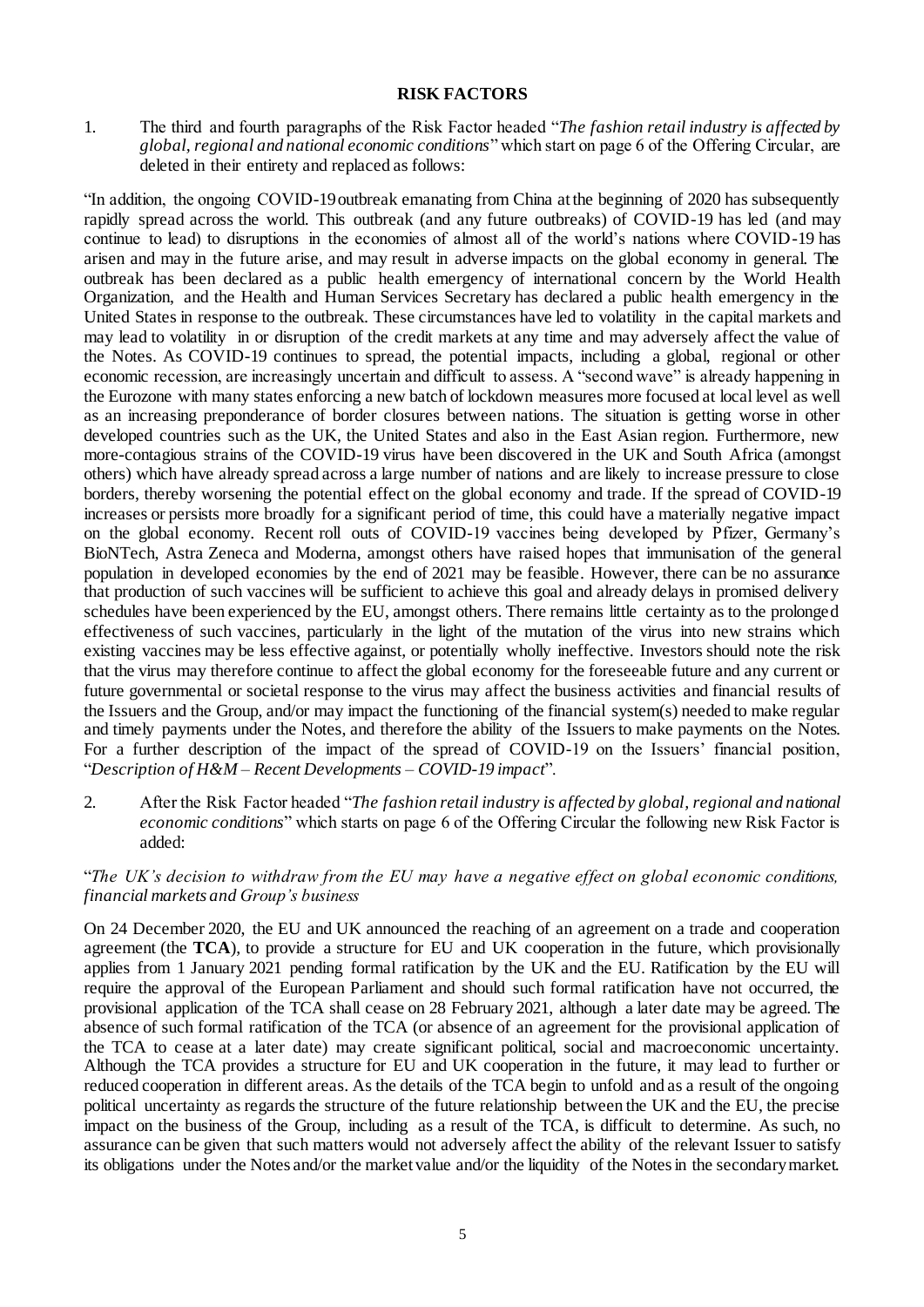## RISK FACTORS

1. The third and fourth paragraphs of the Risk Factor headed "*The fashion retail industry is affected by global, regional and national economic conditions*" which start on page 6 of the Offering Circular, are deleted in their entirety and replaced as follows:

"In addition, the ongoing COVID-19 outbreak emanating from China at the beginning of 2020 has subsequently rapidly spread across the world. This outbreak (and any future outbreaks) of COVID-19 has led (and may continue to lead) to disruptions in the economies of almost all of the world's nations where COVID-19 has arisen and may in the future arise, and may result in adverse impacts on the global economy in general. The outbreak has been declared as a public health emergency of international concern by the World Health Organization, and the Health and Human Services Secretary has declared a public health emergency in the United States in response to the outbreak. These circumstances have led to volatility in the capital markets and may lead to volatility in or disruption of the credit markets at any time and may adversely affect the value of the Notes. As COVID-19 continues to spread, the potential impacts, including a global, regional or other economic recession, are increasingly uncertain and difficult to assess. A "second wave" is already happening in the Eurozone with many states enforcing a new batch of lockdown measures more focused at local level as well as an increasing preponderance of border closures between nations. The situation is getting worse in other developed countries such as the UK, the United States and also in the East Asian region. Furthermore, new more-contagious strains of the COVID-19 virus have been discovered in the UK and South Africa (amongst others) which have already spread across a large number of nations and are likely to increase pressure to close borders, thereby worsening the potential effect on the global economy and trade. If the spread of COVID-19 increases or persists more broadly for a significant period of time, this could have a materially negative impact on the global economy. Recent roll outs of COVID-19 vaccines being developed by Pfizer, Germany's BioNTech, Astra Zeneca and Moderna, amongst others have raised hopes that immunisation of the general population in developed economies by the end of 2021 may be feasible. However, there can be no assurance that production of such vaccines will be sufficient to achieve this goal and already delays in promised delivery schedules have been experienced by the EU, amongst others. There remains little certainty as to the prolonged effectiveness of such vaccines, particularly in the light of the mutation of the virus into new strains which existing vaccines may be less effective against, or potentially wholly ineffective. Investors should note the risk that the virus may therefore continue to affect the global economy for the foreseeable future and any current or future governmental or societal response to the virus may affect the business activities and financial results of the Issuers and the Group, and/or may impact the functioning of the financial system(s) needed to make regular and timely payments under the Notes, and therefore the ability of the Issuers to make payments on the Notes. For a further description of the impact of the spread of COVID-19 on the Issuers' financial position, "*Description of H&M – Recent Developments – COVID-19 impact*".

2. After the Risk Factor headed "*The fashion retail industry is affected by global, regional and national economic conditions*" which starts on page 6 of the Offering Circular the following new Risk Factor is added:

"*The UK's decision to withdraw from the EU may have a negative effect on global economic conditions, financial markets and Group's business*

On 24 December 2020, the EU and UK announced the reaching of an agreement on a trade and cooperation agreement (the **TCA**), to provide a structure for EU and UK cooperation in the future, which provisionally applies from 1 January 2021 pending formal ratification by the UK and the EU. Ratification by the EU will require the approval of the European Parliament and should such formal ratification have not occurred, the provisional application of the TCA shall cease on 28 February 2021, although a later date may be agreed. The absence of such formal ratification of the TCA (or absence of an agreement for the provisional application of the TCA to cease at a later date) may create significant political, social and macroeconomic uncertainty. Although the TCA provides a structure for EU and UK cooperation in the future, it may lead to further or reduced cooperation in different areas. As the details of the TCA begin to unfold and as a result of the ongoing political uncertainty as regards the structure of the future relationship between the UK and the EU, the precise impact on the business of the Group, including as a result of the TCA, is difficult to determine. As such, no assurance can be given that such matters would not adversely affect the ability of the relevant Issuer to satisfy its obligations under the Notes and/or the market value and/or the liquidity of the Notes in the secondary market.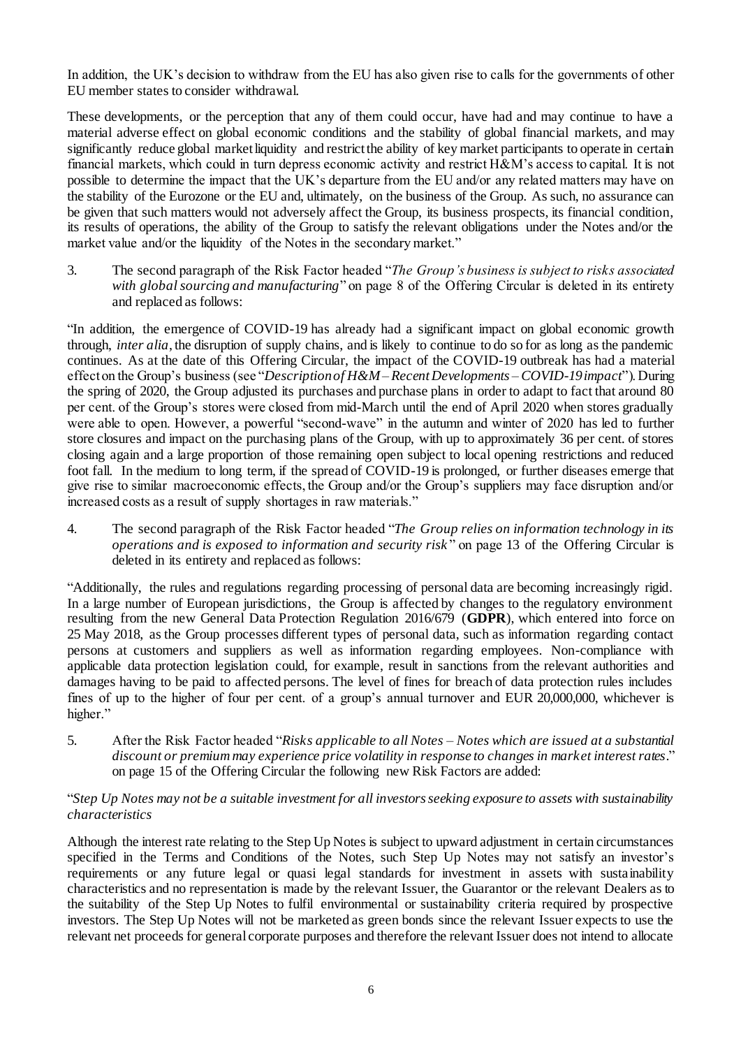In addition, the UK's decision to withdraw from the EU has also given rise to calls for the governments of other EU member states to consider withdrawal.

These developments, or the perception that any of them could occur, have had and may continue to have a material adverse effect on global economic conditions and the stability of global financial markets, and may significantly reduce global market liquidity and restrict the ability of key market participants to operate in certain financial markets, which could in turn depress economic activity and restrict H&M's access to capital. It is not possible to determine the impact that the UK's departure from the EU and/or any related matters may have on the stability of the Eurozone or the EU and, ultimately, on the business of the Group. As such, no assurance can be given that such matters would not adversely affect the Group, its business prospects, its financial condition, its results of operations, the ability of the Group to satisfy the relevant obligations under the Notes and/or the market value and/or the liquidity of the Notes in the secondary market."

3. The second paragraph of the Risk Factor headed "*The Group's business is subject to risks associated with global sourcing and manufacturing*" on page 8 of the Offering Circular is deleted in its entirety and replaced as follows:

"In addition, the emergence of COVID-19 has already had a significant impact on global economic growth through, *inter alia*, the disruption of supply chains, and is likely to continue to do so for as long as the pandemic continues. As at the date of this Offering Circular, the impact of the COVID-19 outbreak has had a material effect on the Group's business (see "*Description of H&M – Recent Developments – COVID-19 impact*"). During the spring of 2020, the Group adjusted its purchases and purchase plans in order to adapt to fact that around 80 per cent. of the Group's stores were closed from mid-March until the end of April 2020 when stores gradually were able to open. However, a powerful "second-wave" in the autumn and winter of 2020 has led to further store closures and impact on the purchasing plans of the Group, with up to approximately 36 per cent. of stores closing again and a large proportion of those remaining open subject to local opening restrictions and reduced foot fall. In the medium to long term, if the spread of COVID-19 is prolonged, or further diseases emerge that give rise to similar macroeconomic effects, the Group and/or the Group's suppliers may face disruption and/or increased costs as a result of supply shortages in raw materials."

4. The second paragraph of the Risk Factor headed "*The Group relies on information technology in its operations and is exposed to information and security risk*" on page 13 of the Offering Circular is deleted in its entirety and replaced as follows:

"Additionally, the rules and regulations regarding processing of personal data are becoming increasingly rigid. In a large number of European jurisdictions, the Group is affected by changes to the regulatory environment resulting from the new General Data Protection Regulation 2016/679 (**GDPR**), which entered into force on 25 May 2018, as the Group processes different types of personal data, such as information regarding contact persons at customers and suppliers as well as information regarding employees. Non-compliance with applicable data protection legislation could, for example, result in sanctions from the relevant authorities and damages having to be paid to affected persons. The level of fines for breach of data protection rules includes fines of up to the higher of four per cent. of a group's annual turnover and EUR 20,000,000, whichever is higher."

5. After the Risk Factor headed "*Risks applicable to all Notes – Notes which are issued at a substantial discount or premium may experience price volatility in response to changes in market interest rates*." on page 15 of the Offering Circular the following new Risk Factors are added:

"*Step Up Notes may not be a suitable investment for all investors seeking exposure to assets with sustainability characteristics*

Although the interest rate relating to the Step Up Notes is subject to upward adjustment in certain circumstances specified in the Terms and Conditions of the Notes, such Step Up Notes may not satisfy an investor's requirements or any future legal or quasi legal standards for investment in assets with sustainability characteristics and no representation is made by the relevant Issuer, the Guarantor or the relevant Dealers as to the suitability of the Step Up Notes to fulfil environmental or sustainability criteria required by prospective investors. The Step Up Notes will not be marketed as green bonds since the relevant Issuer expects to use the relevant net proceeds for general corporate purposes and therefore the relevant Issuer does not intend to allocate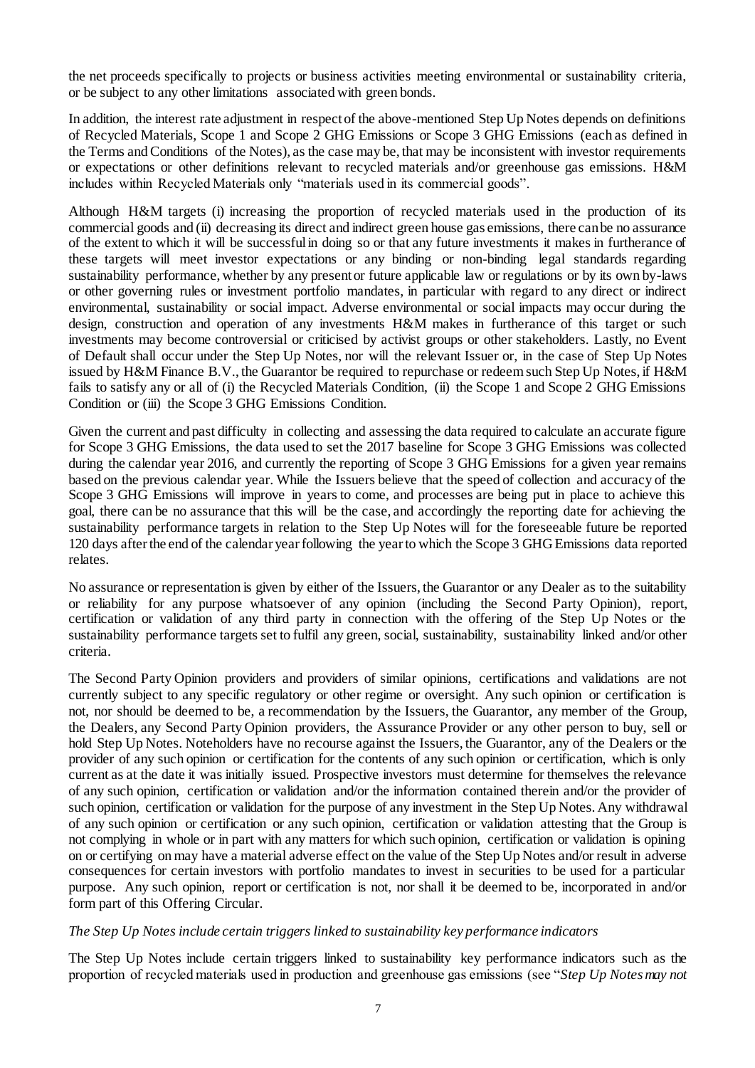the net proceeds specifically to projects or business activities meeting environmental or sustainability criteria, or be subject to any other limitations associated with green bonds.

In addition, the interest rate adjustment in respect of the above-mentioned Step Up Notes depends on definitions of Recycled Materials, Scope 1 and Scope 2 GHG Emissions or Scope 3 GHG Emissions (each as defined in the Terms and Conditions of the Notes), as the case may be, that may be inconsistent with investor requirements or expectations or other definitions relevant to recycled materials and/or greenhouse gas emissions. H&M includes within Recycled Materials only "materials used in its commercial goods".

Although H&M targets (i) increasing the proportion of recycled materials used in the production of its commercial goods and (ii) decreasing its direct and indirect green house gas emissions, there can be no assurance of the extent to which it will be successful in doing so or that any future investments it makes in furtherance of these targets will meet investor expectations or any binding or non-binding legal standards regarding sustainability performance, whether by any present or future applicable law or regulations or by its own by-laws or other governing rules or investment portfolio mandates, in particular with regard to any direct or indirect environmental, sustainability or social impact. Adverse environmental or social impacts may occur during the design, construction and operation of any investments H&M makes in furtherance of this target or such investments may become controversial or criticised by activist groups or other stakeholders. Lastly, no Event of Default shall occur under the Step Up Notes, nor will the relevant Issuer or, in the case of Step Up Notes issued by H&M Finance B.V., the Guarantor be required to repurchase or redeem such Step Up Notes, if H&M fails to satisfy any or all of (i) the Recycled Materials Condition, (ii) the Scope 1 and Scope 2 GHG Emissions Condition or (iii) the Scope 3 GHG Emissions Condition.

Given the current and past difficulty in collecting and assessing the data required to calculate an accurate figure for Scope 3 GHG Emissions, the data used to set the 2017 baseline for Scope 3 GHG Emissions was collected during the calendar year 2016, and currently the reporting of Scope 3 GHG Emissions for a given year remains based on the previous calendar year. While the Issuers believe that the speed of collection and accuracy of the Scope 3 GHG Emissions will improve in years to come, and processes are being put in place to achieve this goal, there can be no assurance that this will be the case, and accordingly the reporting date for achieving the sustainability performance targets in relation to the Step Up Notes will for the foreseeable future be reported 120 days after the end of the calendar year following the year to which the Scope 3 GHG Emissions data reported relates.

No assurance or representation is given by either of the Issuers, the Guarantor or any Dealer as to the suitability or reliability for any purpose whatsoever of any opinion (including the Second Party Opinion), report, certification or validation of any third party in connection with the offering of the Step Up Notes or the sustainability performance targets set to fulfil any green, social, sustainability, sustainability linked and/or other criteria.

The Second Party Opinion providers and providers of similar opinions, certifications and validations are not currently subject to any specific regulatory or other regime or oversight. Any such opinion or certification is not, nor should be deemed to be, a recommendation by the Issuers, the Guarantor, any member of the Group, the Dealers, any Second Party Opinion providers, the Assurance Provider or any other person to buy, sell or hold Step Up Notes. Noteholders have no recourse against the Issuers, the Guarantor, any of the Dealers or the provider of any such opinion or certification for the contents of any such opinion or certification, which is only current as at the date it was initially issued. Prospective investors must determine for themselves the relevance of any such opinion, certification or validation and/or the information contained therein and/or the provider of such opinion, certification or validation for the purpose of any investment in the Step Up Notes. Any withdrawal of any such opinion or certification or any such opinion, certification or validation attesting that the Group is not complying in whole or in part with any matters for which such opinion, certification or validation is opining on or certifying on may have a material adverse effect on the value of the Step Up Notes and/or result in adverse consequences for certain investors with portfolio mandates to invest in securities to be used for a particular purpose. Any such opinion, report or certification is not, nor shall it be deemed to be, incorporated in and/or form part of this Offering Circular.

*The Step Up Notes include certain triggers linked to sustainability key performance indicators*

The Step Up Notes include certain triggers linked to sustainability key performance indicators such as the proportion of recycled materials used in production and greenhouse gas emissions (see "*Step Up Notes may not*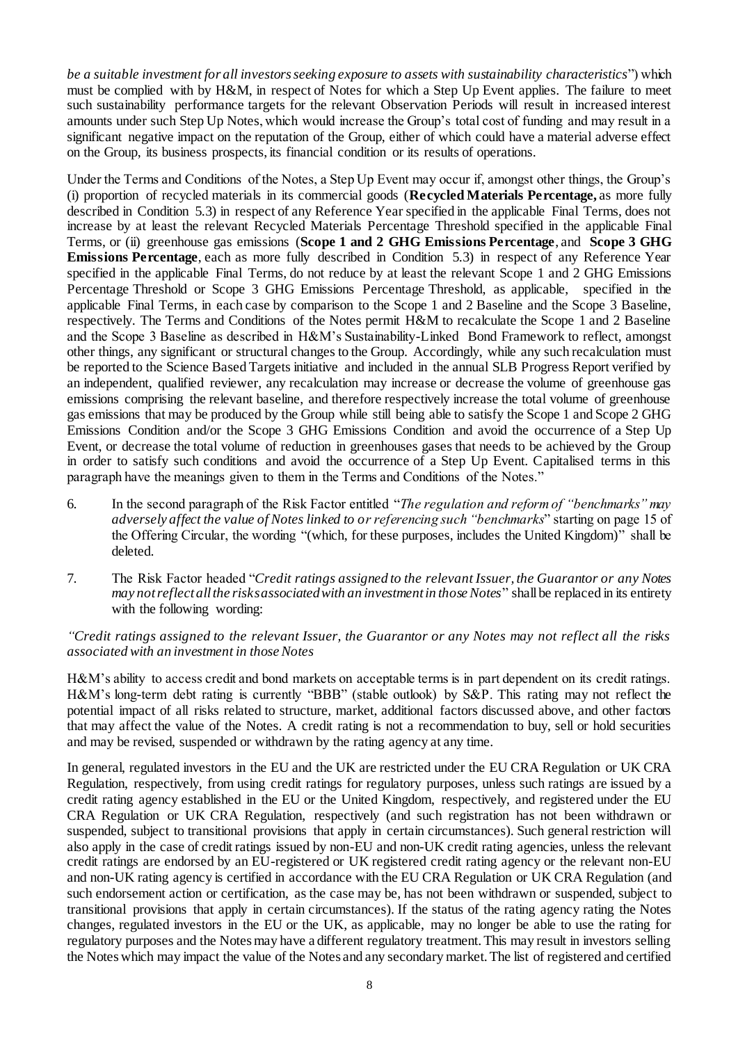*be a suitable investment for all investors seeking exposure to assets with sustainability characteristics*") which must be complied with by H&M, in respect of Notes for which a Step Up Event applies. The failure to meet such sustainability performance targets for the relevant Observation Periods will result in increased interest amounts under such Step Up Notes, which would increase the Group's total cost of funding and may result in a significant negative impact on the reputation of the Group, either of which could have a material adverse effect on the Group, its business prospects, its financial condition or its results of operations.

Under the Terms and Conditions of the Notes, a Step Up Event may occur if, amongst other things, the Group's (i) proportion of recycled materials in its commercial goods (**Recycled Materials Percentage,** as more fully described in Condition 5.3) in respect of any Reference Year specified in the applicable Final Terms, does not increase by at least the relevant Recycled Materials Percentage Threshold specified in the applicable Final Terms, or (ii) greenhouse gas emissions (**Scope 1 and 2 GHG Emissions Percentage**, and **Scope 3 GHG Emissions Percentage**, each as more fully described in Condition 5.3) in respect of any Reference Year specified in the applicable Final Terms, do not reduce by at least the relevant Scope 1 and 2 GHG Emissions Percentage Threshold or Scope 3 GHG Emissions Percentage Threshold, as applicable, specified in the applicable Final Terms, in each case by comparison to the Scope 1 and 2 Baseline and the Scope 3 Baseline, respectively. The Terms and Conditions of the Notes permit H&M to recalculate the Scope 1 and 2 Baseline and the Scope 3 Baseline as described in H&M's Sustainability-Linked Bond Framework to reflect, amongst other things, any significant or structural changes to the Group. Accordingly, while any such recalculation must be reported to the Science Based Targets initiative and included in the annual SLB Progress Report verified by an independent, qualified reviewer, any recalculation may increase or decrease the volume of greenhouse gas emissions comprising the relevant baseline, and therefore respectively increase the total volume of greenhouse gas emissions that may be produced by the Group while still being able to satisfy the Scope 1 and Scope 2 GHG Emissions Condition and/or the Scope 3 GHG Emissions Condition and avoid the occurrence of a Step Up Event, or decrease the total volume of reduction in greenhouses gases that needs to be achieved by the Group in order to satisfy such conditions and avoid the occurrence of a Step Up Event. Capitalised terms in this paragraph have the meanings given to them in the Terms and Conditions of the Notes."

6. In the second paragraph of the Risk Factor entitled "*The regulation and reform of "benchmarks" may adversely affect the value of Notes linked to or referencing such "benchmarks*" starting on page 15 of the Offering Circular, the wording "(which, for these purposes, includes the United Kingdom)" shall be deleted.

7. The Risk Factor headed "*Credit ratings assigned to the relevant Issuer, the Guarantor or any Notes may not reflect all the risks associated with an investment in those Notes*" shall be replaced in its entirety with the following wording:

*"Credit ratings assigned to the relevant Issuer, the Guarantor or any Notes may not reflect all the risks associated with an investment in those Notes*

H&M's ability to access credit and bond markets on acceptable terms is in part dependent on its credit ratings. H&M's long-term debt rating is currently "BBB" (stable outlook) by S&P. This rating may not reflect the potential impact of all risks related to structure, market, additional factors discussed above, and other factors that may affect the value of the Notes. A credit rating is not a recommendation to buy, sell or hold securities and may be revised, suspended or withdrawn by the rating agency at any time.

In general, regulated investors in the EU and the UK are restricted under the EU CRA Regulation or UK CRA Regulation, respectively, from using credit ratings for regulatory purposes, unless such ratings are issued by a credit rating agency established in the EU or the United Kingdom, respectively, and registered under the EU CRA Regulation or UK CRA Regulation, respectively (and such registration has not been withdrawn or suspended, subject to transitional provisions that apply in certain circumstances). Such general restriction will also apply in the case of credit ratings issued by non-EU and non-UK credit rating agencies, unless the relevant credit ratings are endorsed by an EU-registered or UK registered credit rating agency or the relevant non-EU and non-UK rating agency is certified in accordance with the EU CRA Regulation or UK CRA Regulation (and such endorsement action or certification, as the case may be, has not been withdrawn or suspended, subject to transitional provisions that apply in certain circumstances). If the status of the rating agency rating the Notes changes, regulated investors in the EU or the UK, as applicable, may no longer be able to use the rating for regulatory purposes and the Notes may have a different regulatory treatment. This may result in investors selling the Notes which may impact the value of the Notes and any secondary market. The list of registered and certified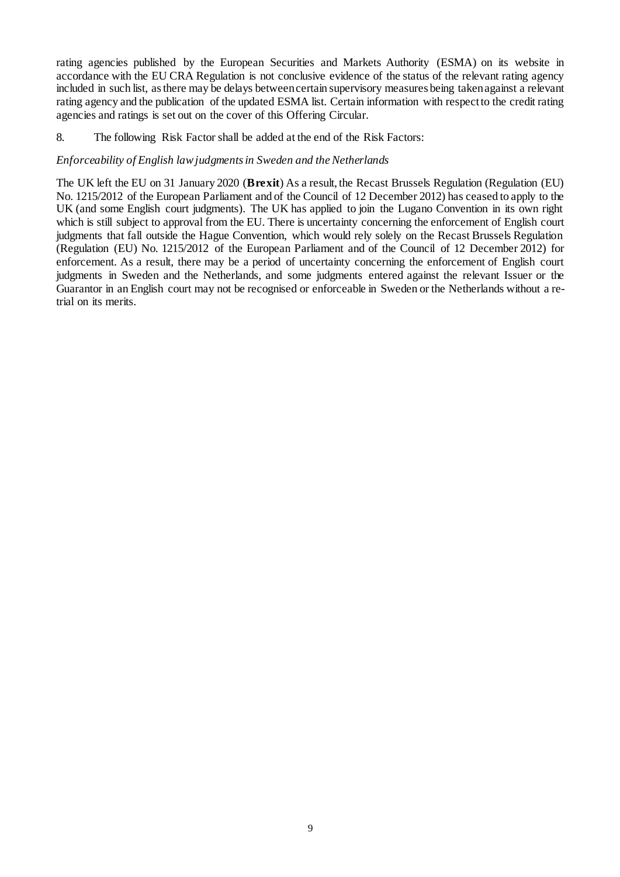rating agencies published by the European Securities and Markets Authority (ESMA) on its website in accordance with the EU CRA Regulation is not conclusive evidence of the status of the relevant rating agency included in such list, as there may be delays between certain supervisory measures being taken against a relevant rating agency and the publication of the updated ESMA list. Certain information with respect to the credit rating agencies and ratings is set out on the cover of this Offering Circular.

8. The following Risk Factor shall be added at the end of the Risk Factors:

*Enforceability of English law judgments in Sweden and the Netherlands*

The UK left the EU on 31 January 2020 (**Brexit**) As a result, the Recast Brussels Regulation (Regulation (EU) No. 1215/2012 of the European Parliament and of the Council of 12 December 2012) has ceased to apply to the UK (and some English court judgments). The UK has applied to join the Lugano Convention in its own right which is still subject to approval from the EU. There is uncertainty concerning the enforcement of English court judgments that fall outside the Hague Convention, which would rely solely on the Recast Brussels Regulation (Regulation (EU) No. 1215/2012 of the European Parliament and of the Council of 12 December 2012) for enforcement. As a result, there may be a period of uncertainty concerning the enforcement of English court judgments in Sweden and the Netherlands, and some judgments entered against the relevant Issuer or the Guarantor in an English court may not be recognised or enforceable in Sweden or the Netherlands without a re-trial on its merits.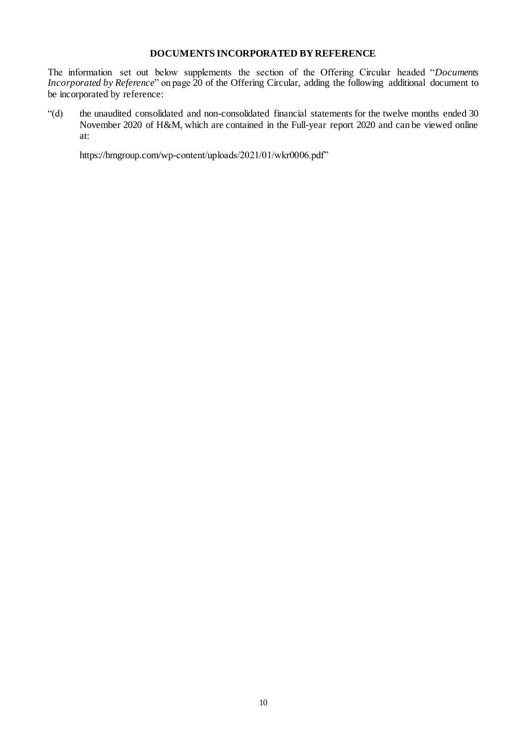## DOCUMENTS INCORPORATED BY REFERENCE

The information set out below supplements the section of the Offering Circular headed "*Documents Incorporated by Reference*" on page 20 of the Offering Circular, adding the following additional document to be incorporated by reference:

"(d) the unaudited consolidated and non-consolidated financial statements for the twelve months ended 30 November 2020 of H&M, which are contained in the Full-year report 2020 and can be viewed online at:

https://hmgroup.com/wp-content/uploads/2021/01/wkr0006.pdf"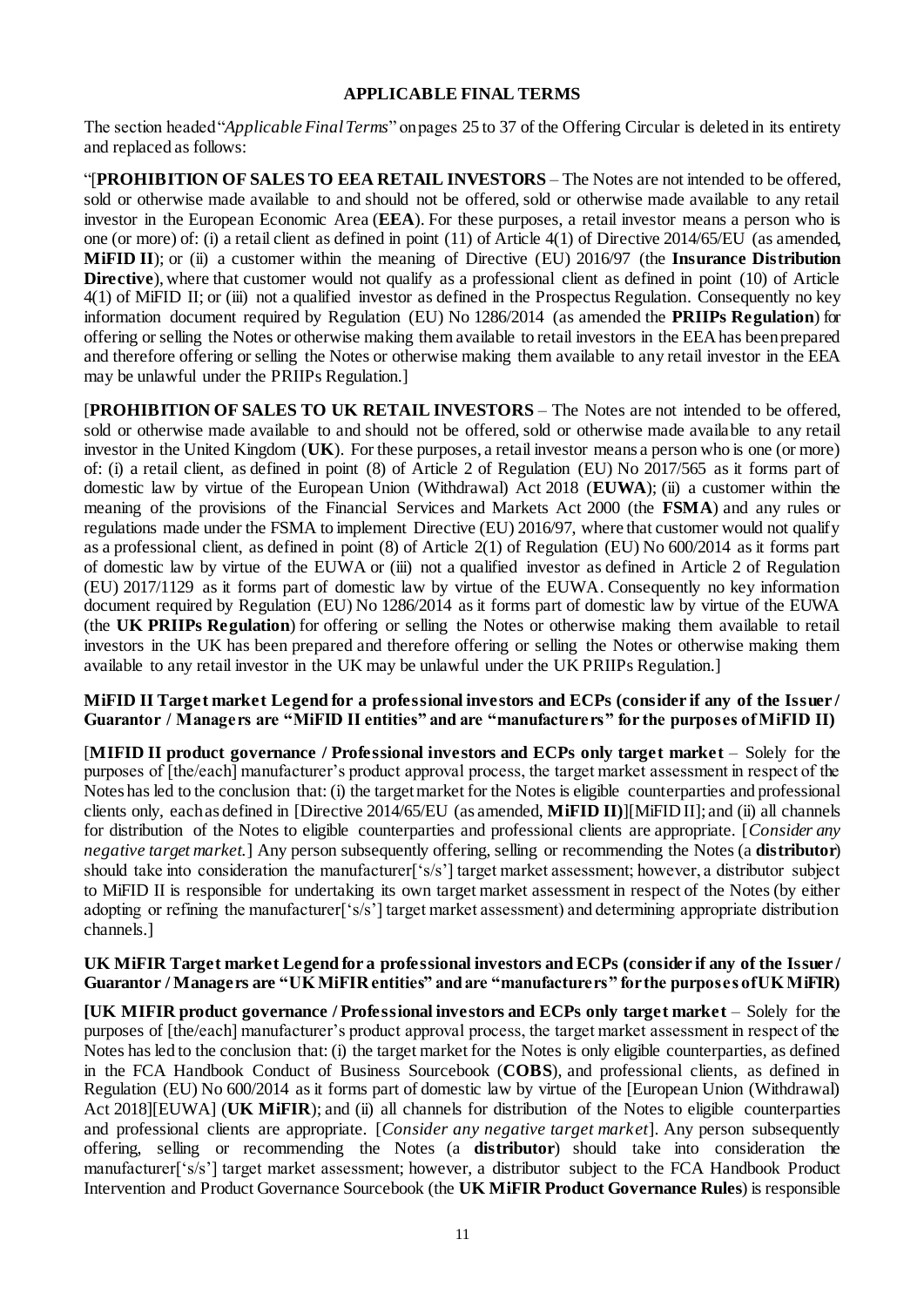## APPLICABLE FINAL TERMS

The section headed "*Applicable Final Terms*" on pages 25 to 37 of the Offering Circular is deleted in its entirety and replaced as follows:

"[**PROHIBITION OF SALES TO EEA RETAIL INVESTORS** – The Notes are not intended to be offered, sold or otherwise made available to and should not be offered, sold or otherwise made available to any retail investor in the European Economic Area (**EEA**). For these purposes, a retail investor means a person who is one (or more) of: (i) a retail client as defined in point (11) of Article 4(1) of Directive 2014/65/EU (as amended, **MiFID II**); or (ii) a customer within the meaning of Directive (EU) 2016/97 (the **Insurance Distribution Directive**), where that customer would not qualify as a professional client as defined in point (10) of Article 4(1) of MiFID II; or (iii) not a qualified investor as defined in the Prospectus Regulation. Consequently no key information document required by Regulation (EU) No 1286/2014 (as amended the **PRIIPs Regulation**) for offering or selling the Notes or otherwise making them available to retail investors in the EEA has been prepared and therefore offering or selling the Notes or otherwise making them available to any retail investor in the EEA may be unlawful under the PRIIPs Regulation.]

[**PROHIBITION OF SALES TO UK RETAIL INVESTORS** – The Notes are not intended to be offered, sold or otherwise made available to and should not be offered, sold or otherwise made available to any retail investor in the United Kingdom (**UK**). For these purposes, a retail investor means a person who is one (or more) of: (i) a retail client, as defined in point (8) of Article 2 of Regulation (EU) No 2017/565 as it forms part of domestic law by virtue of the European Union (Withdrawal) Act 2018 (**EUWA**); (ii) a customer within the meaning of the provisions of the Financial Services and Markets Act 2000 (the **FSMA**) and any rules or regulations made under the FSMA to implement Directive (EU) 2016/97, where that customer would not qualify as a professional client, as defined in point (8) of Article 2(1) of Regulation (EU) No 600/2014 as it forms part of domestic law by virtue of the EUWA or (iii) not a qualified investor as defined in Article 2 of Regulation (EU) 2017/1129 as it forms part of domestic law by virtue of the EUWA. Consequently no key information document required by Regulation (EU) No 1286/2014 as it forms part of domestic law by virtue of the EUWA (the **UK PRIIPs Regulation**) for offering or selling the Notes or otherwise making them available to retail investors in the UK has been prepared and therefore offering or selling the Notes or otherwise making them available to any retail investor in the UK may be unlawful under the UK PRIIPs Regulation.]

**MiFID II Target market Legend for a professional investors and ECPs (consider if any of the Issuer / Guarantor / Managers are "MiFID II entities" and are "manufacturers" for the purposes of MiFID II)**

[**MIFID II product governance / Professional investors and ECPs only target market** – Solely for the purposes of [the/each] manufacturer's product approval process, the target market assessment in respect of the Notes has led to the conclusion that: (i) the target market for the Notes is eligible counterparties and professional clients only, each as defined in [Directive 2014/65/EU (as amended, **MiFID II**)][MiFID II]; and (ii) all channels for distribution of the Notes to eligible counterparties and professional clients are appropriate. [*Consider any negative target market.*] Any person subsequently offering, selling or recommending the Notes (a **distributor**) should take into consideration the manufacturer['s/s'] target market assessment; however, a distributor subject to MiFID II is responsible for undertaking its own target market assessment in respect of the Notes (by either adopting or refining the manufacturer['s/s'] target market assessment) and determining appropriate distribution channels.]

**UK MiFIR Target market Legend for a professional investors and ECPs (consider if any of the Issuer / Guarantor / Managers are "UK MiFIR entities" and are "manufacturers" for the purposes of UK MiFIR)**

**[UK MIFIR product governance / Professional investors and ECPs only target market** – Solely for the purposes of [the/each] manufacturer's product approval process, the target market assessment in respect of the Notes has led to the conclusion that: (i) the target market for the Notes is only eligible counterparties, as defined in the FCA Handbook Conduct of Business Sourcebook (**COBS**), and professional clients, as defined in Regulation (EU) No 600/2014 as it forms part of domestic law by virtue of the [European Union (Withdrawal) Act 2018][EUWA] (**UK MiFIR**); and (ii) all channels for distribution of the Notes to eligible counterparties and professional clients are appropriate. [*Consider any negative target market*]. Any person subsequently offering, selling or recommending the Notes (a **distributor**) should take into consideration the manufacturer['s/s'] target market assessment; however, a distributor subject to the FCA Handbook Product Intervention and Product Governance Sourcebook (the **UK MiFIR Product Governance Rules**) is responsible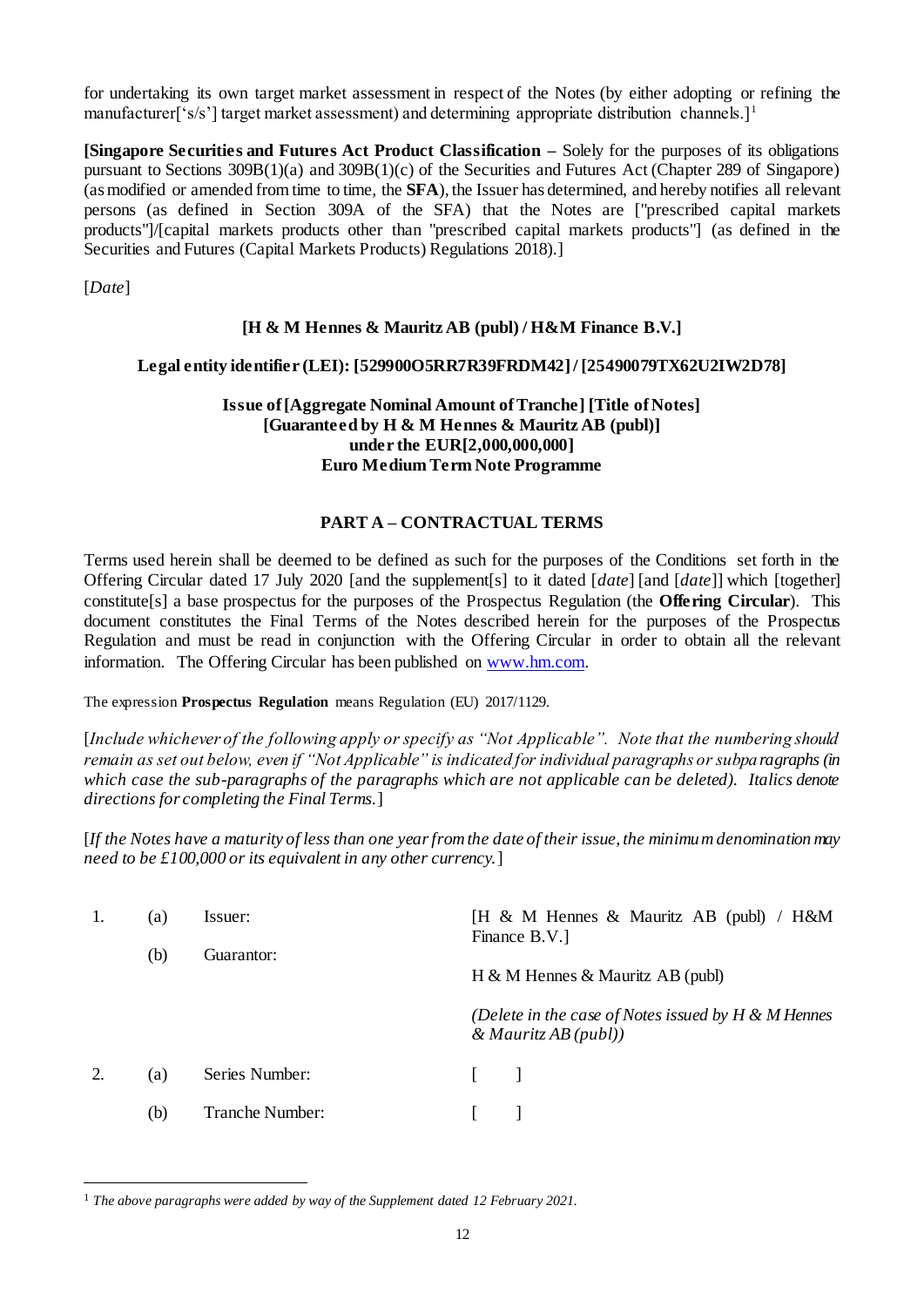for undertaking its own target market assessment in respect of the Notes (by either adopting or refining the manufacturer['s/s'] target market assessment) and determining appropriate distribution channels.][1]

**[Singapore Securities and Futures Act Product Classification** – Solely for the purposes of its obligations pursuant to Sections 309B(1)(a) and 309B(1)(c) of the Securities and Futures Act (Chapter 289 of Singapore) (as modified or amended from time to time, the **SFA**), the Issuer has determined, and hereby notifies all relevant persons (as defined in Section 309A of the SFA) that the Notes are ["prescribed capital markets products"]/[capital markets products other than "prescribed capital markets products"] (as defined in the Securities and Futures (Capital Markets Products) Regulations 2018).]

[*Date*]

**[H & M Hennes & Mauritz AB (publ) / H&M Finance B.V.]**

**Legal entity identifier (LEI): [529900O5RR7R39FRDM42] / [25490079TX62U2IW2D78]**

**Issue of [Aggregate Nominal Amount of Tranche] [Title of Notes]**
**[Guaranteed by H & M Hennes & Mauritz AB (publ)]**
**under the EUR[2,000,000,000]**
**Euro Medium Term Note Programme**

## PART A – CONTRACTUAL TERMS

Terms used herein shall be deemed to be defined as such for the purposes of the Conditions set forth in the Offering Circular dated 17 July 2020 [and the supplement[s] to it dated [*date*] [and [*date*]] which [together] constitute[s] a base prospectus for the purposes of the Prospectus Regulation (the **Offering Circular**). This document constitutes the Final Terms of the Notes described herein for the purposes of the Prospectus Regulation and must be read in conjunction with the Offering Circular in order to obtain all the relevant information. The Offering Circular has been published on www.hm.com.

The expression **Prospectus Regulation** means Regulation (EU) 2017/1129.

[*Include whichever of the following apply or specify as "Not Applicable". Note that the numbering should remain as set out below, even if "Not Applicable" is indicated for individual paragraphs or subparagraphs (in which case the sub-paragraphs of the paragraphs which are not applicable can be deleted). Italics denote directions for completing the Final Terms.*]

[*If the Notes have a maturity of less than one year from the date of their issue, the minimum denomination may need to be £100,000 or its equivalent in any other currency.*]

| | | | |
|---|---|---|---|
| 1. | (a) | Issuer: | [H & M Hennes & Mauritz AB (publ) / H&M Finance B.V.] |
| | (b) | Guarantor: | H & M Hennes & Mauritz AB (publ)<br><br>*(Delete in the case of Notes issued by H & M Hennes & Mauritz AB (publ))* |
| 2. | (a) | Series Number: | [ ] |
| | (b) | Tranche Number: | [ ] |

[1] *The above paragraphs were added by way of the Supplement dated 12 February 2021.*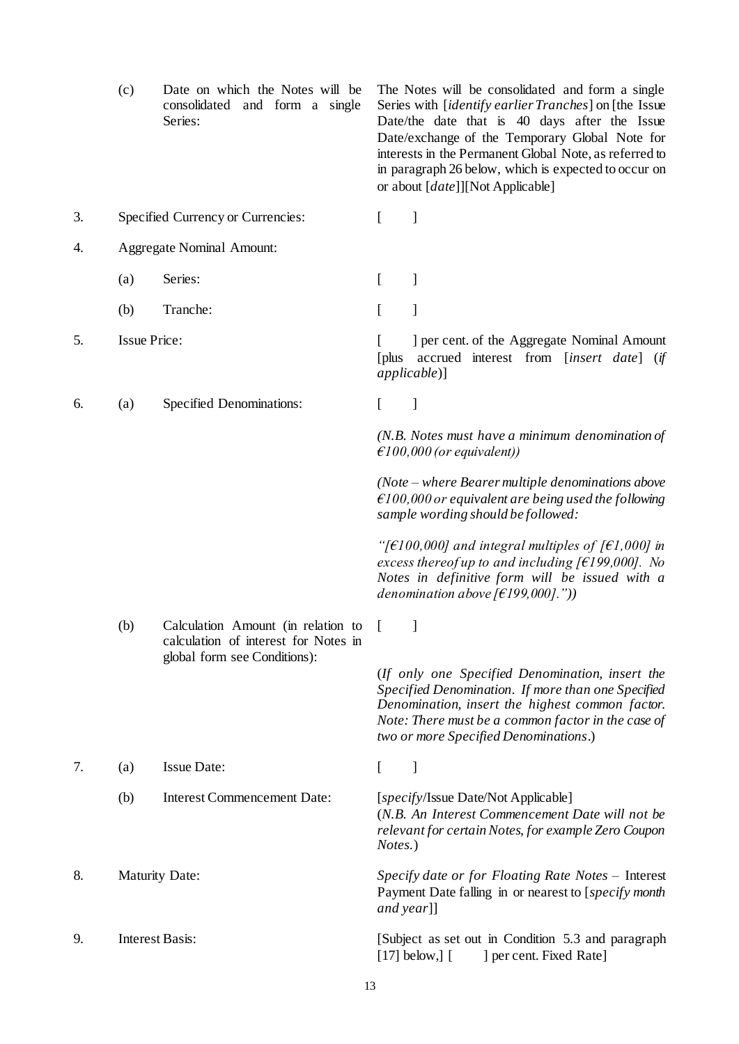|  |  |  |  |
|---|---|---|---|
|  | (c) | Date on which the Notes will be consolidated and form a single Series: | The Notes will be consolidated and form a single Series with [*identify earlier Tranches*] on [the Issue Date/the date that is 40 days after the Issue Date/exchange of the Temporary Global Note for interests in the Permanent Global Note, as referred to in paragraph 26 below, which is expected to occur on or about [*date*]][Not Applicable] |
| 3. | Specified Currency or Currencies: |  | [ ] |
| 4. | Aggregate Nominal Amount: |  |  |
|  | (a) | Series: | [ ] |
|  | (b) | Tranche: | [ ] |
| 5. | Issue Price: |  | [ ] per cent. of the Aggregate Nominal Amount [plus accrued interest from [*insert date*] (*if applicable*)] |
| 6. | (a) | Specified Denominations: | [ ]<br><br>*(N.B. Notes must have a minimum denomination of €100,000 (or equivalent))*<br><br>*(Note – where Bearer multiple denominations above €100,000 or equivalent are being used the following sample wording should be followed:*<br><br>*"[€100,000] and integral multiples of [€1,000] in excess thereof up to and including [€199,000]. No Notes in definitive form will be issued with a denomination above [€199,000].")*) |
|  | (b) | Calculation Amount (in relation to calculation of interest for Notes in global form see Conditions): | [ ]<br><br>(*If only one Specified Denomination, insert the Specified Denomination. If more than one Specified Denomination, insert the highest common factor. Note: There must be a common factor in the case of two or more Specified Denominations*.) |
| 7. | (a) | Issue Date: | [ ] |
|  | (b) | Interest Commencement Date: | [*specify*/Issue Date/Not Applicable]<br>(*N.B. An Interest Commencement Date will not be relevant for certain Notes, for example Zero Coupon Notes.*) |
| 8. | Maturity Date: |  | *Specify date or for Floating Rate Notes* – Interest Payment Date falling in or nearest to [*specify month and year*]] |
| 9. | Interest Basis: |  | [Subject as set out in Condition 5.3 and paragraph [17] below,] [ ] per cent. Fixed Rate] |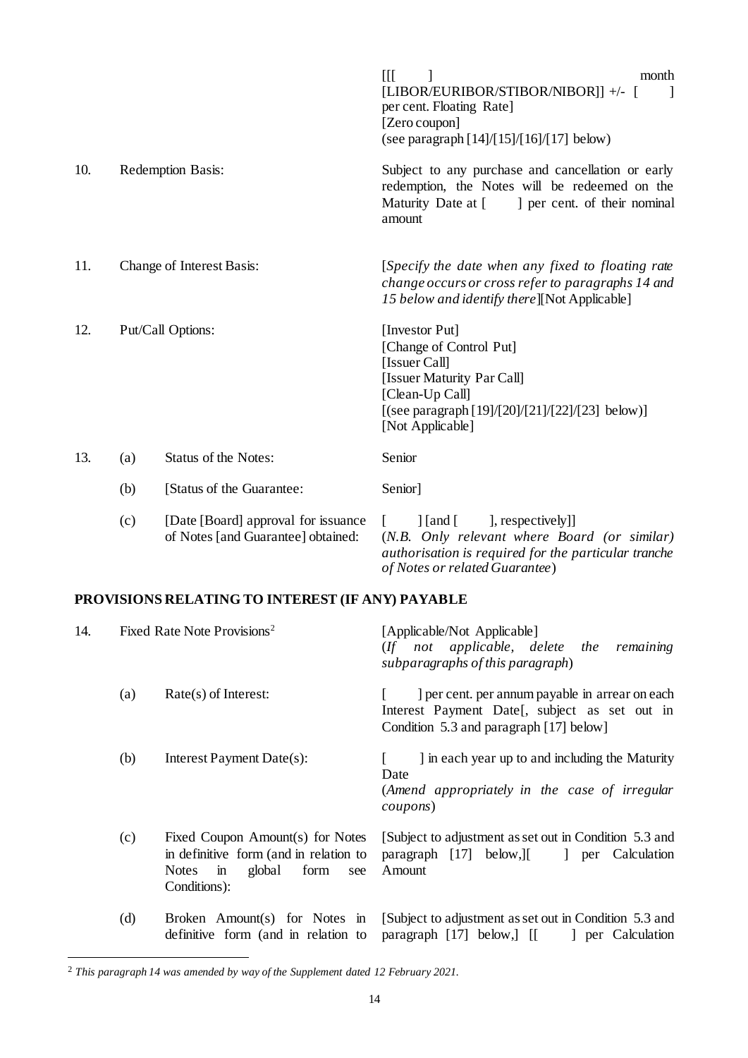| | | | |
|---|---|---|---|
| | | | [[[ ] month [LIBOR/EURIBOR/STIBOR/NIBOR]] +/- [ ] per cent. Floating Rate]<br>[Zero coupon]<br>(see paragraph [14]/[15]/[16]/[17] below) |
| 10. | Redemption Basis: | | Subject to any purchase and cancellation or early redemption, the Notes will be redeemed on the Maturity Date at [ ] per cent. of their nominal amount |
| 11. | Change of Interest Basis: | | [*Specify the date when any fixed to floating rate change occurs or cross refer to paragraphs 14 and 15 below and identify there*][Not Applicable] |
| 12. | Put/Call Options: | | [Investor Put]<br>[Change of Control Put]<br>[Issuer Call]<br>[Issuer Maturity Par Call]<br>[Clean-Up Call]<br>[(see paragraph [19]/[20]/[21]/[22]/[23] below)]<br>[Not Applicable] |
| 13. | (a) | Status of the Notes: | Senior |
| | (b) | [Status of the Guarantee: | Senior] |
| | (c) | [Date [Board] approval for issuance of Notes [and Guarantee] obtained: | [ ] [and [ ], respectively]]<br>(*N.B. Only relevant where Board (or similar) authorisation is required for the particular tranche of Notes or related Guarantee*) |

## PROVISIONS RELATING TO INTEREST (IF ANY) PAYABLE

| | | | |
|---|---|---|---|
| 14. | Fixed Rate Note Provisions[2] | | [Applicable/Not Applicable]<br>(*If not applicable, delete the remaining subparagraphs of this paragraph*) |
| | (a) | Rate(s) of Interest: | [ ] per cent. per annum payable in arrear on each Interest Payment Date[, subject as set out in Condition 5.3 and paragraph [17] below] |
| | (b) | Interest Payment Date(s): | [ ] in each year up to and including the Maturity Date<br>(*Amend appropriately in the case of irregular coupons*) |
| | (c) | Fixed Coupon Amount(s) for Notes in definitive form (and in relation to Notes in global form see Conditions): | [Subject to adjustment as set out in Condition 5.3 and paragraph [17] below,][ ] per Calculation Amount |
| | (d) | Broken Amount(s) for Notes in definitive form (and in relation to | [Subject to adjustment as set out in Condition 5.3 and paragraph [17] below,] [[ ] per Calculation |

[2] *This paragraph 14 was amended by way of the Supplement dated 12 February 2021.*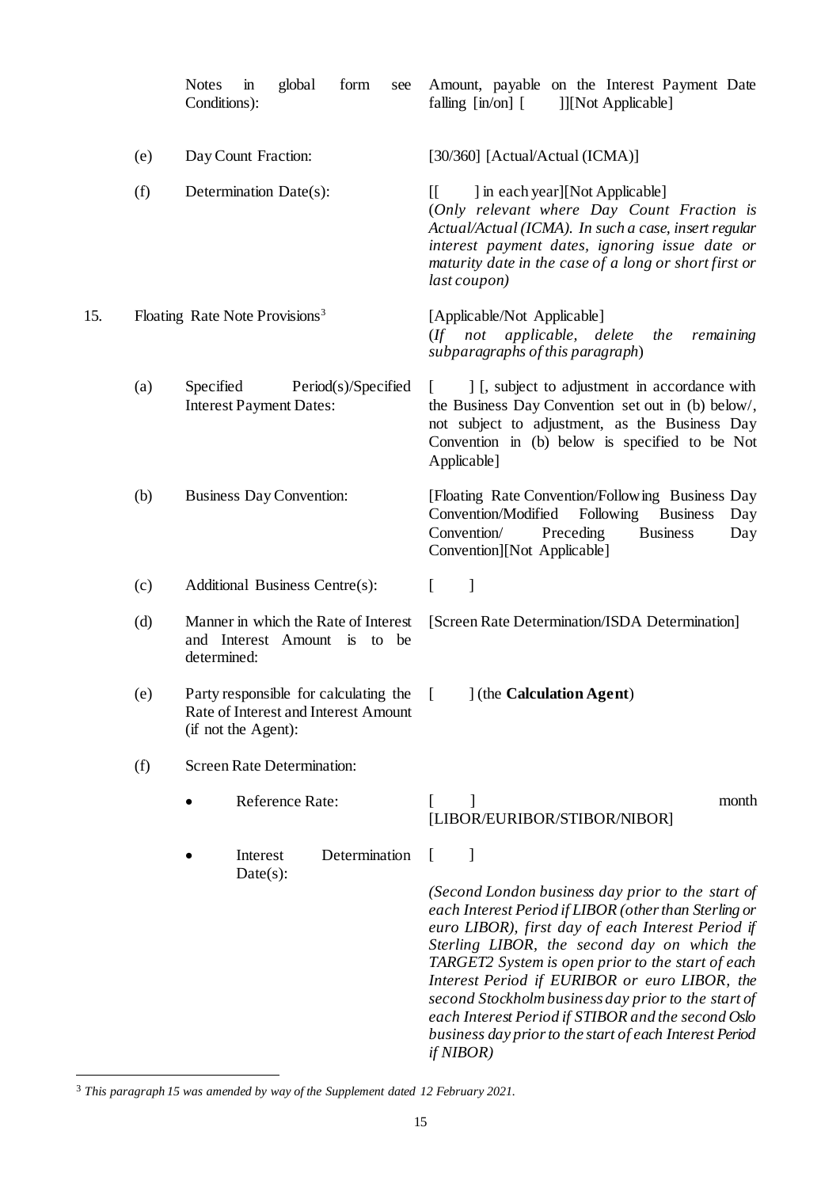| | | | |
|---|---|---|---|
| | | Notes in global form see Conditions): | Amount, payable on the Interest Payment Date falling [in/on] [ ]][Not Applicable] |
| | (e) | Day Count Fraction: | [30/360] [Actual/Actual (ICMA)] |
| | (f) | Determination Date(s): | [[ ] in each year][Not Applicable] *(Only relevant where Day Count Fraction is Actual/Actual (ICMA). In such a case, insert regular interest payment dates, ignoring issue date or maturity date in the case of a long or short first or last coupon)* |
| 15. | | Floating Rate Note Provisions[3] | [Applicable/Not Applicable] (*If not applicable, delete the remaining subparagraphs of this paragraph*) |
| | (a) | Specified Period(s)/Specified Interest Payment Dates: | [ ] [, subject to adjustment in accordance with the Business Day Convention set out in (b) below/, not subject to adjustment, as the Business Day Convention in (b) below is specified to be Not Applicable] |
| | (b) | Business Day Convention: | [Floating Rate Convention/Following Business Day Convention/Modified Following Business Day Convention/ Preceding Business Day Convention][Not Applicable] |
| | (c) | Additional Business Centre(s): | [ ] |
| | (d) | Manner in which the Rate of Interest and Interest Amount is to be determined: | [Screen Rate Determination/ISDA Determination] |
| | (e) | Party responsible for calculating the Rate of Interest and Interest Amount (if not the Agent): | [ ] (the **Calculation Agent**) |
| | (f) | Screen Rate Determination: | |
| | | • Reference Rate: | [ ] month [LIBOR/EURIBOR/STIBOR/NIBOR] |
| | | • Interest Determination Date(s): | [ ] *(Second London business day prior to the start of each Interest Period if LIBOR (other than Sterling or euro LIBOR), first day of each Interest Period if Sterling LIBOR, the second day on which the TARGET2 System is open prior to the start of each Interest Period if EURIBOR or euro LIBOR, the second Stockholm business day prior to the start of each Interest Period if STIBOR and the second Oslo business day prior to the start of each Interest Period if NIBOR)* |

[3] *This paragraph 15 was amended by way of the Supplement dated 12 February 2021.*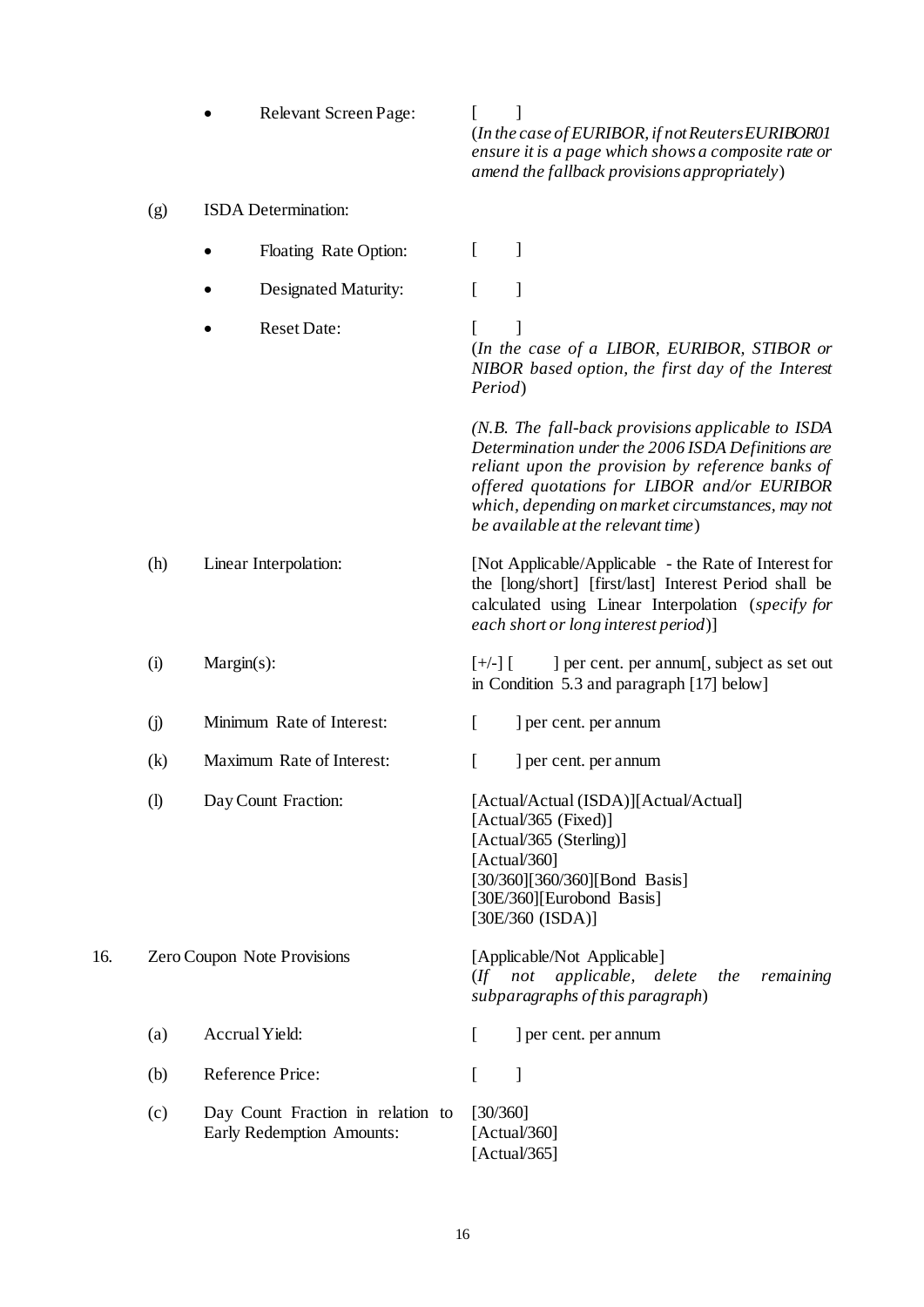- Relevant Screen Page: [ ]
(*In the case of EURIBOR, if not Reuters EURIBOR01 ensure it is a page which shows a composite rate or amend the fallback provisions appropriately*)

(g) ISDA Determination:

- Floating Rate Option: [ ]
- Designated Maturity: [ ]
- Reset Date: [ ]
(*In the case of a LIBOR, EURIBOR, STIBOR or NIBOR based option, the first day of the Interest Period*)

(*N.B. The fall-back provisions applicable to ISDA Determination under the 2006 ISDA Definitions are reliant upon the provision by reference banks of offered quotations for LIBOR and/or EURIBOR which, depending on market circumstances, may not be available at the relevant time*)

(h) Linear Interpolation: [Not Applicable/Applicable - the Rate of Interest for the [long/short] [first/last] Interest Period shall be calculated using Linear Interpolation (*specify for each short or long interest period*)]

(i) Margin(s): [+/-] [ ] per cent. per annum[, subject as set out in Condition 5.3 and paragraph [17] below]

(j) Minimum Rate of Interest: [ ] per cent. per annum

(k) Maximum Rate of Interest: [ ] per cent. per annum

(l) Day Count Fraction: [Actual/Actual (ISDA)][Actual/Actual]
[Actual/365 (Fixed)]
[Actual/365 (Sterling)]
[Actual/360]
[30/360][360/360][Bond Basis]
[30E/360][Eurobond Basis]
[30E/360 (ISDA)]

16. Zero Coupon Note Provisions [Applicable/Not Applicable]
(*If not applicable, delete the remaining subparagraphs of this paragraph*)

(a) Accrual Yield: [ ] per cent. per annum

(b) Reference Price: [ ]

(c) Day Count Fraction in relation to Early Redemption Amounts: [30/360]
[Actual/360]
[Actual/365]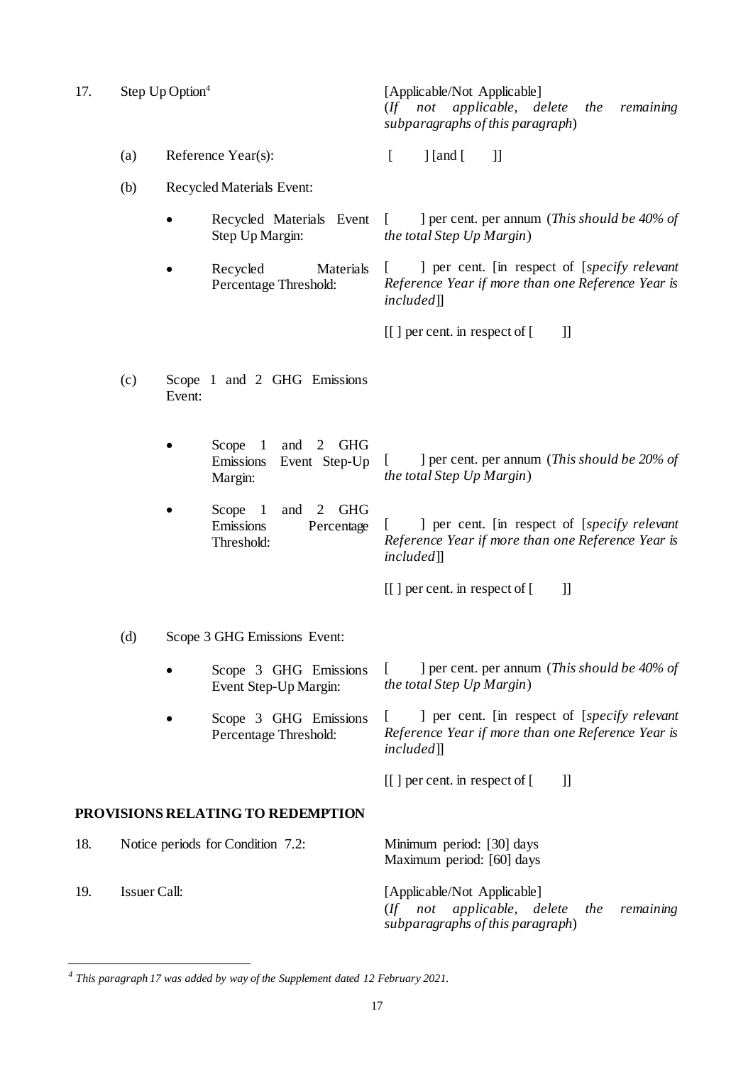| | | | |
|---|---|---|---|
| 17. | Step Up Option[4] | | [Applicable/Not Applicable] (*If not applicable, delete the remaining subparagraphs of this paragraph*) |
| | (a) | Reference Year(s): | [ ] [and [ ]] |
| | (b) | Recycled Materials Event: | |
| | | • Recycled Materials Event Step Up Margin: | [ ] per cent. per annum (*This should be 40% of the total Step Up Margin*) |
| | | • Recycled Materials Percentage Threshold: | [ ] per cent. [in respect of [*specify relevant Reference Year if more than one Reference Year is included*]]<br><br>[[ ] per cent. in respect of [ ]] |
| | (c) | Scope 1 and 2 GHG Emissions Event: | |
| | | • Scope 1 and 2 GHG Emissions Event Step-Up Margin: | [ ] per cent. per annum (*This should be 20% of the total Step Up Margin*) |
| | | • Scope 1 and 2 GHG Emissions Percentage Threshold: | [ ] per cent. [in respect of [*specify relevant Reference Year if more than one Reference Year is included*]]<br><br>[[ ] per cent. in respect of [ ]] |
| | (d) | Scope 3 GHG Emissions Event: | |
| | | • Scope 3 GHG Emissions Event Step-Up Margin: | [ ] per cent. per annum (*This should be 40% of the total Step Up Margin*) |
| | | • Scope 3 GHG Emissions Percentage Threshold: | [ ] per cent. [in respect of [*specify relevant Reference Year if more than one Reference Year is included*]]<br><br>[[ ] per cent. in respect of [ ]] |

## PROVISIONS RELATING TO REDEMPTION

| | | |
|---|---|---|
| 18. | Notice periods for Condition 7.2: | Minimum period: [30] days<br>Maximum period: [60] days |
| 19. | Issuer Call: | [Applicable/Not Applicable]<br>(*If not applicable, delete the remaining subparagraphs of this paragraph*) |

[4] *This paragraph 17 was added by way of the Supplement dated 12 February 2021.*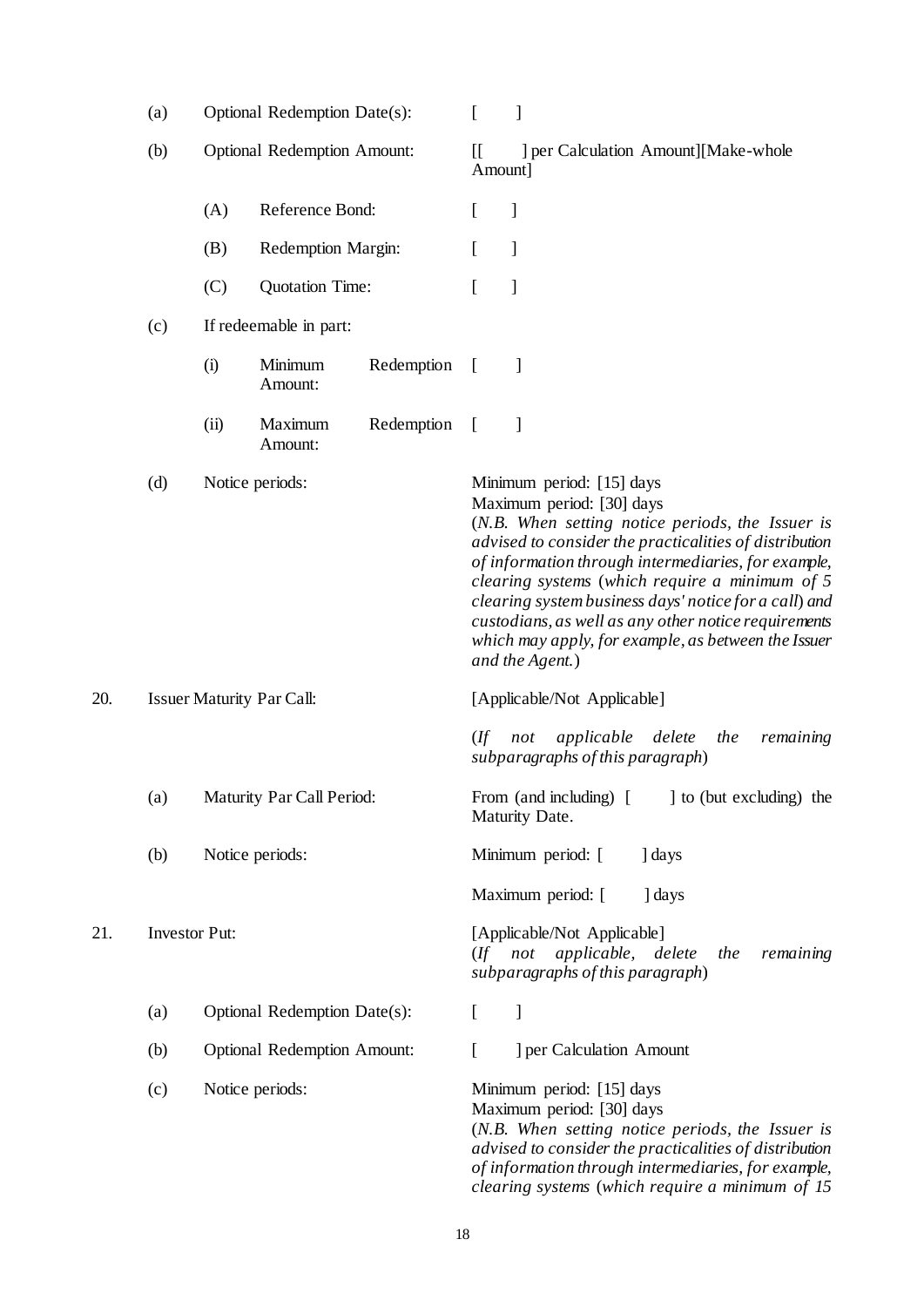| | | | |
|---|---|---|---|
| | (a) | Optional Redemption Date(s): | [ ] |
| | (b) | Optional Redemption Amount: | [[ ] per Calculation Amount][Make-whole Amount] |
| | | (A) Reference Bond: | [ ] |
| | | (B) Redemption Margin: | [ ] |
| | | (C) Quotation Time: | [ ] |
| | (c) | If redeemable in part: | |
| | | (i) Minimum Redemption Amount: | [ ] |
| | | (ii) Maximum Redemption Amount: | [ ] |
| | (d) | Notice periods: | Minimum period: [15] days<br>Maximum period: [30] days<br>(*N.B. When setting notice periods, the Issuer is advised to consider the practicalities of distribution of information through intermediaries, for example, clearing systems* (*which require a minimum of 5 clearing system business days' notice for a call*) *and custodians, as well as any other notice requirements which may apply, for example, as between the Issuer and the Agent.*) |
| 20. | Issuer Maturity Par Call: | | [Applicable/Not Applicable]<br><br>(*If not applicable delete the remaining subparagraphs of this paragraph*) |
| | (a) | Maturity Par Call Period: | From (and including) [ ] to (but excluding) the Maturity Date. |
| | (b) | Notice periods: | Minimum period: [ ] days<br><br>Maximum period: [ ] days |
| 21. | Investor Put: | | [Applicable/Not Applicable]<br>(*If not applicable, delete the remaining subparagraphs of this paragraph*) |
| | (a) | Optional Redemption Date(s): | [ ] |
| | (b) | Optional Redemption Amount: | [ ] per Calculation Amount |
| | (c) | Notice periods: | Minimum period: [15] days<br>Maximum period: [30] days<br>(*N.B. When setting notice periods, the Issuer is advised to consider the practicalities of distribution of information through intermediaries, for example, clearing systems* (*which require a minimum of 15* |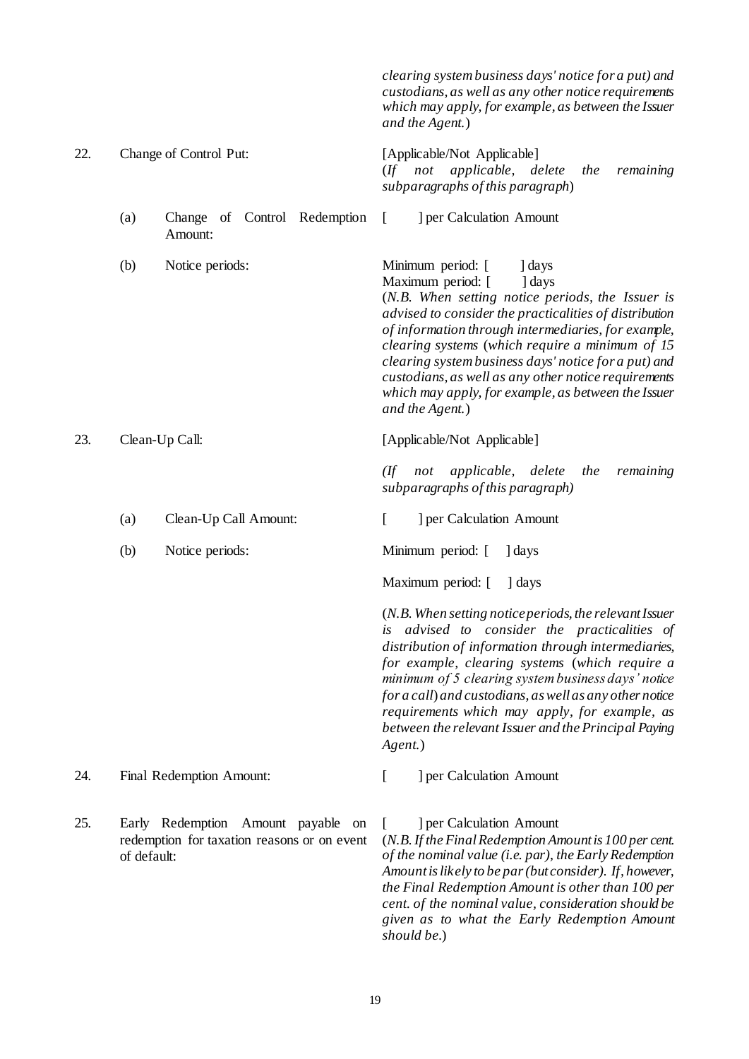| | | |
|---|---|---|
| | | *clearing system business days' notice for a put) and custodians, as well as any other notice requirements which may apply, for example, as between the Issuer and the Agent.*) |
| 22. | Change of Control Put: | [Applicable/Not Applicable] (*If not applicable, delete the remaining subparagraphs of this paragraph*) |
| | (a) Change of Control Redemption Amount: | [ ] per Calculation Amount |
| | (b) Notice periods: | Minimum period: [ ] days<br>Maximum period: [ ] days<br>(*N.B. When setting notice periods, the Issuer is advised to consider the practicalities of distribution of information through intermediaries, for example, clearing systems (which require a minimum of 15 clearing system business days' notice for a put) and custodians, as well as any other notice requirements which may apply, for example, as between the Issuer and the Agent.*) |
| 23. | Clean-Up Call: | [Applicable/Not Applicable]<br>*(If not applicable, delete the remaining subparagraphs of this paragraph)* |
| | (a) Clean-Up Call Amount: | [ ] per Calculation Amount |
| | (b) Notice periods: | Minimum period: [ ] days<br>Maximum period: [ ] days<br>(*N.B. When setting notice periods, the relevant Issuer is advised to consider the practicalities of distribution of information through intermediaries, for example, clearing systems (which require a minimum of 5 clearing system business days' notice for a call) and custodians, as well as any other notice requirements which may apply, for example, as between the relevant Issuer and the Principal Paying Agent.*) |
| 24. | Final Redemption Amount: | [ ] per Calculation Amount |
| 25. | Early Redemption Amount payable on redemption for taxation reasons or on event of default: | [ ] per Calculation Amount<br>(*N.B. If the Final Redemption Amount is 100 per cent. of the nominal value (i.e. par), the Early Redemption Amount is likely to be par (but consider). If, however, the Final Redemption Amount is other than 100 per cent. of the nominal value, consideration should be given as to what the Early Redemption Amount should be.*) |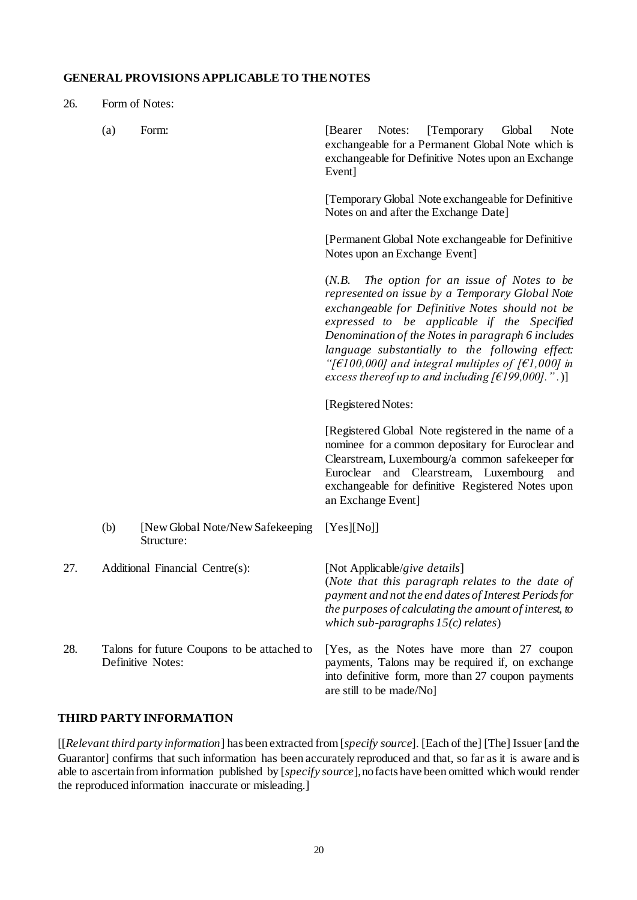## GENERAL PROVISIONS APPLICABLE TO THE NOTES

| | | |
|---|---|---|
| 26. | Form of Notes: | |
| | (a) Form: | [Bearer Notes: [Temporary Global Note exchangeable for a Permanent Global Note which is exchangeable for Definitive Notes upon an Exchange Event]<br><br>[Temporary Global Note exchangeable for Definitive Notes on and after the Exchange Date]<br><br>[Permanent Global Note exchangeable for Definitive Notes upon an Exchange Event]<br><br>(*N.B. The option for an issue of Notes to be represented on issue by a Temporary Global Note exchangeable for Definitive Notes should not be expressed to be applicable if the Specified Denomination of the Notes in paragraph 6 includes language substantially to the following effect: "[€100,000] and integral multiples of [€1,000] in excess thereof up to and including [€199,000]."*.)]<br><br>[Registered Notes:<br><br>[Registered Global Note registered in the name of a nominee for a common depositary for Euroclear and Clearstream, Luxembourg/a common safekeeper for Euroclear and Clearstream, Luxembourg and exchangeable for definitive Registered Notes upon an Exchange Event] |
| | (b) [New Global Note/New Safekeeping Structure: | [Yes][No]] |
| 27. | Additional Financial Centre(s): | [Not Applicable/*give details*]<br>(*Note that this paragraph relates to the date of payment and not the end dates of Interest Periods for the purposes of calculating the amount of interest, to which sub-paragraphs 15(c) relates*) |
| 28. | Talons for future Coupons to be attached to Definitive Notes: | [Yes, as the Notes have more than 27 coupon payments, Talons may be required if, on exchange into definitive form, more than 27 coupon payments are still to be made/No] |

## THIRD PARTY INFORMATION

[[*Relevant third party information*] has been extracted from [*specify source*]. [Each of the] [The] Issuer [and the Guarantor] confirms that such information has been accurately reproduced and that, so far as it is aware and is able to ascertain from information published by [*specify source*], no facts have been omitted which would render the reproduced information inaccurate or misleading.]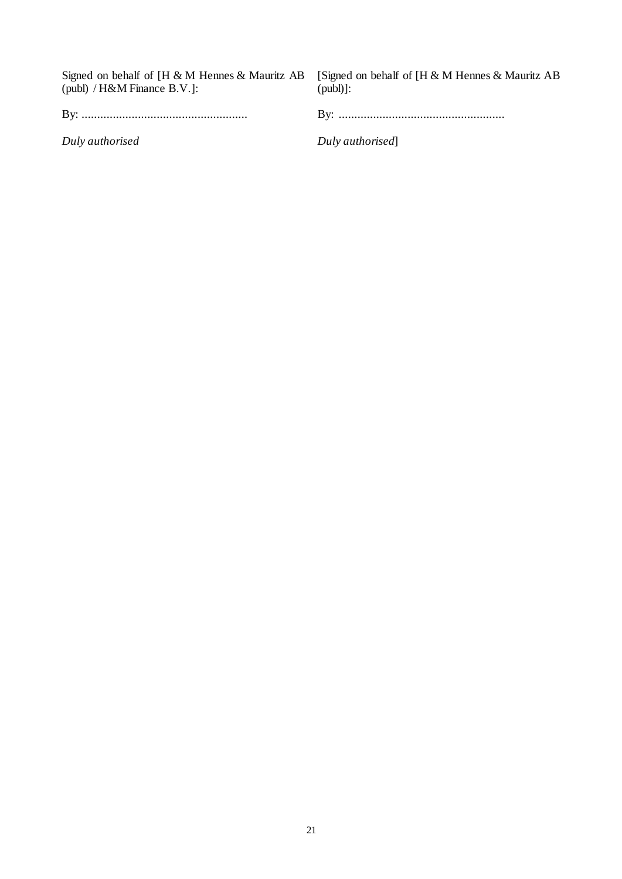Signed on behalf of [H & M Hennes & Mauritz AB (publ) / H&M Finance B.V.]:

By: .....................................................

*Duly authorised*

[Signed on behalf of [H & M Hennes & Mauritz AB (publ)]:

By: .....................................................

*Duly authorised*]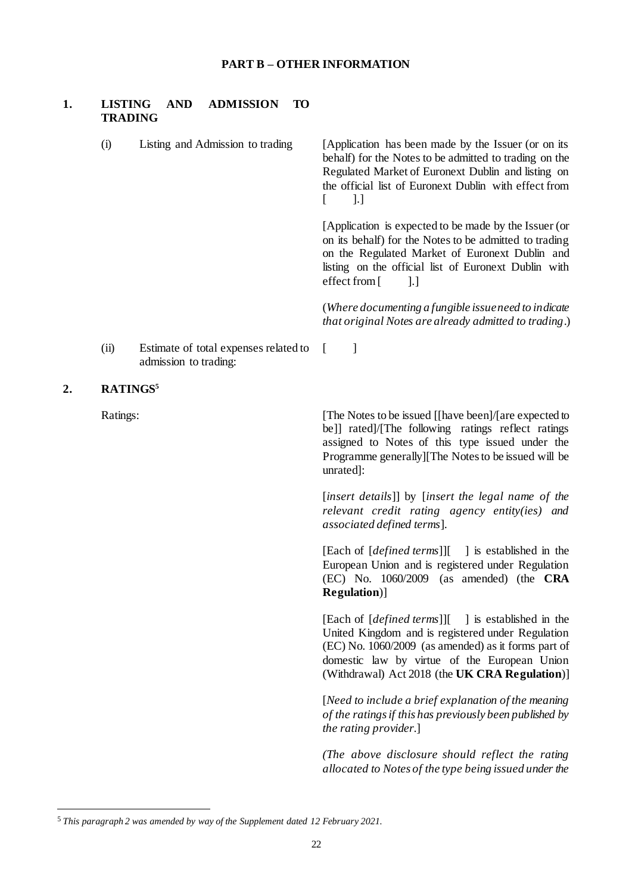## PART B – OTHER INFORMATION

### 1. LISTING AND ADMISSION TO TRADING

| | | |
|---|---|---|
| (i) | Listing and Admission to trading | [Application has been made by the Issuer (or on its behalf) for the Notes to be admitted to trading on the Regulated Market of Euronext Dublin and listing on the official list of Euronext Dublin with effect from [ ].]<br><br>[Application is expected to be made by the Issuer (or on its behalf) for the Notes to be admitted to trading on the Regulated Market of Euronext Dublin and listing on the official list of Euronext Dublin with effect from [ ].]<br><br>(*Where documenting a fungible issue need to indicate that original Notes are already admitted to trading*.) |
| (ii) | Estimate of total expenses related to admission to trading: | [ ] |

### 2. RATINGS[5]

Ratings: [The Notes to be issued [[have been]/[are expected to be]] rated]/[The following ratings reflect ratings assigned to Notes of this type issued under the Programme generally][The Notes to be issued will be unrated]:

[*insert details*]] by [*insert the legal name of the relevant credit rating agency entity(ies) and associated defined terms*].

[Each of [*defined terms*]][ ] is established in the European Union and is registered under Regulation (EC) No. 1060/2009 (as amended) (the **CRA Regulation**)]

[Each of [*defined terms*]][ ] is established in the United Kingdom and is registered under Regulation (EC) No. 1060/2009 (as amended) as it forms part of domestic law by virtue of the European Union (Withdrawal) Act 2018 (the **UK CRA Regulation**)]

[*Need to include a brief explanation of the meaning of the ratings if this has previously been published by the rating provider.*]

*(The above disclosure should reflect the rating allocated to Notes of the type being issued under the*

---

[5] *This paragraph 2 was amended by way of the Supplement dated 12 February 2021.*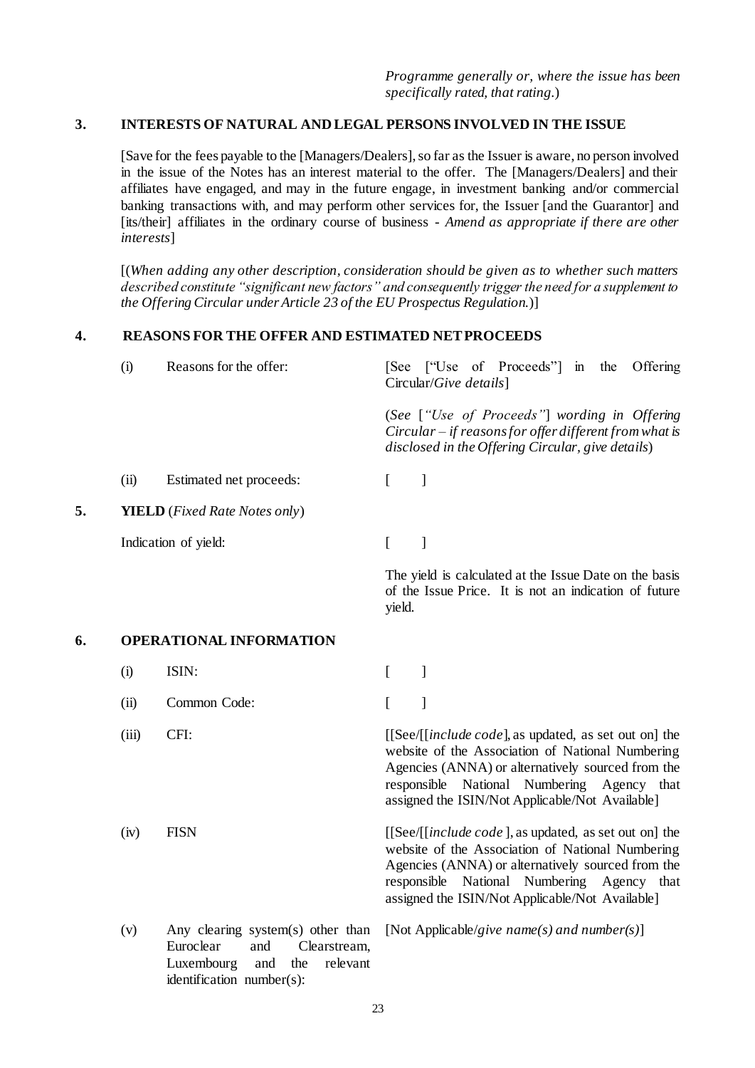*Programme generally or, where the issue has been specifically rated, that rating.*)

## 3. INTERESTS OF NATURAL AND LEGAL PERSONS INVOLVED IN THE ISSUE

[Save for the fees payable to the [Managers/Dealers], so far as the Issuer is aware, no person involved in the issue of the Notes has an interest material to the offer. The [Managers/Dealers] and their affiliates have engaged, and may in the future engage, in investment banking and/or commercial banking transactions with, and may perform other services for, the Issuer [and the Guarantor] and [its/their] affiliates in the ordinary course of business - *Amend as appropriate if there are other interests*]

[(*When adding any other description, consideration should be given as to whether such matters described constitute "significant new factors" and consequently trigger the need for a supplement to the Offering Circular under Article 23 of the EU Prospectus Regulation.*)]

## 4. REASONS FOR THE OFFER AND ESTIMATED NET PROCEEDS

| | | |
|---|---|---|
| (i) | Reasons for the offer: | [See ["Use of Proceeds"] in the Offering Circular/*Give details*]<br><br>(*See* [*"Use of Proceeds"*] *wording in Offering Circular – if reasons for offer different from what is disclosed in the Offering Circular, give details*) |
| (ii) | Estimated net proceeds: | [ ] |

## 5. YIELD (*Fixed Rate Notes only*)

| | |
|---|---|
| Indication of yield: | [ ]<br><br>The yield is calculated at the Issue Date on the basis of the Issue Price. It is not an indication of future yield. |

## 6. OPERATIONAL INFORMATION

| | | |
|---|---|---|
| (i) | ISIN: | [ ] |
| (ii) | Common Code: | [ ] |
| (iii) | CFI: | [[See/[[*include code*], as updated, as set out on] the website of the Association of National Numbering Agencies (ANNA) or alternatively sourced from the responsible National Numbering Agency that assigned the ISIN/Not Applicable/Not Available] |
| (iv) | FISN | [[See/[[*include code* ], as updated, as set out on] the website of the Association of National Numbering Agencies (ANNA) or alternatively sourced from the responsible National Numbering Agency that assigned the ISIN/Not Applicable/Not Available] |
| (v) | Any clearing system(s) other than Euroclear and Clearstream, Luxembourg and the relevant identification number(s): | [Not Applicable/*give name(s) and number(s)*] |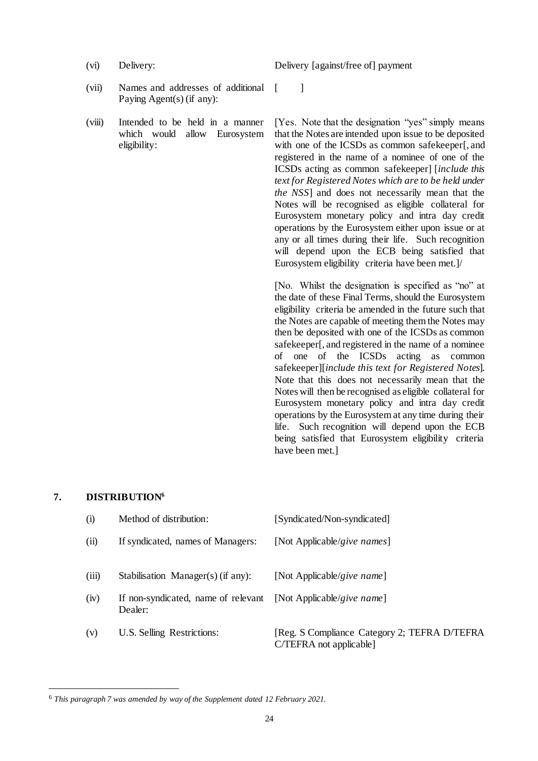| | | |
|---|---|---|
| (vi) | Delivery: | Delivery [against/free of] payment |
| (vii) | Names and addresses of additional Paying Agent(s) (if any): | [ ] |
| (viii) | Intended to be held in a manner which would allow Eurosystem eligibility: | [Yes. Note that the designation "yes" simply means that the Notes are intended upon issue to be deposited with one of the ICSDs as common safekeeper[, and registered in the name of a nominee of one of the ICSDs acting as common safekeeper] [*include this text for Registered Notes which are to be held under the NSS*] and does not necessarily mean that the Notes will be recognised as eligible collateral for Eurosystem monetary policy and intra day credit operations by the Eurosystem either upon issue or at any or all times during their life. Such recognition will depend upon the ECB being satisfied that Eurosystem eligibility criteria have been met.]/<br><br>[No. Whilst the designation is specified as "no" at the date of these Final Terms, should the Eurosystem eligibility criteria be amended in the future such that the Notes are capable of meeting them the Notes may then be deposited with one of the ICSDs as common safekeeper[, and registered in the name of a nominee of one of the ICSDs acting as common safekeeper][*include this text for Registered Notes*]. Note that this does not necessarily mean that the Notes will then be recognised as eligible collateral for Eurosystem monetary policy and intra day credit operations by the Eurosystem at any time during their life. Such recognition will depend upon the ECB being satisfied that Eurosystem eligibility criteria have been met.] |

## 7. DISTRIBUTION[6]

| | | |
|---|---|---|
| (i) | Method of distribution: | [Syndicated/Non-syndicated] |
| (ii) | If syndicated, names of Managers: | [Not Applicable/*give names*] |
| (iii) | Stabilisation Manager(s) (if any): | [Not Applicable/*give name*] |
| (iv) | If non-syndicated, name of relevant Dealer: | [Not Applicable/*give name*] |
| (v) | U.S. Selling Restrictions: | [Reg. S Compliance Category 2; TEFRA D/TEFRA C/TEFRA not applicable] |

[6] *This paragraph 7 was amended by way of the Supplement dated 12 February 2021.*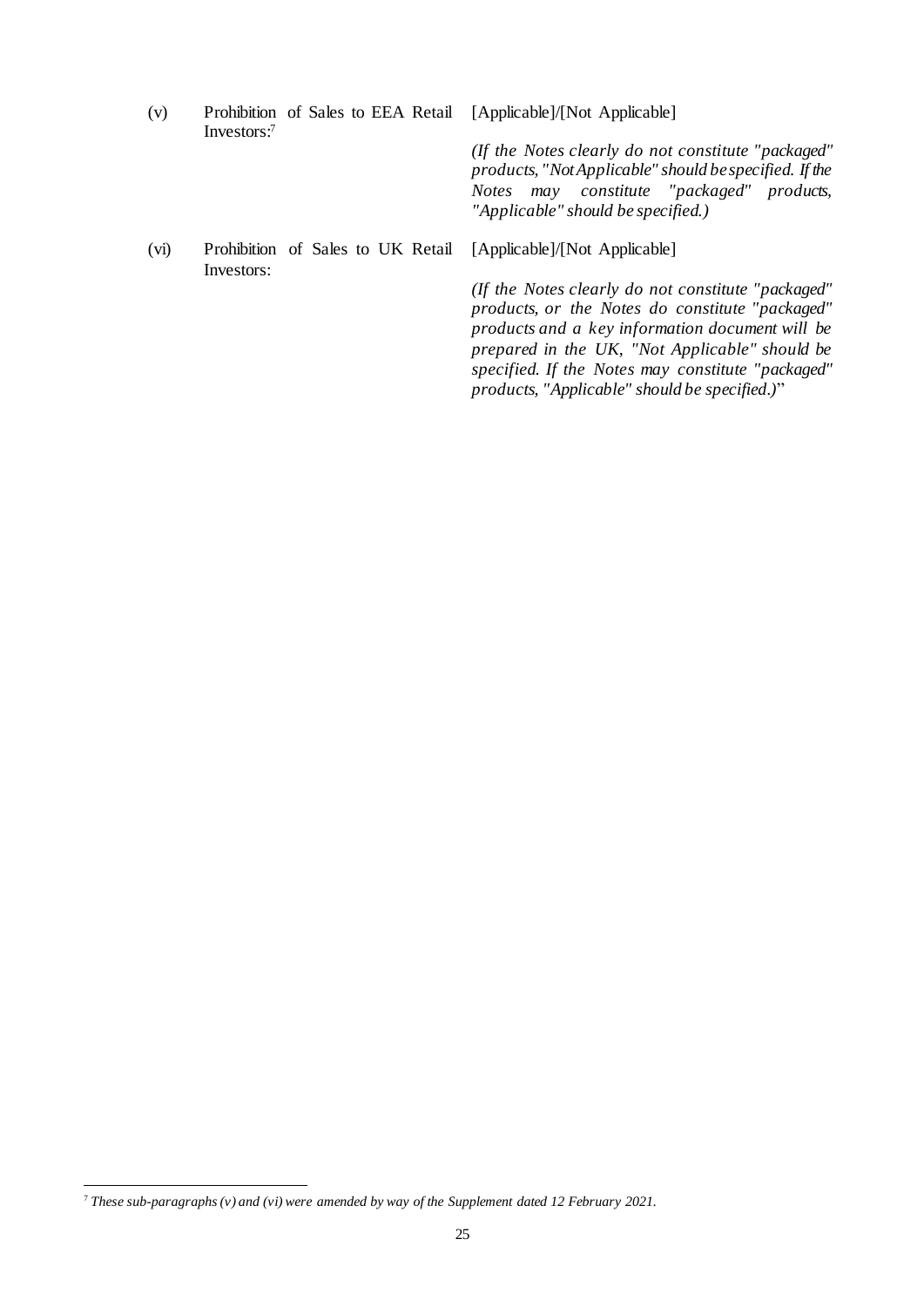| | | |
|---|---|---|
| (v) | Prohibition of Sales to EEA Retail Investors:[7] | [Applicable]/[Not Applicable]<br><br>*(If the Notes clearly do not constitute "packaged" products, "Not Applicable" should be specified. If the Notes may constitute "packaged" products, "Applicable" should be specified.)* |
| (vi) | Prohibition of Sales to UK Retail Investors: | [Applicable]/[Not Applicable]<br><br>*(If the Notes clearly do not constitute "packaged" products, or the Notes do constitute "packaged" products and a key information document will be prepared in the UK, "Not Applicable" should be specified. If the Notes may constitute "packaged" products, "Applicable" should be specified.)*" |

[7] *These sub-paragraphs (v) and (vi) were amended by way of the Supplement dated 12 February 2021.*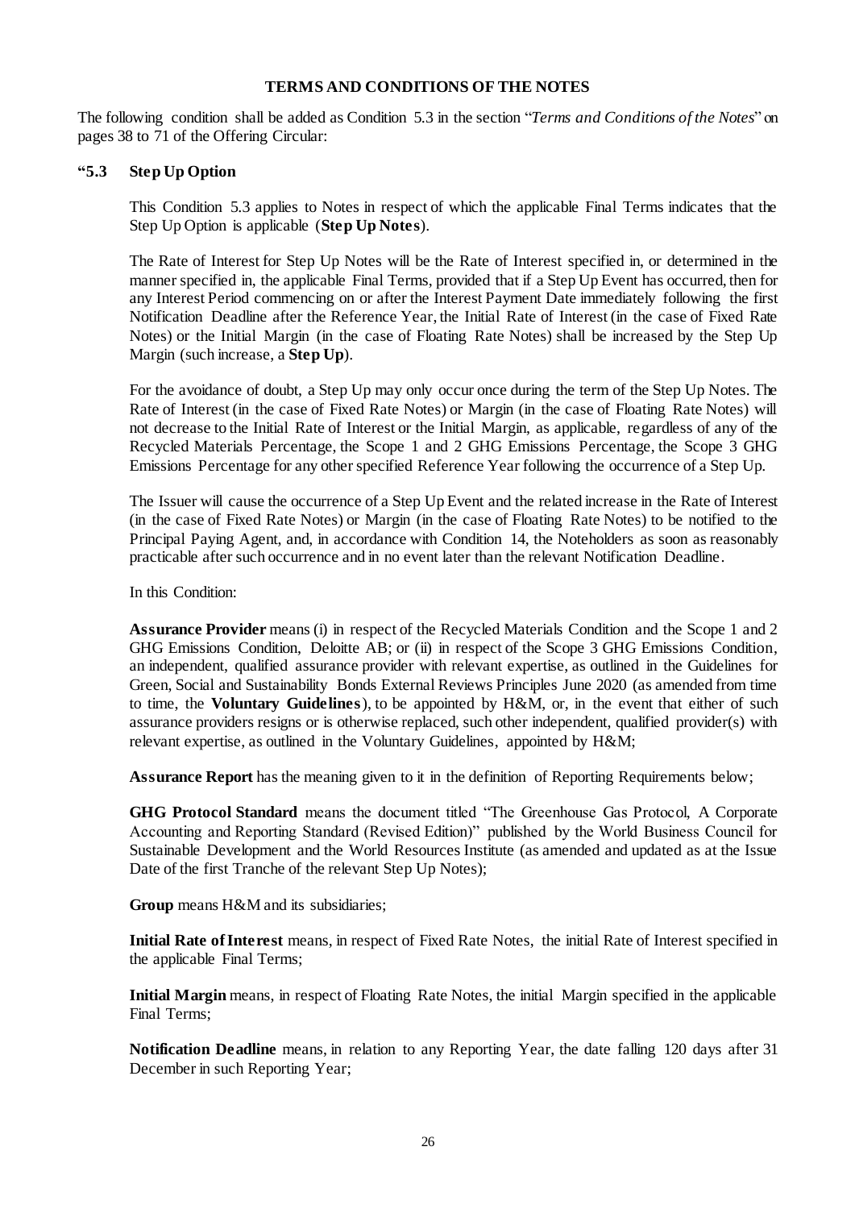## TERMS AND CONDITIONS OF THE NOTES

The following condition shall be added as Condition 5.3 in the section "*Terms and Conditions of the Notes*" on pages 38 to 71 of the Offering Circular:

### "5.3 Step Up Option

This Condition 5.3 applies to Notes in respect of which the applicable Final Terms indicates that the Step Up Option is applicable (**Step Up Notes**).

The Rate of Interest for Step Up Notes will be the Rate of Interest specified in, or determined in the manner specified in, the applicable Final Terms, provided that if a Step Up Event has occurred, then for any Interest Period commencing on or after the Interest Payment Date immediately following the first Notification Deadline after the Reference Year, the Initial Rate of Interest (in the case of Fixed Rate Notes) or the Initial Margin (in the case of Floating Rate Notes) shall be increased by the Step Up Margin (such increase, a **Step Up**).

For the avoidance of doubt, a Step Up may only occur once during the term of the Step Up Notes. The Rate of Interest (in the case of Fixed Rate Notes) or Margin (in the case of Floating Rate Notes) will not decrease to the Initial Rate of Interest or the Initial Margin, as applicable, regardless of any of the Recycled Materials Percentage, the Scope 1 and 2 GHG Emissions Percentage, the Scope 3 GHG Emissions Percentage for any other specified Reference Year following the occurrence of a Step Up.

The Issuer will cause the occurrence of a Step Up Event and the related increase in the Rate of Interest (in the case of Fixed Rate Notes) or Margin (in the case of Floating Rate Notes) to be notified to the Principal Paying Agent, and, in accordance with Condition 14, the Noteholders as soon as reasonably practicable after such occurrence and in no event later than the relevant Notification Deadline.

In this Condition:

**Assurance Provider** means (i) in respect of the Recycled Materials Condition and the Scope 1 and 2 GHG Emissions Condition, Deloitte AB; or (ii) in respect of the Scope 3 GHG Emissions Condition, an independent, qualified assurance provider with relevant expertise, as outlined in the Guidelines for Green, Social and Sustainability Bonds External Reviews Principles June 2020 (as amended from time to time, the **Voluntary Guidelines**), to be appointed by H&M, or, in the event that either of such assurance providers resigns or is otherwise replaced, such other independent, qualified provider(s) with relevant expertise, as outlined in the Voluntary Guidelines, appointed by H&M;

**Assurance Report** has the meaning given to it in the definition of Reporting Requirements below;

**GHG Protocol Standard** means the document titled "The Greenhouse Gas Protocol, A Corporate Accounting and Reporting Standard (Revised Edition)" published by the World Business Council for Sustainable Development and the World Resources Institute (as amended and updated as at the Issue Date of the first Tranche of the relevant Step Up Notes);

**Group** means H&M and its subsidiaries;

**Initial Rate of Interest** means, in respect of Fixed Rate Notes, the initial Rate of Interest specified in the applicable Final Terms;

**Initial Margin** means, in respect of Floating Rate Notes, the initial Margin specified in the applicable Final Terms;

**Notification Deadline** means, in relation to any Reporting Year, the date falling 120 days after 31 December in such Reporting Year;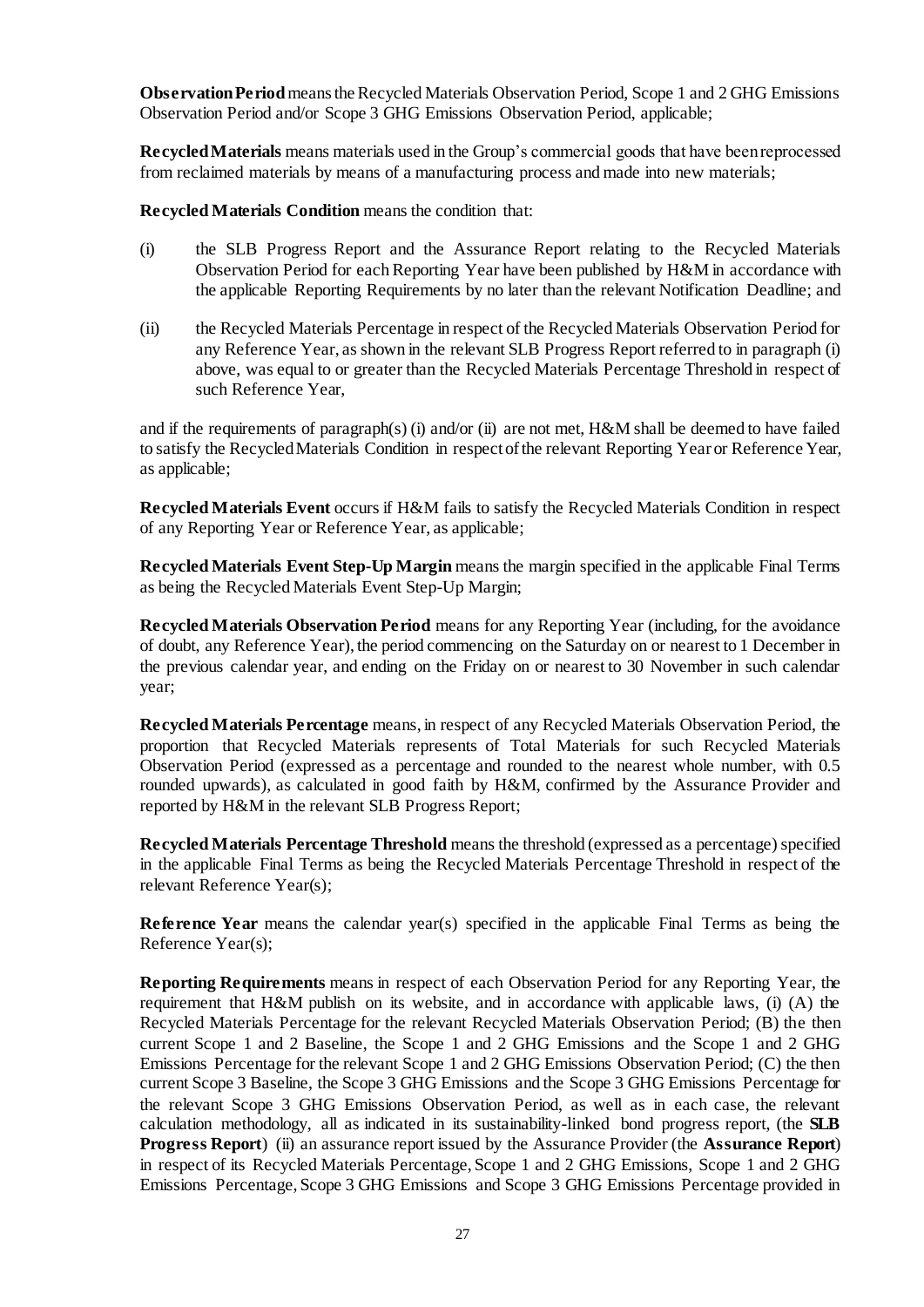**Observation Period** means the Recycled Materials Observation Period, Scope 1 and 2 GHG Emissions Observation Period and/or Scope 3 GHG Emissions Observation Period, applicable;

**Recycled Materials** means materials used in the Group's commercial goods that have been reprocessed from reclaimed materials by means of a manufacturing process and made into new materials;

**Recycled Materials Condition** means the condition that:

(i) the SLB Progress Report and the Assurance Report relating to the Recycled Materials Observation Period for each Reporting Year have been published by H&M in accordance with the applicable Reporting Requirements by no later than the relevant Notification Deadline; and

(ii) the Recycled Materials Percentage in respect of the Recycled Materials Observation Period for any Reference Year, as shown in the relevant SLB Progress Report referred to in paragraph (i) above, was equal to or greater than the Recycled Materials Percentage Threshold in respect of such Reference Year,

and if the requirements of paragraph(s) (i) and/or (ii) are not met, H&M shall be deemed to have failed to satisfy the Recycled Materials Condition in respect of the relevant Reporting Year or Reference Year, as applicable;

**Recycled Materials Event** occurs if H&M fails to satisfy the Recycled Materials Condition in respect of any Reporting Year or Reference Year, as applicable;

**Recycled Materials Event Step-Up Margin** means the margin specified in the applicable Final Terms as being the Recycled Materials Event Step-Up Margin;

**Recycled Materials Observation Period** means for any Reporting Year (including, for the avoidance of doubt, any Reference Year), the period commencing on the Saturday on or nearest to 1 December in the previous calendar year, and ending on the Friday on or nearest to 30 November in such calendar year;

**Recycled Materials Percentage** means, in respect of any Recycled Materials Observation Period, the proportion that Recycled Materials represents of Total Materials for such Recycled Materials Observation Period (expressed as a percentage and rounded to the nearest whole number, with 0.5 rounded upwards), as calculated in good faith by H&M, confirmed by the Assurance Provider and reported by H&M in the relevant SLB Progress Report;

**Recycled Materials Percentage Threshold** means the threshold (expressed as a percentage) specified in the applicable Final Terms as being the Recycled Materials Percentage Threshold in respect of the relevant Reference Year(s);

**Reference Year** means the calendar year(s) specified in the applicable Final Terms as being the Reference Year(s);

**Reporting Requirements** means in respect of each Observation Period for any Reporting Year, the requirement that H&M publish on its website, and in accordance with applicable laws, (i) (A) the Recycled Materials Percentage for the relevant Recycled Materials Observation Period; (B) the then current Scope 1 and 2 Baseline, the Scope 1 and 2 GHG Emissions and the Scope 1 and 2 GHG Emissions Percentage for the relevant Scope 1 and 2 GHG Emissions Observation Period; (C) the then current Scope 3 Baseline, the Scope 3 GHG Emissions and the Scope 3 GHG Emissions Percentage for the relevant Scope 3 GHG Emissions Observation Period, as well as in each case, the relevant calculation methodology, all as indicated in its sustainability-linked bond progress report, (the **SLB Progress Report**) (ii) an assurance report issued by the Assurance Provider (the **Assurance Report**) in respect of its Recycled Materials Percentage, Scope 1 and 2 GHG Emissions, Scope 1 and 2 GHG Emissions Percentage, Scope 3 GHG Emissions and Scope 3 GHG Emissions Percentage provided in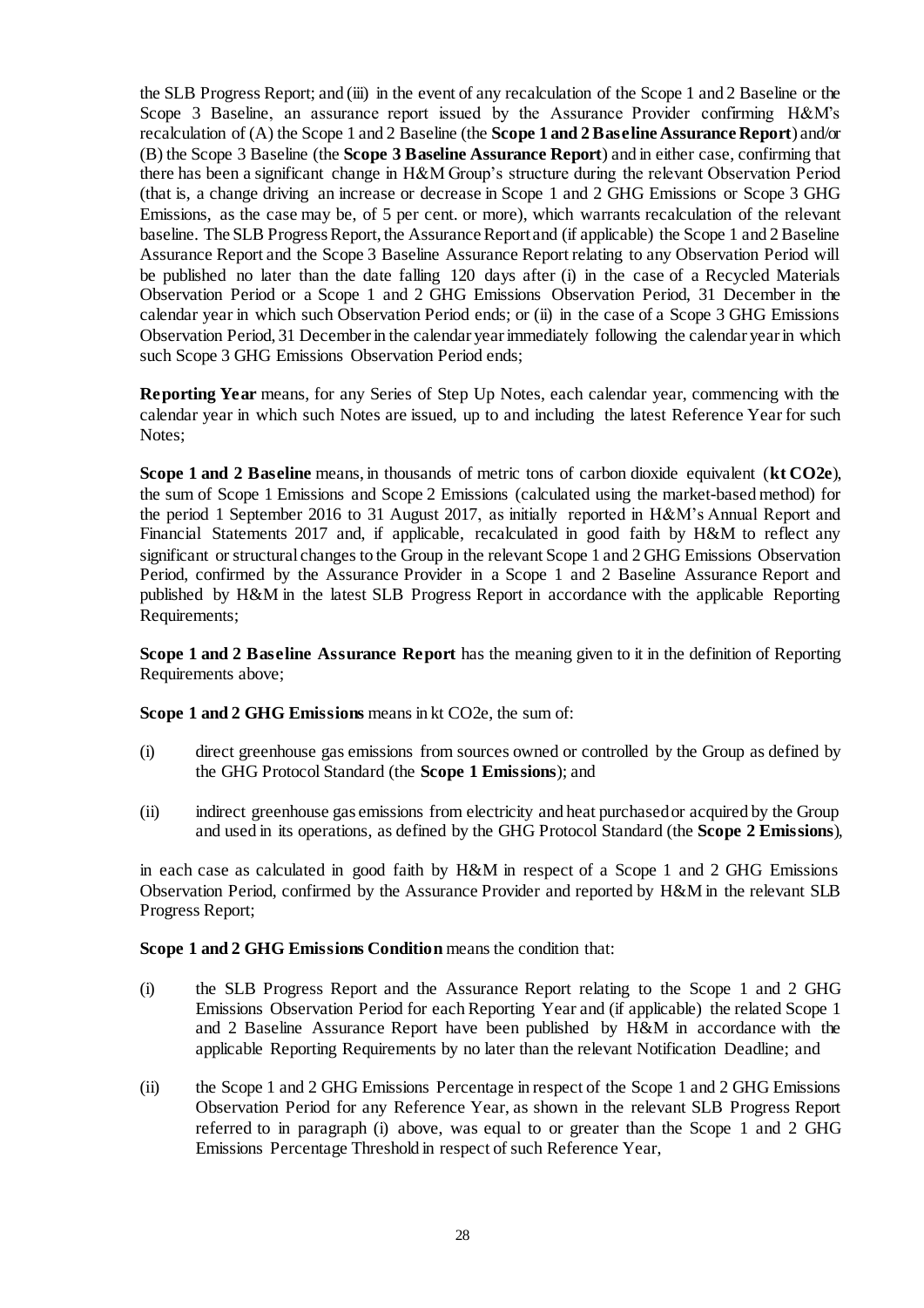the SLB Progress Report; and (iii) in the event of any recalculation of the Scope 1 and 2 Baseline or the Scope 3 Baseline, an assurance report issued by the Assurance Provider confirming H&M's recalculation of (A) the Scope 1 and 2 Baseline (the **Scope 1 and 2 Baseline Assurance Report**) and/or (B) the Scope 3 Baseline (the **Scope 3 Baseline Assurance Report**) and in either case, confirming that there has been a significant change in H&M Group's structure during the relevant Observation Period (that is, a change driving an increase or decrease in Scope 1 and 2 GHG Emissions or Scope 3 GHG Emissions, as the case may be, of 5 per cent. or more), which warrants recalculation of the relevant baseline. The SLB Progress Report, the Assurance Report and (if applicable) the Scope 1 and 2 Baseline Assurance Report and the Scope 3 Baseline Assurance Report relating to any Observation Period will be published no later than the date falling 120 days after (i) in the case of a Recycled Materials Observation Period or a Scope 1 and 2 GHG Emissions Observation Period, 31 December in the calendar year in which such Observation Period ends; or (ii) in the case of a Scope 3 GHG Emissions Observation Period, 31 December in the calendar year immediately following the calendar year in which such Scope 3 GHG Emissions Observation Period ends;

**Reporting Year** means, for any Series of Step Up Notes, each calendar year, commencing with the calendar year in which such Notes are issued, up to and including the latest Reference Year for such Notes;

**Scope 1 and 2 Baseline** means, in thousands of metric tons of carbon dioxide equivalent (**kt CO2e**), the sum of Scope 1 Emissions and Scope 2 Emissions (calculated using the market-based method) for the period 1 September 2016 to 31 August 2017, as initially reported in H&M's Annual Report and Financial Statements 2017 and, if applicable, recalculated in good faith by H&M to reflect any significant or structural changes to the Group in the relevant Scope 1 and 2 GHG Emissions Observation Period, confirmed by the Assurance Provider in a Scope 1 and 2 Baseline Assurance Report and published by H&M in the latest SLB Progress Report in accordance with the applicable Reporting Requirements;

**Scope 1 and 2 Baseline Assurance Report** has the meaning given to it in the definition of Reporting Requirements above;

**Scope 1 and 2 GHG Emissions** means in kt CO2e, the sum of:

(i) direct greenhouse gas emissions from sources owned or controlled by the Group as defined by the GHG Protocol Standard (the **Scope 1 Emissions**); and

(ii) indirect greenhouse gas emissions from electricity and heat purchased or acquired by the Group and used in its operations, as defined by the GHG Protocol Standard (the **Scope 2 Emissions**),

in each case as calculated in good faith by H&M in respect of a Scope 1 and 2 GHG Emissions Observation Period, confirmed by the Assurance Provider and reported by H&M in the relevant SLB Progress Report;

**Scope 1 and 2 GHG Emissions Condition** means the condition that:

(i) the SLB Progress Report and the Assurance Report relating to the Scope 1 and 2 GHG Emissions Observation Period for each Reporting Year and (if applicable) the related Scope 1 and 2 Baseline Assurance Report have been published by H&M in accordance with the applicable Reporting Requirements by no later than the relevant Notification Deadline; and

(ii) the Scope 1 and 2 GHG Emissions Percentage in respect of the Scope 1 and 2 GHG Emissions Observation Period for any Reference Year, as shown in the relevant SLB Progress Report referred to in paragraph (i) above, was equal to or greater than the Scope 1 and 2 GHG Emissions Percentage Threshold in respect of such Reference Year,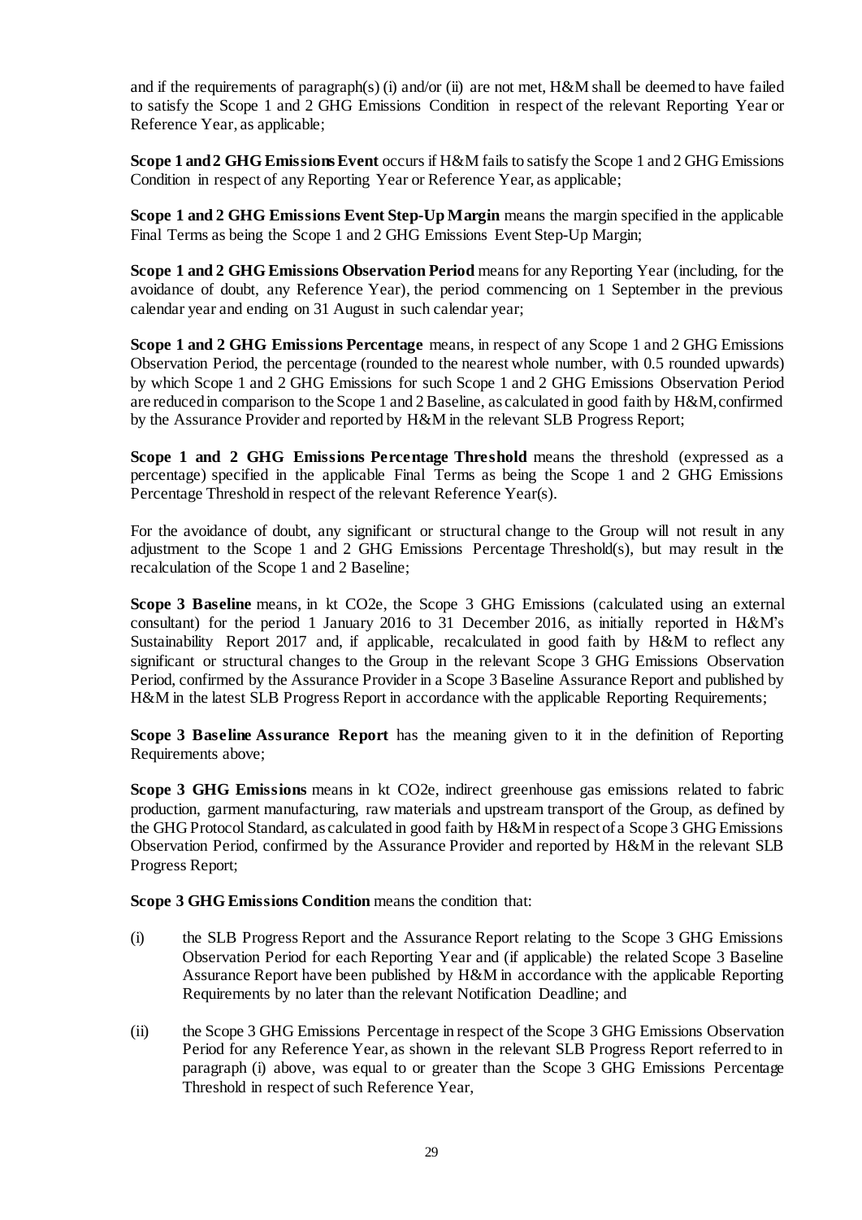and if the requirements of paragraph(s) (i) and/or (ii) are not met, H&M shall be deemed to have failed to satisfy the Scope 1 and 2 GHG Emissions Condition in respect of the relevant Reporting Year or Reference Year, as applicable;

**Scope 1 and 2 GHG Emissions Event** occurs if H&M fails to satisfy the Scope 1 and 2 GHG Emissions Condition in respect of any Reporting Year or Reference Year, as applicable;

**Scope 1 and 2 GHG Emissions Event Step-Up Margin** means the margin specified in the applicable Final Terms as being the Scope 1 and 2 GHG Emissions Event Step-Up Margin;

**Scope 1 and 2 GHG Emissions Observation Period** means for any Reporting Year (including, for the avoidance of doubt, any Reference Year), the period commencing on 1 September in the previous calendar year and ending on 31 August in such calendar year;

**Scope 1 and 2 GHG Emissions Percentage** means, in respect of any Scope 1 and 2 GHG Emissions Observation Period, the percentage (rounded to the nearest whole number, with 0.5 rounded upwards) by which Scope 1 and 2 GHG Emissions for such Scope 1 and 2 GHG Emissions Observation Period are reduced in comparison to the Scope 1 and 2 Baseline, as calculated in good faith by H&M, confirmed by the Assurance Provider and reported by H&M in the relevant SLB Progress Report;

**Scope 1 and 2 GHG Emissions Percentage Threshold** means the threshold (expressed as a percentage) specified in the applicable Final Terms as being the Scope 1 and 2 GHG Emissions Percentage Threshold in respect of the relevant Reference Year(s).

For the avoidance of doubt, any significant or structural change to the Group will not result in any adjustment to the Scope 1 and 2 GHG Emissions Percentage Threshold(s), but may result in the recalculation of the Scope 1 and 2 Baseline;

**Scope 3 Baseline** means, in kt $CO_2e$, the Scope 3 GHG Emissions (calculated using an external consultant) for the period 1 January 2016 to 31 December 2016, as initially reported in H&M's Sustainability Report 2017 and, if applicable, recalculated in good faith by H&M to reflect any significant or structural changes to the Group in the relevant Scope 3 GHG Emissions Observation Period, confirmed by the Assurance Provider in a Scope 3 Baseline Assurance Report and published by H&M in the latest SLB Progress Report in accordance with the applicable Reporting Requirements;

**Scope 3 Baseline Assurance Report** has the meaning given to it in the definition of Reporting Requirements above;

**Scope 3 GHG Emissions** means in kt $CO_2e$, indirect greenhouse gas emissions related to fabric production, garment manufacturing, raw materials and upstream transport of the Group, as defined by the GHG Protocol Standard, as calculated in good faith by H&M in respect of a Scope 3 GHG Emissions Observation Period, confirmed by the Assurance Provider and reported by H&M in the relevant SLB Progress Report;

**Scope 3 GHG Emissions Condition** means the condition that:

(i) the SLB Progress Report and the Assurance Report relating to the Scope 3 GHG Emissions Observation Period for each Reporting Year and (if applicable) the related Scope 3 Baseline Assurance Report have been published by H&M in accordance with the applicable Reporting Requirements by no later than the relevant Notification Deadline; and

(ii) the Scope 3 GHG Emissions Percentage in respect of the Scope 3 GHG Emissions Observation Period for any Reference Year, as shown in the relevant SLB Progress Report referred to in paragraph (i) above, was equal to or greater than the Scope 3 GHG Emissions Percentage Threshold in respect of such Reference Year,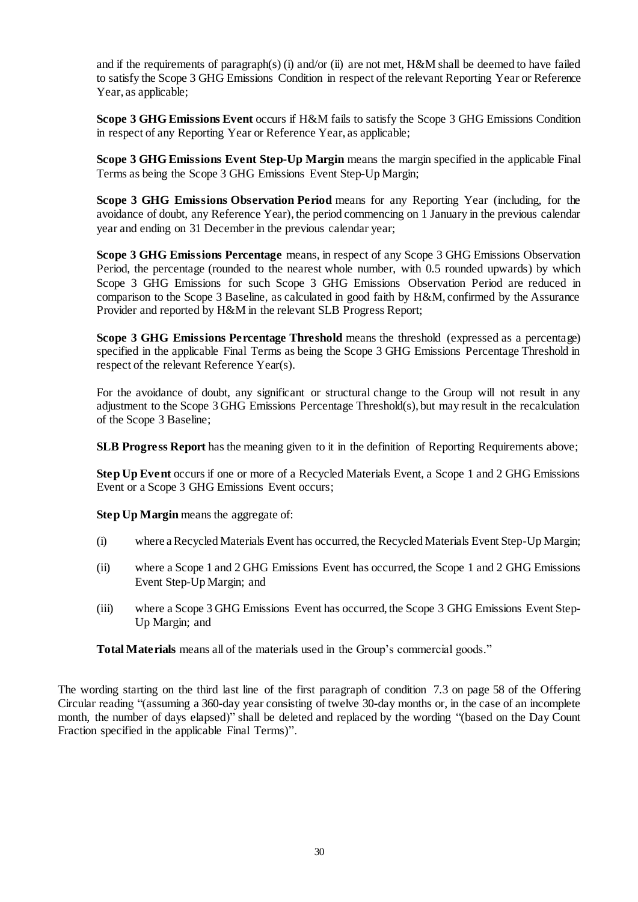and if the requirements of paragraph(s) (i) and/or (ii) are not met, H&M shall be deemed to have failed to satisfy the Scope 3 GHG Emissions Condition in respect of the relevant Reporting Year or Reference Year, as applicable;

**Scope 3 GHG Emissions Event** occurs if H&M fails to satisfy the Scope 3 GHG Emissions Condition in respect of any Reporting Year or Reference Year, as applicable;

**Scope 3 GHG Emissions Event Step-Up Margin** means the margin specified in the applicable Final Terms as being the Scope 3 GHG Emissions Event Step-Up Margin;

**Scope 3 GHG Emissions Observation Period** means for any Reporting Year (including, for the avoidance of doubt, any Reference Year), the period commencing on 1 January in the previous calendar year and ending on 31 December in the previous calendar year;

**Scope 3 GHG Emissions Percentage** means, in respect of any Scope 3 GHG Emissions Observation Period, the percentage (rounded to the nearest whole number, with 0.5 rounded upwards) by which Scope 3 GHG Emissions for such Scope 3 GHG Emissions Observation Period are reduced in comparison to the Scope 3 Baseline, as calculated in good faith by H&M, confirmed by the Assurance Provider and reported by H&M in the relevant SLB Progress Report;

**Scope 3 GHG Emissions Percentage Threshold** means the threshold (expressed as a percentage) specified in the applicable Final Terms as being the Scope 3 GHG Emissions Percentage Threshold in respect of the relevant Reference Year(s).

For the avoidance of doubt, any significant or structural change to the Group will not result in any adjustment to the Scope 3 GHG Emissions Percentage Threshold(s), but may result in the recalculation of the Scope 3 Baseline;

**SLB Progress Report** has the meaning given to it in the definition of Reporting Requirements above;

**Step Up Event** occurs if one or more of a Recycled Materials Event, a Scope 1 and 2 GHG Emissions Event or a Scope 3 GHG Emissions Event occurs;

**Step Up Margin** means the aggregate of:

(i) where a Recycled Materials Event has occurred, the Recycled Materials Event Step-Up Margin;

(ii) where a Scope 1 and 2 GHG Emissions Event has occurred, the Scope 1 and 2 GHG Emissions Event Step-Up Margin; and

(iii) where a Scope 3 GHG Emissions Event has occurred, the Scope 3 GHG Emissions Event Step-Up Margin; and

**Total Materials** means all of the materials used in the Group's commercial goods."

The wording starting on the third last line of the first paragraph of condition 7.3 on page 58 of the Offering Circular reading "(assuming a 360-day year consisting of twelve 30-day months or, in the case of an incomplete month, the number of days elapsed)" shall be deleted and replaced by the wording "(based on the Day Count Fraction specified in the applicable Final Terms)".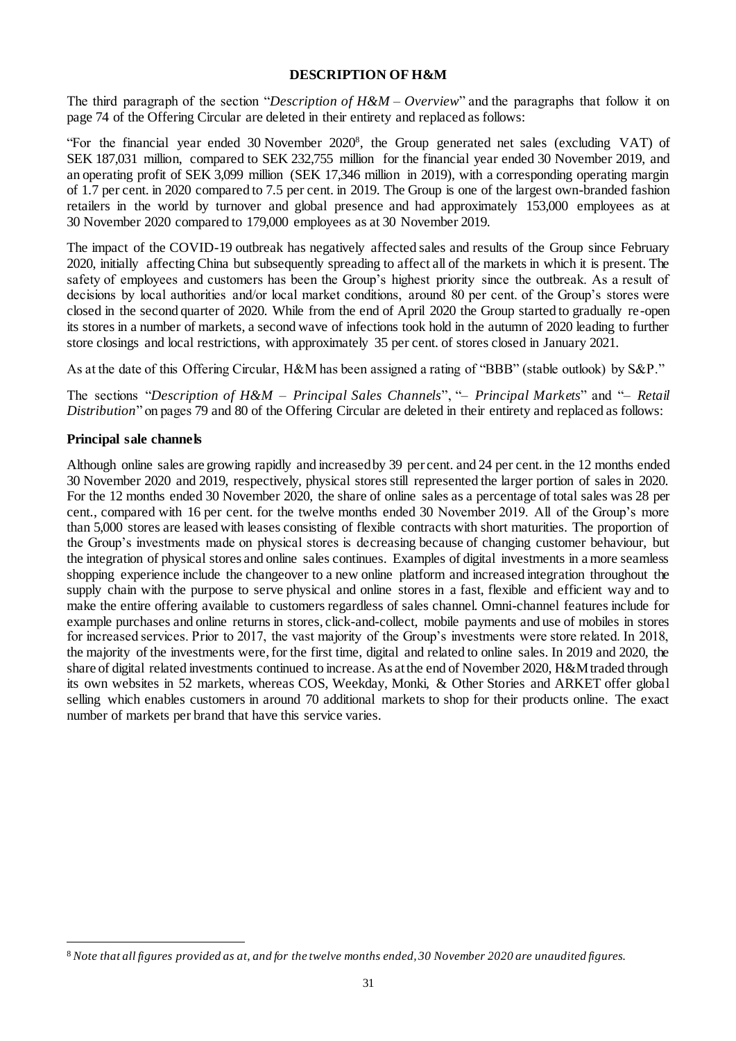## DESCRIPTION OF H&M

The third paragraph of the section "*Description of H&M – Overview*" and the paragraphs that follow it on page 74 of the Offering Circular are deleted in their entirety and replaced as follows:

"For the financial year ended 30 November 2020[8], the Group generated net sales (excluding VAT) of SEK 187,031 million, compared to SEK 232,755 million for the financial year ended 30 November 2019, and an operating profit of SEK 3,099 million (SEK 17,346 million in 2019), with a corresponding operating margin of 1.7 per cent. in 2020 compared to 7.5 per cent. in 2019. The Group is one of the largest own-branded fashion retailers in the world by turnover and global presence and had approximately 153,000 employees as at 30 November 2020 compared to 179,000 employees as at 30 November 2019.

The impact of the COVID-19 outbreak has negatively affected sales and results of the Group since February 2020, initially affecting China but subsequently spreading to affect all of the markets in which it is present. The safety of employees and customers has been the Group's highest priority since the outbreak. As a result of decisions by local authorities and/or local market conditions, around 80 per cent. of the Group's stores were closed in the second quarter of 2020. While from the end of April 2020 the Group started to gradually re-open its stores in a number of markets, a second wave of infections took hold in the autumn of 2020 leading to further store closings and local restrictions, with approximately 35 per cent. of stores closed in January 2021.

As at the date of this Offering Circular, H&M has been assigned a rating of "BBB" (stable outlook) by S&P."

The sections "*Description of H&M – Principal Sales Channels*", "*– Principal Markets*" and "*– Retail Distribution*" on pages 79 and 80 of the Offering Circular are deleted in their entirety and replaced as follows:

### Principal sale channels

Although online sales are growing rapidly and increased by 39 per cent. and 24 per cent. in the 12 months ended 30 November 2020 and 2019, respectively, physical stores still represented the larger portion of sales in 2020. For the 12 months ended 30 November 2020, the share of online sales as a percentage of total sales was 28 per cent., compared with 16 per cent. for the twelve months ended 30 November 2019. All of the Group's more than 5,000 stores are leased with leases consisting of flexible contracts with short maturities. The proportion of the Group's investments made on physical stores is decreasing because of changing customer behaviour, but the integration of physical stores and online sales continues. Examples of digital investments in a more seamless shopping experience include the changeover to a new online platform and increased integration throughout the supply chain with the purpose to serve physical and online stores in a fast, flexible and efficient way and to make the entire offering available to customers regardless of sales channel. Omni-channel features include for example purchases and online returns in stores, click-and-collect, mobile payments and use of mobiles in stores for increased services. Prior to 2017, the vast majority of the Group's investments were store related. In 2018, the majority of the investments were, for the first time, digital and related to online sales. In 2019 and 2020, the share of digital related investments continued to increase. As at the end of November 2020, H&M traded through its own websites in 52 markets, whereas COS, Weekday, Monki, & Other Stories and ARKET offer global selling which enables customers in around 70 additional markets to shop for their products online. The exact number of markets per brand that have this service varies.

[8] *Note that all figures provided as at, and for the twelve months ended, 30 November 2020 are unaudited figures.*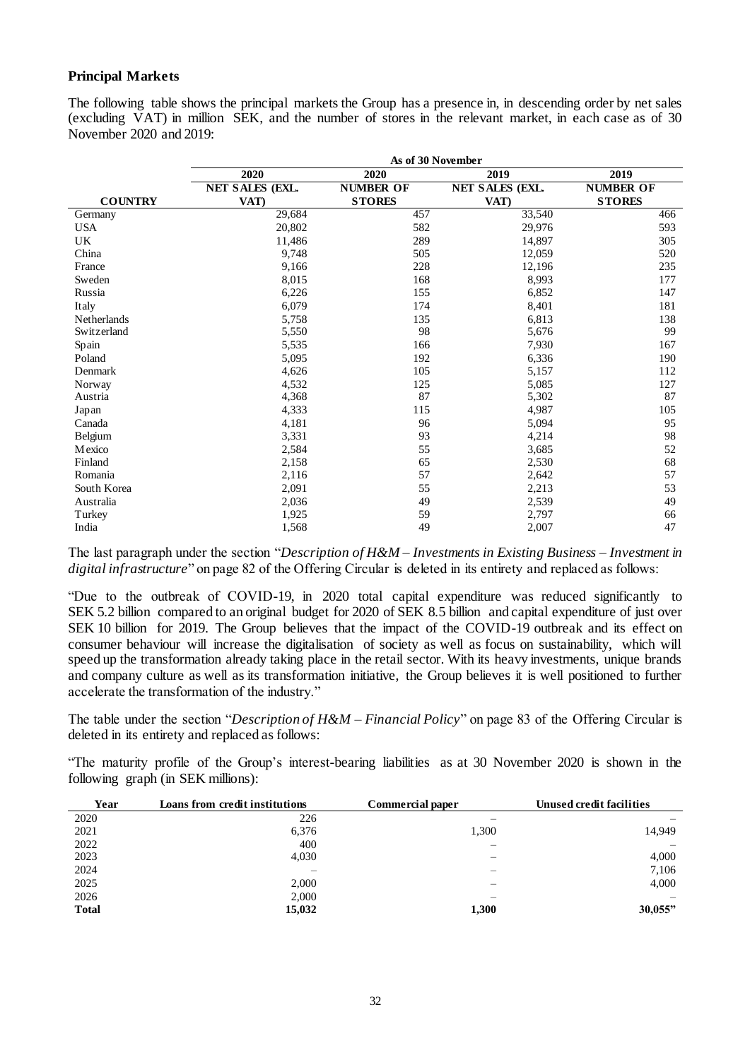**Principal Markets**

The following table shows the principal markets the Group has a presence in, in descending order by net sales (excluding VAT) in million SEK, and the number of stores in the relevant market, in each case as of 30 November 2020 and 2019:

| | As of 30 November | | | |
|---|---|---|---|---|
| | 2020 | 2020 | 2019 | 2019 |
| **COUNTRY** | **NET SALES (EXL. VAT)** | **NUMBER OF STORES** | **NET SALES (EXL. VAT)** | **NUMBER OF STORES** |
| Germany | 29,684 | 457 | 33,540 | 466 |
| USA | 20,802 | 582 | 29,976 | 593 |
| UK | 11,486 | 289 | 14,897 | 305 |
| China | 9,748 | 505 | 12,059 | 520 |
| France | 9,166 | 228 | 12,196 | 235 |
| Sweden | 8,015 | 168 | 8,993 | 177 |
| Russia | 6,226 | 155 | 6,852 | 147 |
| Italy | 6,079 | 174 | 8,401 | 181 |
| Netherlands | 5,758 | 135 | 6,813 | 138 |
| Switzerland | 5,550 | 98 | 5,676 | 99 |
| Spain | 5,535 | 166 | 7,930 | 167 |
| Poland | 5,095 | 192 | 6,336 | 190 |
| Denmark | 4,626 | 105 | 5,157 | 112 |
| Norway | 4,532 | 125 | 5,085 | 127 |
| Austria | 4,368 | 87 | 5,302 | 87 |
| Japan | 4,333 | 115 | 4,987 | 105 |
| Canada | 4,181 | 96 | 5,094 | 95 |
| Belgium | 3,331 | 93 | 4,214 | 98 |
| Mexico | 2,584 | 55 | 3,685 | 52 |
| Finland | 2,158 | 65 | 2,530 | 68 |
| Romania | 2,116 | 57 | 2,642 | 57 |
| South Korea | 2,091 | 55 | 2,213 | 53 |
| Australia | 2,036 | 49 | 2,539 | 49 |
| Turkey | 1,925 | 59 | 2,797 | 66 |
| India | 1,568 | 49 | 2,007 | 47 |

The last paragraph under the section "*Description of H&M – Investments in Existing Business – Investment in digital infrastructure*" on page 82 of the Offering Circular is deleted in its entirety and replaced as follows:

"Due to the outbreak of COVID-19, in 2020 total capital expenditure was reduced significantly to SEK 5.2 billion compared to an original budget for 2020 of SEK 8.5 billion and capital expenditure of just over SEK 10 billion for 2019. The Group believes that the impact of the COVID-19 outbreak and its effect on consumer behaviour will increase the digitalisation of society as well as focus on sustainability, which will speed up the transformation already taking place in the retail sector. With its heavy investments, unique brands and company culture as well as its transformation initiative, the Group believes it is well positioned to further accelerate the transformation of the industry."

The table under the section "*Description of H&M – Financial Policy*" on page 83 of the Offering Circular is deleted in its entirety and replaced as follows:

"The maturity profile of the Group's interest-bearing liabilities as at 30 November 2020 is shown in the following graph (in SEK millions):

| Year | Loans from credit institutions | Commercial paper | Unused credit facilities |
|---|---|---|---|
| 2020 | 226 | – | – |
| 2021 | 6,376 | 1,300 | 14,949 |
| 2022 | 400 | – | – |
| 2023 | 4,030 | – | 4,000 |
| 2024 | – | – | 7,106 |
| 2025 | 2,000 | – | 4,000 |
| 2026 | 2,000 | – | – |
| **Total** | **15,032** | **1,300** | **30,055"** |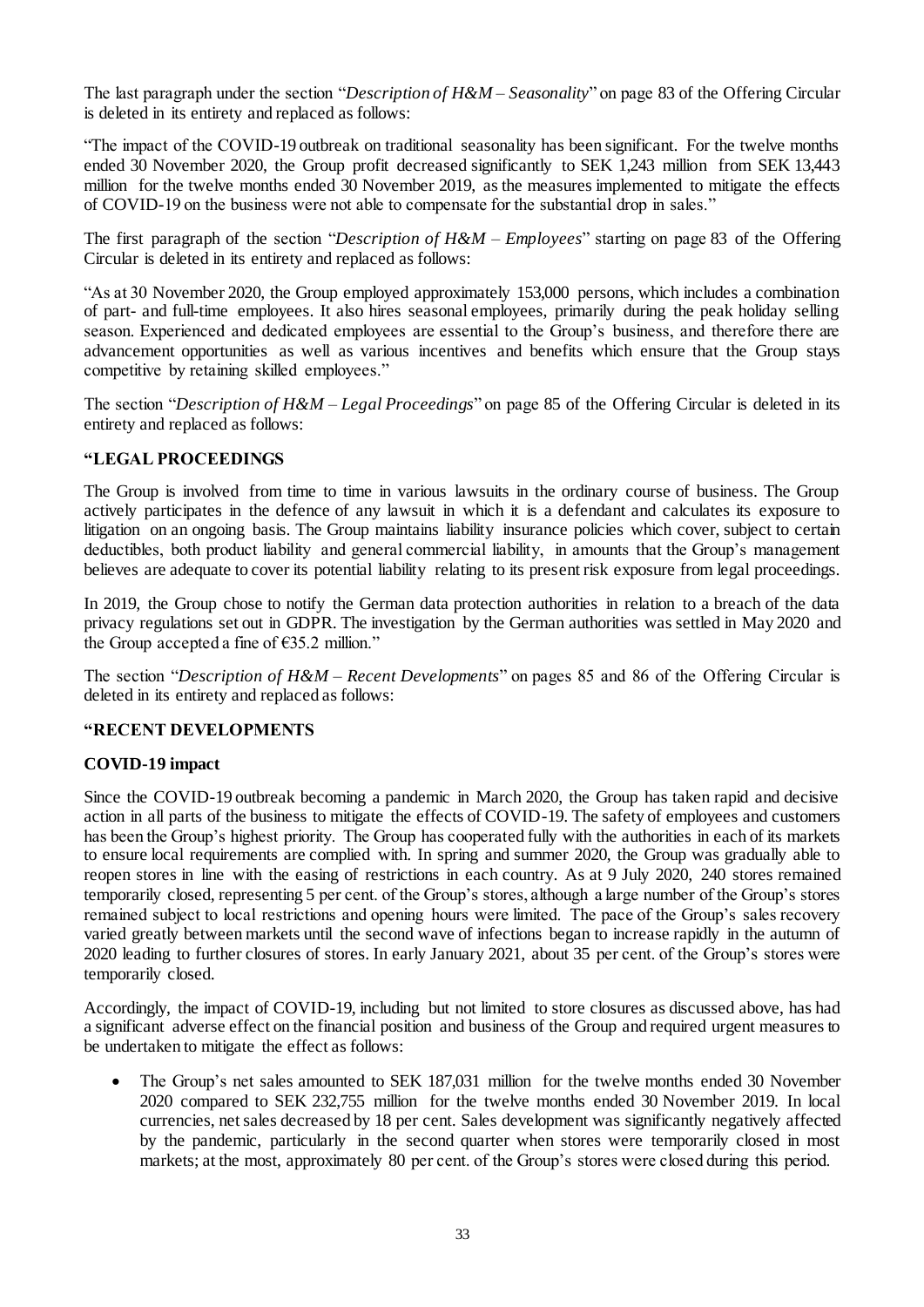The last paragraph under the section "*Description of H&M – Seasonality*" on page 83 of the Offering Circular is deleted in its entirety and replaced as follows:

"The impact of the COVID-19 outbreak on traditional seasonality has been significant. For the twelve months ended 30 November 2020, the Group profit decreased significantly to SEK 1,243 million from SEK 13,443 million for the twelve months ended 30 November 2019, as the measures implemented to mitigate the effects of COVID-19 on the business were not able to compensate for the substantial drop in sales."

The first paragraph of the section "*Description of H&M – Employees*" starting on page 83 of the Offering Circular is deleted in its entirety and replaced as follows:

"As at 30 November 2020, the Group employed approximately 153,000 persons, which includes a combination of part- and full-time employees. It also hires seasonal employees, primarily during the peak holiday selling season. Experienced and dedicated employees are essential to the Group's business, and therefore there are advancement opportunities as well as various incentives and benefits which ensure that the Group stays competitive by retaining skilled employees."

The section "*Description of H&M – Legal Proceedings*" on page 85 of the Offering Circular is deleted in its entirety and replaced as follows:

**"LEGAL PROCEEDINGS**

The Group is involved from time to time in various lawsuits in the ordinary course of business. The Group actively participates in the defence of any lawsuit in which it is a defendant and calculates its exposure to litigation on an ongoing basis. The Group maintains liability insurance policies which cover, subject to certain deductibles, both product liability and general commercial liability, in amounts that the Group's management believes are adequate to cover its potential liability relating to its present risk exposure from legal proceedings.

In 2019, the Group chose to notify the German data protection authorities in relation to a breach of the data privacy regulations set out in GDPR. The investigation by the German authorities was settled in May 2020 and the Group accepted a fine of €35.2 million."

The section "*Description of H&M – Recent Developments*" on pages 85 and 86 of the Offering Circular is deleted in its entirety and replaced as follows:

**"RECENT DEVELOPMENTS**

**COVID-19 impact**

Since the COVID-19 outbreak becoming a pandemic in March 2020, the Group has taken rapid and decisive action in all parts of the business to mitigate the effects of COVID-19. The safety of employees and customers has been the Group's highest priority. The Group has cooperated fully with the authorities in each of its markets to ensure local requirements are complied with. In spring and summer 2020, the Group was gradually able to reopen stores in line with the easing of restrictions in each country. As at 9 July 2020, 240 stores remained temporarily closed, representing 5 per cent. of the Group's stores, although a large number of the Group's stores remained subject to local restrictions and opening hours were limited. The pace of the Group's sales recovery varied greatly between markets until the second wave of infections began to increase rapidly in the autumn of 2020 leading to further closures of stores. In early January 2021, about 35 per cent. of the Group's stores were temporarily closed.

Accordingly, the impact of COVID-19, including but not limited to store closures as discussed above, has had a significant adverse effect on the financial position and business of the Group and required urgent measures to be undertaken to mitigate the effect as follows:

- The Group's net sales amounted to SEK 187,031 million for the twelve months ended 30 November 2020 compared to SEK 232,755 million for the twelve months ended 30 November 2019. In local currencies, net sales decreased by 18 per cent. Sales development was significantly negatively affected by the pandemic, particularly in the second quarter when stores were temporarily closed in most markets; at the most, approximately 80 per cent. of the Group's stores were closed during this period.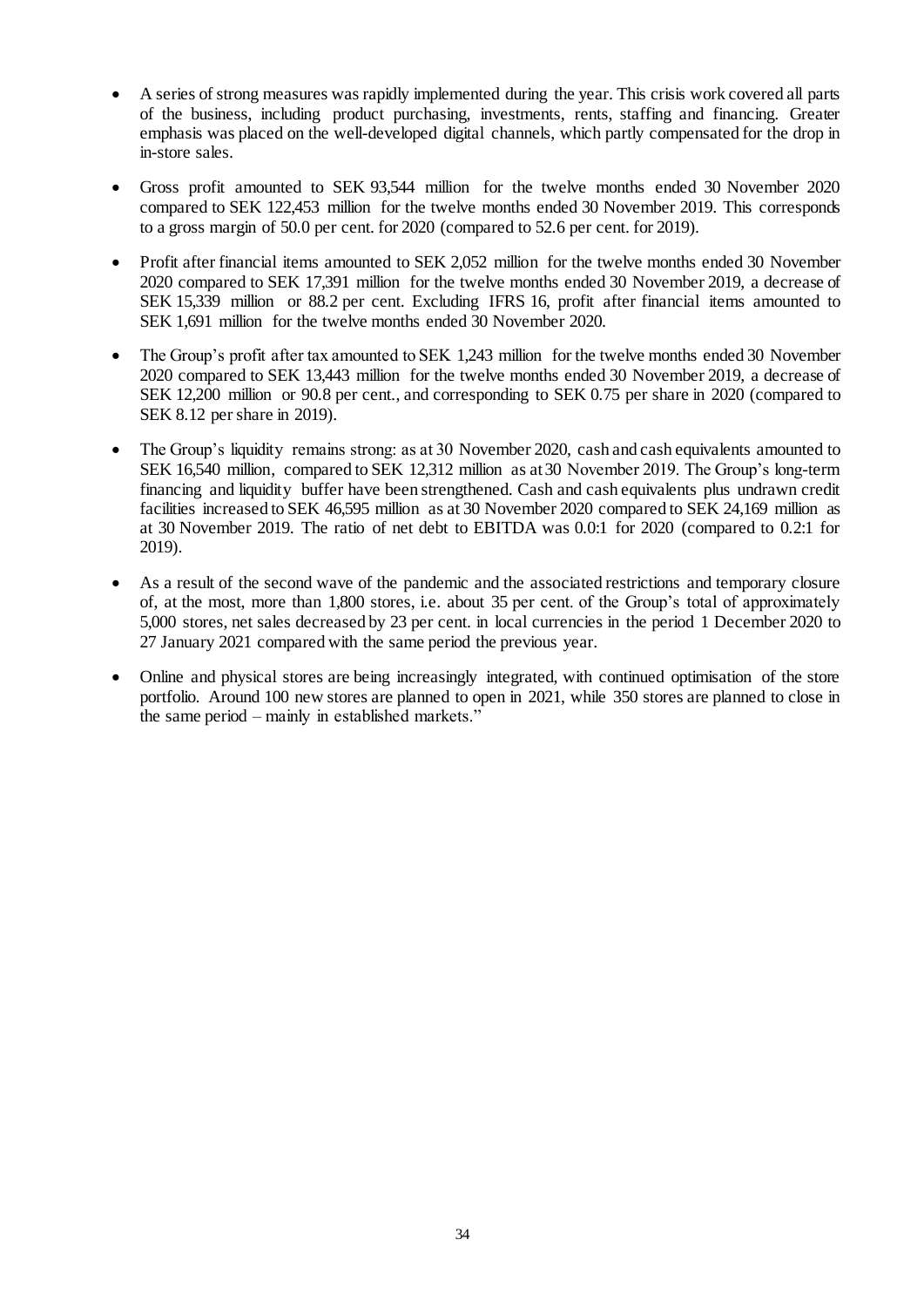- A series of strong measures was rapidly implemented during the year. This crisis work covered all parts of the business, including product purchasing, investments, rents, staffing and financing. Greater emphasis was placed on the well-developed digital channels, which partly compensated for the drop in in-store sales.

- Gross profit amounted to SEK 93,544 million for the twelve months ended 30 November 2020 compared to SEK 122,453 million for the twelve months ended 30 November 2019. This corresponds to a gross margin of 50.0 per cent. for 2020 (compared to 52.6 per cent. for 2019).

- Profit after financial items amounted to SEK 2,052 million for the twelve months ended 30 November 2020 compared to SEK 17,391 million for the twelve months ended 30 November 2019, a decrease of SEK 15,339 million or 88.2 per cent. Excluding IFRS 16, profit after financial items amounted to SEK 1,691 million for the twelve months ended 30 November 2020.

- The Group's profit after tax amounted to SEK 1,243 million for the twelve months ended 30 November 2020 compared to SEK 13,443 million for the twelve months ended 30 November 2019, a decrease of SEK 12,200 million or 90.8 per cent., and corresponding to SEK 0.75 per share in 2020 (compared to SEK 8.12 per share in 2019).

- The Group's liquidity remains strong: as at 30 November 2020, cash and cash equivalents amounted to SEK 16,540 million, compared to SEK 12,312 million as at 30 November 2019. The Group's long-term financing and liquidity buffer have been strengthened. Cash and cash equivalents plus undrawn credit facilities increased to SEK 46,595 million as at 30 November 2020 compared to SEK 24,169 million as at 30 November 2019. The ratio of net debt to EBITDA was 0.0:1 for 2020 (compared to 0.2:1 for 2019).

- As a result of the second wave of the pandemic and the associated restrictions and temporary closure of, at the most, more than 1,800 stores, i.e. about 35 per cent. of the Group's total of approximately 5,000 stores, net sales decreased by 23 per cent. in local currencies in the period 1 December 2020 to 27 January 2021 compared with the same period the previous year.

- Online and physical stores are being increasingly integrated, with continued optimisation of the store portfolio. Around 100 new stores are planned to open in 2021, while 350 stores are planned to close in the same period – mainly in established markets."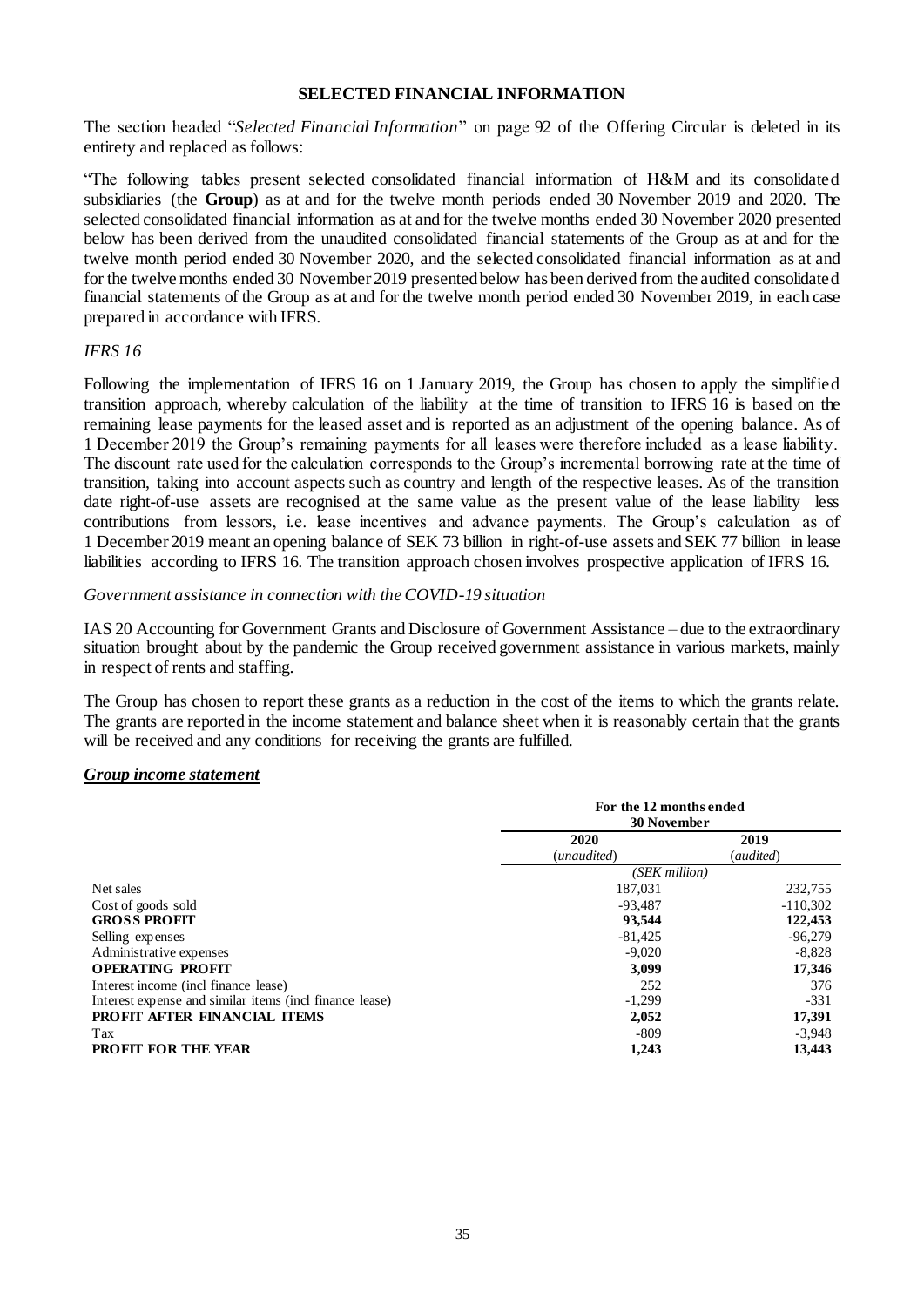## SELECTED FINANCIAL INFORMATION

The section headed "*Selected Financial Information*" on page 92 of the Offering Circular is deleted in its entirety and replaced as follows:

"The following tables present selected consolidated financial information of H&M and its consolidated subsidiaries (the **Group**) as at and for the twelve month periods ended 30 November 2019 and 2020. The selected consolidated financial information as at and for the twelve months ended 30 November 2020 presented below has been derived from the unaudited consolidated financial statements of the Group as at and for the twelve month period ended 30 November 2020, and the selected consolidated financial information as at and for the twelve months ended 30 November 2019 presented below has been derived from the audited consolidated financial statements of the Group as at and for the twelve month period ended 30 November 2019, in each case prepared in accordance with IFRS.

*IFRS 16*

Following the implementation of IFRS 16 on 1 January 2019, the Group has chosen to apply the simplified transition approach, whereby calculation of the liability at the time of transition to IFRS 16 is based on the remaining lease payments for the leased asset and is reported as an adjustment of the opening balance. As of 1 December 2019 the Group's remaining payments for all leases were therefore included as a lease liability. The discount rate used for the calculation corresponds to the Group's incremental borrowing rate at the time of transition, taking into account aspects such as country and length of the respective leases. As of the transition date right-of-use assets are recognised at the same value as the present value of the lease liability less contributions from lessors, i.e. lease incentives and advance payments. The Group's calculation as of 1 December 2019 meant an opening balance of SEK 73 billion in right-of-use assets and SEK 77 billion in lease liabilities according to IFRS 16. The transition approach chosen involves prospective application of IFRS 16.

*Government assistance in connection with the COVID-19 situation*

IAS 20 Accounting for Government Grants and Disclosure of Government Assistance – due to the extraordinary situation brought about by the pandemic the Group received government assistance in various markets, mainly in respect of rents and staffing.

The Group has chosen to report these grants as a reduction in the cost of the items to which the grants relate. The grants are reported in the income statement and balance sheet when it is reasonably certain that the grants will be received and any conditions for receiving the grants are fulfilled.

***Group income statement***

| | For the 12 months ended 30 November | |
|---|---|---|
| | 2020 (*unaudited*) | 2019 (*audited*) |
| | *(SEK million)* | |
| Net sales | 187,031 | 232,755 |
| Cost of goods sold | -93,487 | -110,302 |
| **GROSS PROFIT** | **93,544** | **122,453** |
| Selling expenses | -81,425 | -96,279 |
| Administrative expenses | -9,020 | -8,828 |
| **OPERATING PROFIT** | **3,099** | **17,346** |
| Interest income (incl finance lease) | 252 | 376 |
| Interest expense and similar items (incl finance lease) | -1,299 | -331 |
| **PROFIT AFTER FINANCIAL ITEMS** | **2,052** | **17,391** |
| Tax | -809 | -3,948 |
| **PROFIT FOR THE YEAR** | **1,243** | **13,443** |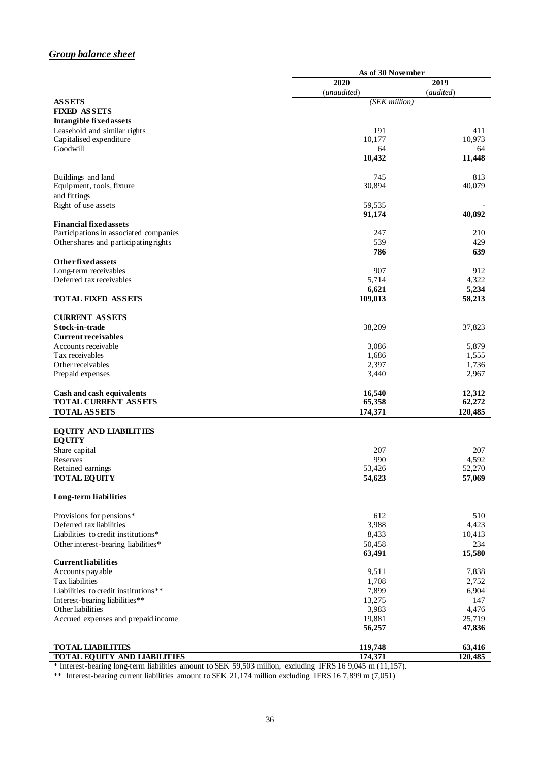## *Group balance sheet*

| | As of 30 November | |
|---|---|---|
| | 2020 | 2019 |
| | (*unaudited*) | (*audited*) |
| **ASSETS** | (*SEK million*) | |
| **FIXED ASSETS** | | |
| **Intangible fixed assets** | | |
| Leasehold and similar rights | 191 | 411 |
| Capitalised expenditure | 10,177 | 10,973 |
| Goodwill | 64 | 64 |
| | **10,432** | **11,448** |
| | | |
| Buildings and land | 745 | 813 |
| Equipment, tools, fixture and fittings | 30,894 | 40,079 |
| Right of use assets | 59,535 | - |
| | **91,174** | **40,892** |
| **Financial fixed assets** | | |
| Participations in associated companies | 247 | 210 |
| Other shares and participating rights | 539 | 429 |
| | **786** | **639** |
| **Other fixed assets** | | |
| Long-term receivables | 907 | 912 |
| Deferred tax receivables | 5,714 | 4,322 |
| | **6,621** | **5,234** |
| **TOTAL FIXED ASSETS** | **109,013** | **58,213** |
| | | |
| **CURRENT ASSETS** | | |
| **Stock-in-trade** | 38,209 | 37,823 |
| **Current receivables** | | |
| Accounts receivable | 3,086 | 5,879 |
| Tax receivables | 1,686 | 1,555 |
| Other receivables | 2,397 | 1,736 |
| Prepaid expenses | 3,440 | 2,967 |
| | | |
| **Cash and cash equivalents** | **16,540** | **12,312** |
| **TOTAL CURRENT ASSETS** | **65,358** | **62,272** |
| **TOTAL ASSETS** | **174,371** | **120,485** |
| | | |
| **EQUITY AND LIABILITIES** | | |
| **EQUITY** | | |
| Share capital | 207 | 207 |
| Reserves | 990 | 4,592 |
| Retained earnings | 53,426 | 52,270 |
| **TOTAL EQUITY** | **54,623** | **57,069** |
| | | |
| **Long-term liabilities** | | |
| | | |
| Provisions for pensions* | 612 | 510 |
| Deferred tax liabilities | 3,988 | 4,423 |
| Liabilities to credit institutions* | 8,433 | 10,413 |
| Other interest-bearing liabilities* | 50,458 | 234 |
| | **63,491** | **15,580** |
| **Current liabilities** | | |
| Accounts payable | 9,511 | 7,838 |
| Tax liabilities | 1,708 | 2,752 |
| Liabilities to credit institutions** | 7,899 | 6,904 |
| Interest-bearing liabilities** | 13,275 | 147 |
| Other liabilities | 3,983 | 4,476 |
| Accrued expenses and prepaid income | 19,881 | 25,719 |
| | **56,257** | **47,836** |
| | | |
| **TOTAL LIABILITIES** | **119,748** | **63,416** |
| **TOTAL EQUITY AND LIABILITIES** | **174,371** | **120,485** |

* Interest-bearing long-term liabilities amount to SEK 59,503 million, excluding IFRS 16 9,045 m (11,157).

** Interest-bearing current liabilities amount to SEK 21,174 million excluding IFRS 16 7,899 m (7,051)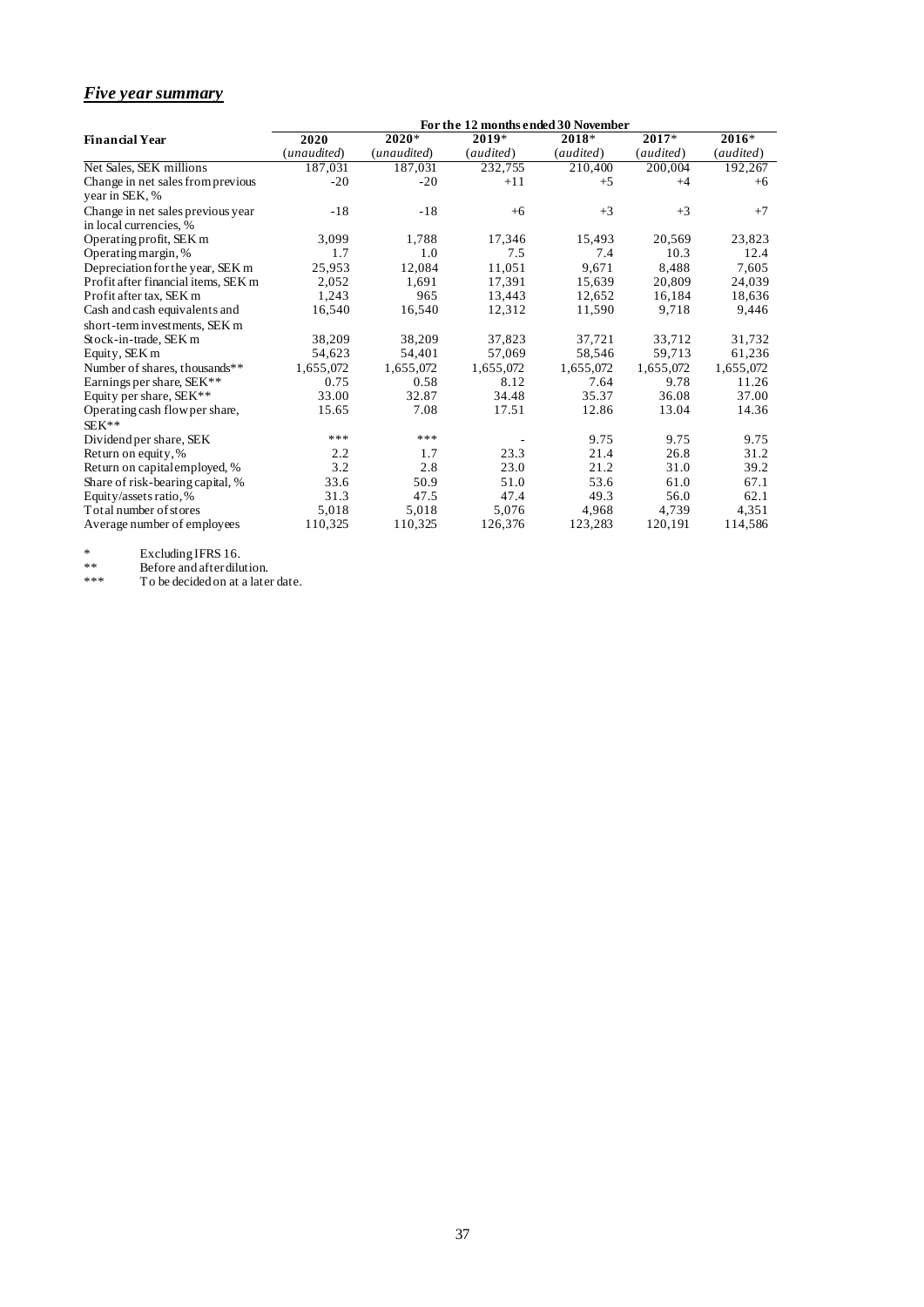## ***Five year summary***

| Financial Year | For the 12 months ended 30 November | | | | | |
|---|---|---|---|---|---|---|
| | **2020** | **2020*** | **2019*** | **2018*** | **2017*** | **2016*** |
| | (*unaudited*) | (*unaudited*) | (*audited*) | (*audited*) | (*audited*) | (*audited*) |
| Net Sales, SEK millions | 187,031 | 187,031 | 232,755 | 210,400 | 200,004 | 192,267 |
| Change in net sales from previous year in SEK, % | -20 | -20 | +11 | +5 | +4 | +6 |
| Change in net sales previous year in local currencies, % | -18 | -18 | +6 | +3 | +3 | +7 |
| Operating profit, SEK m | 3,099 | 1,788 | 17,346 | 15,493 | 20,569 | 23,823 |
| Operating margin, % | 1.7 | 1.0 | 7.5 | 7.4 | 10.3 | 12.4 |
| Depreciation for the year, SEK m | 25,953 | 12,084 | 11,051 | 9,671 | 8,488 | 7,605 |
| Profit after financial items, SEK m | 2,052 | 1,691 | 17,391 | 15,639 | 20,809 | 24,039 |
| Profit after tax, SEK m | 1,243 | 965 | 13,443 | 12,652 | 16,184 | 18,636 |
| Cash and cash equivalents and short-term investments, SEK m | 16,540 | 16,540 | 12,312 | 11,590 | 9,718 | 9,446 |
| Stock-in-trade, SEK m | 38,209 | 38,209 | 37,823 | 37,721 | 33,712 | 31,732 |
| Equity, SEK m | 54,623 | 54,401 | 57,069 | 58,546 | 59,713 | 61,236 |
| Number of shares, thousands** | 1,655,072 | 1,655,072 | 1,655,072 | 1,655,072 | 1,655,072 | 1,655,072 |
| Earnings per share, SEK** | 0.75 | 0.58 | 8.12 | 7.64 | 9.78 | 11.26 |
| Equity per share, SEK** | 33.00 | 32.87 | 34.48 | 35.37 | 36.08 | 37.00 |
| Operating cash flow per share, SEK** | 15.65 | 7.08 | 17.51 | 12.86 | 13.04 | 14.36 |
| Dividend per share, SEK | *** | *** | - | 9.75 | 9.75 | 9.75 |
| Return on equity, % | 2.2 | 1.7 | 23.3 | 21.4 | 26.8 | 31.2 |
| Return on capital employed, % | 3.2 | 2.8 | 23.0 | 21.2 | 31.0 | 39.2 |
| Share of risk-bearing capital, % | 33.6 | 50.9 | 51.0 | 53.6 | 61.0 | 67.1 |
| Equity/assets ratio, % | 31.3 | 47.5 | 47.4 | 49.3 | 56.0 | 62.1 |
| Total number of stores | 5,018 | 5,018 | 5,076 | 4,968 | 4,739 | 4,351 |
| Average number of employees | 110,325 | 110,325 | 126,376 | 123,283 | 120,191 | 114,586 |

\* Excluding IFRS 16.

** Before and after dilution.

*** To be decided on at a later date.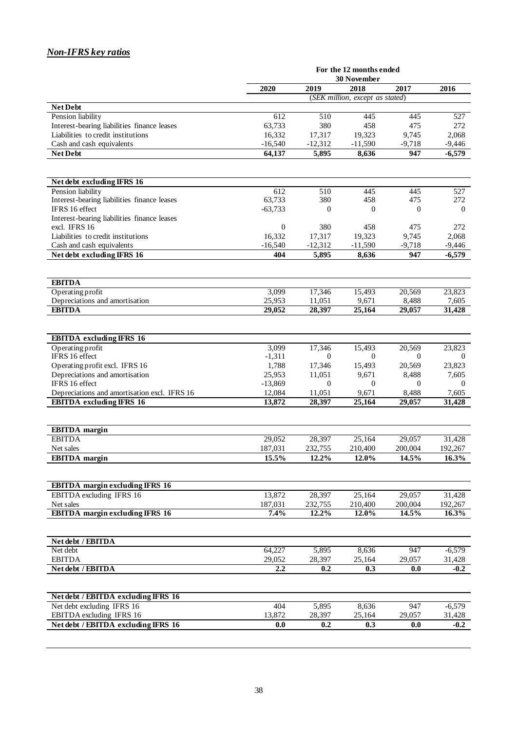## *Non-IFRS key ratios*

| | For the 12 months ended 30 November | | | | |
|---|---|---|---|---|---|
| | **2020** | **2019** | **2018** | **2017** | **2016** |
| | (*SEK million, except as stated*) | | | | |
| **Net Debt** | | | | | |
| Pension liability | 612 | 510 | 445 | 445 | 527 |
| Interest-bearing liabilities finance leases | 63,733 | 380 | 458 | 475 | 272 |
| Liabilities to credit institutions | 16,332 | 17,317 | 19,323 | 9,745 | 2,068 |
| Cash and cash equivalents | -16,540 | -12,312 | -11,590 | -9,718 | -9,446 |
| **Net Debt** | **64,137** | **5,895** | **8,636** | **947** | **-6,579** |

| | 2020 | 2019 | 2018 | 2017 | 2016 |
|---|---|---|---|---|---|
| **Net debt excluding IFRS 16** | | | | | |
| Pension liability | 612 | 510 | 445 | 445 | 527 |
| Interest-bearing liabilities finance leases | 63,733 | 380 | 458 | 475 | 272 |
| IFRS 16 effect | -63,733 | 0 | 0 | 0 | 0 |
| Interest-bearing liabilities finance leases excl. IFRS 16 | 0 | 380 | 458 | 475 | 272 |
| Liabilities to credit institutions | 16,332 | 17,317 | 19,323 | 9,745 | 2,068 |
| Cash and cash equivalents | -16,540 | -12,312 | -11,590 | -9,718 | -9,446 |
| **Net debt excluding IFRS 16** | **404** | **5,895** | **8,636** | **947** | **-6,579** |

| | 2020 | 2019 | 2018 | 2017 | 2016 |
|---|---|---|---|---|---|
| **EBITDA** | | | | | |
| Operating profit | 3,099 | 17,346 | 15,493 | 20,569 | 23,823 |
| Depreciations and amortisation | 25,953 | 11,051 | 9,671 | 8,488 | 7,605 |
| **EBITDA** | **29,052** | **28,397** | **25,164** | **29,057** | **31,428** |

| | 2020 | 2019 | 2018 | 2017 | 2016 |
|---|---|---|---|---|---|
| **EBITDA excluding IFRS 16** | | | | | |
| Operating profit | 3,099 | 17,346 | 15,493 | 20,569 | 23,823 |
| IFRS 16 effect | -1,311 | 0 | 0 | 0 | 0 |
| Operating profit excl. IFRS 16 | 1,788 | 17,346 | 15,493 | 20,569 | 23,823 |
| Depreciations and amortisation | 25,953 | 11,051 | 9,671 | 8,488 | 7,605 |
| IFRS 16 effect | -13,869 | 0 | 0 | 0 | 0 |
| Depreciations and amortisation excl. IFRS 16 | 12,084 | 11,051 | 9,671 | 8,488 | 7,605 |
| **EBITDA excluding IFRS 16** | **13,872** | **28,397** | **25,164** | **29,057** | **31,428** |

| | 2020 | 2019 | 2018 | 2017 | 2016 |
|---|---|---|---|---|---|
| **EBITDA margin** | | | | | |
| EBITDA | 29,052 | 28,397 | 25,164 | 29,057 | 31,428 |
| Net sales | 187,031 | 232,755 | 210,400 | 200,004 | 192,267 |
| **EBITDA margin** | **15.5%** | **12.2%** | **12.0%** | **14.5%** | **16.3%** |

| | 2020 | 2019 | 2018 | 2017 | 2016 |
|---|---|---|---|---|---|
| **EBITDA margin excluding IFRS 16** | | | | | |
| EBITDA excluding IFRS 16 | 13,872 | 28,397 | 25,164 | 29,057 | 31,428 |
| Net sales | 187,031 | 232,755 | 210,400 | 200,004 | 192,267 |
| **EBITDA margin excluding IFRS 16** | **7.4%** | **12.2%** | **12.0%** | **14.5%** | **16.3%** |

| | 2020 | 2019 | 2018 | 2017 | 2016 |
|---|---|---|---|---|---|
| **Net debt / EBITDA** | | | | | |
| Net debt | 64,227 | 5,895 | 8,636 | 947 | -6,579 |
| EBITDA | 29,052 | 28,397 | 25,164 | 29,057 | 31,428 |
| **Net debt / EBITDA** | **2.2** | **0.2** | **0.3** | **0.0** | **-0.2** |

| | 2020 | 2019 | 2018 | 2017 | 2016 |
|---|---|---|---|---|---|
| **Net debt / EBITDA excluding IFRS 16** | | | | | |
| Net debt excluding IFRS 16 | 404 | 5,895 | 8,636 | 947 | -6,579 |
| EBITDA excluding IFRS 16 | 13,872 | 28,397 | 25,164 | 29,057 | 31,428 |
| **Net debt / EBITDA excluding IFRS 16** | **0.0** | **0.2** | **0.3** | **0.0** | **-0.2** |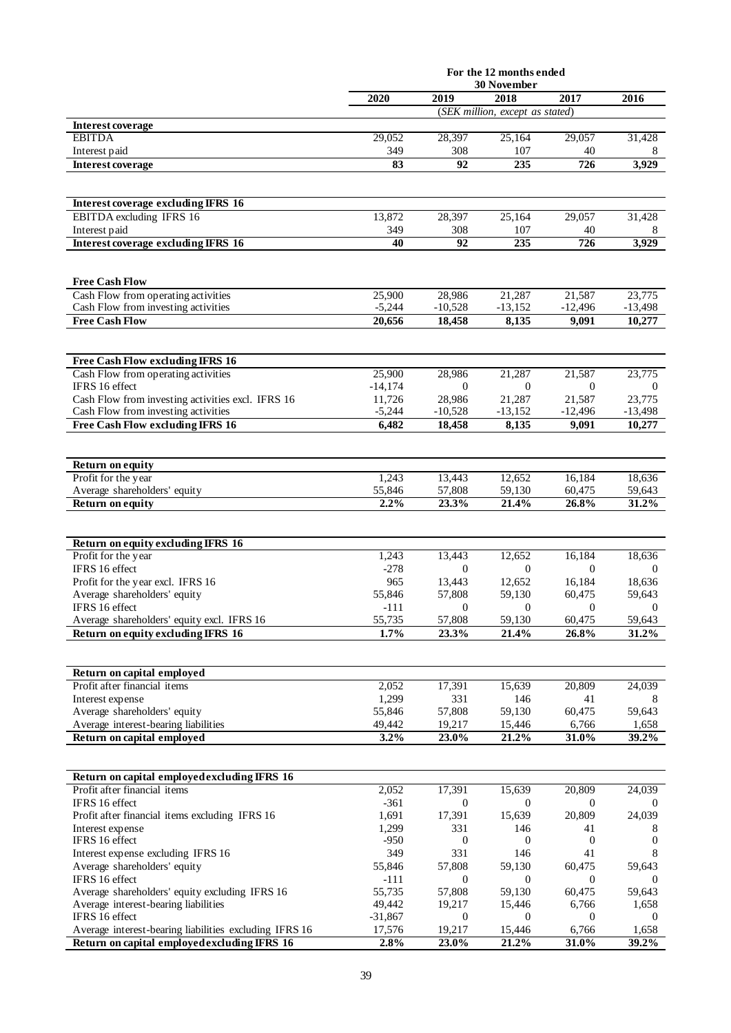| | For the 12 months ended 30 November | | | | |
|---|---|---|---|---|---|
| | 2020 | 2019 | 2018 | 2017 | 2016 |
| | *(SEK million, except as stated)* | | | | |
| **Interest coverage** | | | | | |
| EBITDA | 29,052 | 28,397 | 25,164 | 29,057 | 31,428 |
| Interest paid | 349 | 308 | 107 | 40 | 8 |
| **Interest coverage** | **83** | **92** | **235** | **726** | **3,929** |
| | | | | | |
| **Interest coverage excluding IFRS 16** | | | | | |
| EBITDA excluding IFRS 16 | 13,872 | 28,397 | 25,164 | 29,057 | 31,428 |
| Interest paid | 349 | 308 | 107 | 40 | 8 |
| **Interest coverage excluding IFRS 16** | **40** | **92** | **235** | **726** | **3,929** |
| | | | | | |
| **Free Cash Flow** | | | | | |
| Cash Flow from operating activities | 25,900 | 28,986 | 21,287 | 21,587 | 23,775 |
| Cash Flow from investing activities | -5,244 | -10,528 | -13,152 | -12,496 | -13,498 |
| **Free Cash Flow** | **20,656** | **18,458** | **8,135** | **9,091** | **10,277** |
| | | | | | |
| **Free Cash Flow excluding IFRS 16** | | | | | |
| Cash Flow from operating activities | 25,900 | 28,986 | 21,287 | 21,587 | 23,775 |
| IFRS 16 effect | -14,174 | 0 | 0 | 0 | 0 |
| Cash Flow from investing activities excl. IFRS 16 | 11,726 | 28,986 | 21,287 | 21,587 | 23,775 |
| Cash Flow from investing activities | -5,244 | -10,528 | -13,152 | -12,496 | -13,498 |
| **Free Cash Flow excluding IFRS 16** | **6,482** | **18,458** | **8,135** | **9,091** | **10,277** |
| | | | | | |
| **Return on equity** | | | | | |
| Profit for the year | 1,243 | 13,443 | 12,652 | 16,184 | 18,636 |
| Average shareholders' equity | 55,846 | 57,808 | 59,130 | 60,475 | 59,643 |
| **Return on equity** | **2.2%** | **23.3%** | **21.4%** | **26.8%** | **31.2%** |
| | | | | | |
| **Return on equity excluding IFRS 16** | | | | | |
| Profit for the year | 1,243 | 13,443 | 12,652 | 16,184 | 18,636 |
| IFRS 16 effect | -278 | 0 | 0 | 0 | 0 |
| Profit for the year excl. IFRS 16 | 965 | 13,443 | 12,652 | 16,184 | 18,636 |
| Average shareholders' equity | 55,846 | 57,808 | 59,130 | 60,475 | 59,643 |
| IFRS 16 effect | -111 | 0 | 0 | 0 | 0 |
| Average shareholders' equity excl. IFRS 16 | 55,735 | 57,808 | 59,130 | 60,475 | 59,643 |
| **Return on equity excluding IFRS 16** | **1.7%** | **23.3%** | **21.4%** | **26.8%** | **31.2%** |
| | | | | | |
| **Return on capital employed** | | | | | |
| Profit after financial items | 2,052 | 17,391 | 15,639 | 20,809 | 24,039 |
| Interest expense | 1,299 | 331 | 146 | 41 | 8 |
| Average shareholders' equity | 55,846 | 57,808 | 59,130 | 60,475 | 59,643 |
| Average interest-bearing liabilities | 49,442 | 19,217 | 15,446 | 6,766 | 1,658 |
| **Return on capital employed** | **3.2%** | **23.0%** | **21.2%** | **31.0%** | **39.2%** |
| | | | | | |
| **Return on capital employed excluding IFRS 16** | | | | | |
| Profit after financial items | 2,052 | 17,391 | 15,639 | 20,809 | 24,039 |
| IFRS 16 effect | -361 | 0 | 0 | 0 | 0 |
| Profit after financial items excluding IFRS 16 | 1,691 | 17,391 | 15,639 | 20,809 | 24,039 |
| Interest expense | 1,299 | 331 | 146 | 41 | 8 |
| IFRS 16 effect | -950 | 0 | 0 | 0 | 0 |
| Interest expense excluding IFRS 16 | 349 | 331 | 146 | 41 | 8 |
| Average shareholders' equity | 55,846 | 57,808 | 59,130 | 60,475 | 59,643 |
| IFRS 16 effect | -111 | 0 | 0 | 0 | 0 |
| Average shareholders' equity excluding IFRS 16 | 55,735 | 57,808 | 59,130 | 60,475 | 59,643 |
| Average interest-bearing liabilities | 49,442 | 19,217 | 15,446 | 6,766 | 1,658 |
| IFRS 16 effect | -31,867 | 0 | 0 | 0 | 0 |
| Average interest-bearing liabilities excluding IFRS 16 | 17,576 | 19,217 | 15,446 | 6,766 | 1,658 |
| **Return on capital employed excluding IFRS 16** | **2.8%** | **23.0%** | **21.2%** | **31.0%** | **39.2%** |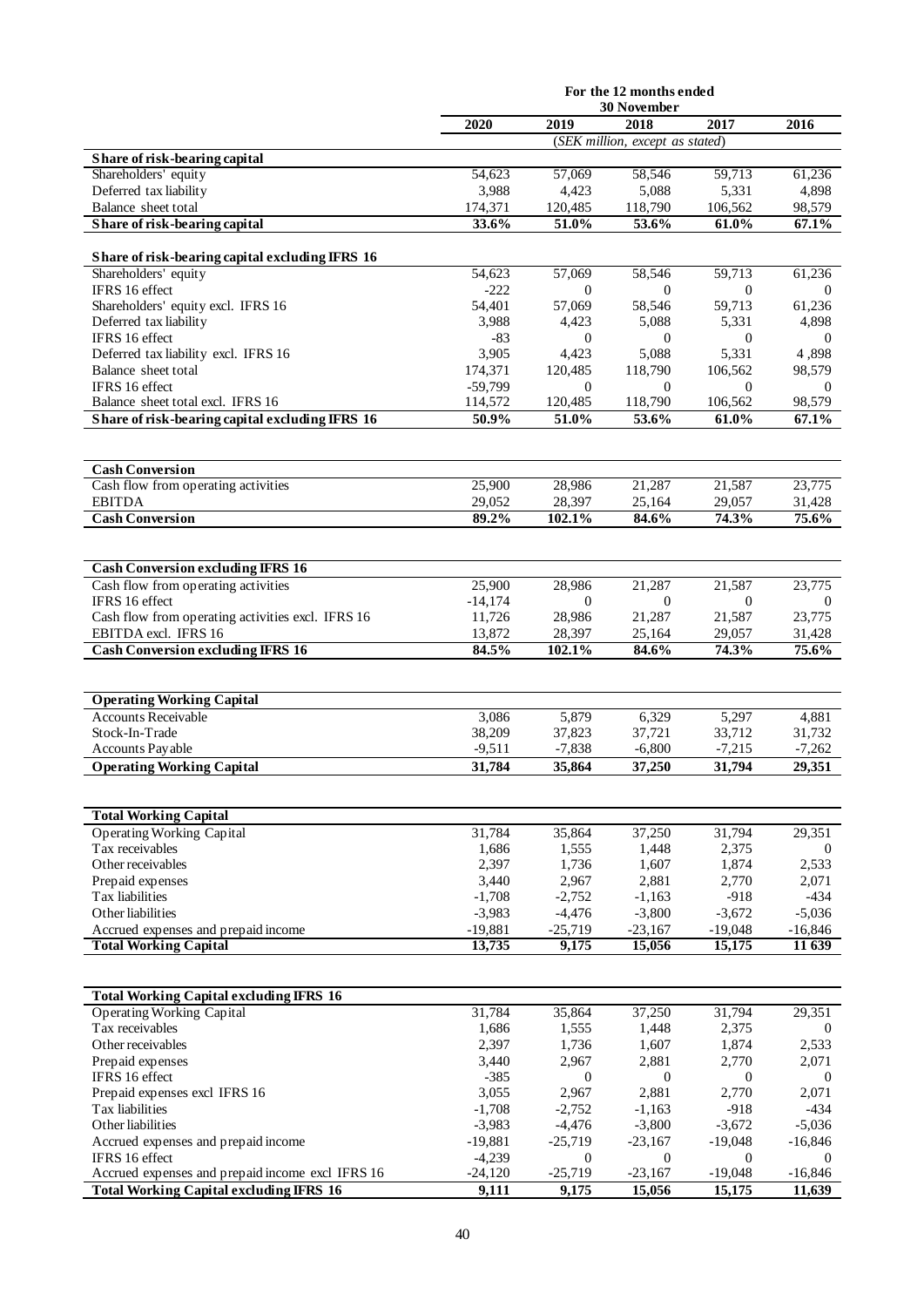| | For the 12 months ended 30 November | | | | |
|---|---|---|---|---|---|
| | 2020 | 2019 | 2018 | 2017 | 2016 |
| | (SEK million, except as stated) | | | | |
| **Share of risk-bearing capital** | | | | | |
| Shareholders' equity | 54,623 | 57,069 | 58,546 | 59,713 | 61,236 |
| Deferred tax liability | 3,988 | 4,423 | 5,088 | 5,331 | 4,898 |
| Balance sheet total | 174,371 | 120,485 | 118,790 | 106,562 | 98,579 |
| **Share of risk-bearing capital** | **33.6%** | **51.0%** | **53.6%** | **61.0%** | **67.1%** |
| | | | | | |
| **Share of risk-bearing capital excluding IFRS 16** | | | | | |
| Shareholders' equity | 54,623 | 57,069 | 58,546 | 59,713 | 61,236 |
| IFRS 16 effect | -222 | 0 | 0 | 0 | 0 |
| Shareholders' equity excl. IFRS 16 | 54,401 | 57,069 | 58,546 | 59,713 | 61,236 |
| Deferred tax liability | 3,988 | 4,423 | 5,088 | 5,331 | 4,898 |
| IFRS 16 effect | -83 | 0 | 0 | 0 | 0 |
| Deferred tax liability excl. IFRS 16 | 3,905 | 4,423 | 5,088 | 5,331 | 4 ,898 |
| Balance sheet total | 174,371 | 120,485 | 118,790 | 106,562 | 98,579 |
| IFRS 16 effect | -59,799 | 0 | 0 | 0 | 0 |
| Balance sheet total excl. IFRS 16 | 114,572 | 120,485 | 118,790 | 106,562 | 98,579 |
| **Share of risk-bearing capital excluding IFRS 16** | **50.9%** | **51.0%** | **53.6%** | **61.0%** | **67.1%** |

| | 2020 | 2019 | 2018 | 2017 | 2016 |
|---|---|---|---|---|---|
| **Cash Conversion** | | | | | |
| Cash flow from operating activities | 25,900 | 28,986 | 21,287 | 21,587 | 23,775 |
| EBITDA | 29,052 | 28,397 | 25,164 | 29,057 | 31,428 |
| **Cash Conversion** | **89.2%** | **102.1%** | **84.6%** | **74.3%** | **75.6%** |

| | 2020 | 2019 | 2018 | 2017 | 2016 |
|---|---|---|---|---|---|
| **Cash Conversion excluding IFRS 16** | | | | | |
| Cash flow from operating activities | 25,900 | 28,986 | 21,287 | 21,587 | 23,775 |
| IFRS 16 effect | -14,174 | 0 | 0 | 0 | 0 |
| Cash flow from operating activities excl. IFRS 16 | 11,726 | 28,986 | 21,287 | 21,587 | 23,775 |
| EBITDA excl. IFRS 16 | 13,872 | 28,397 | 25,164 | 29,057 | 31,428 |
| **Cash Conversion excluding IFRS 16** | **84.5%** | **102.1%** | **84.6%** | **74.3%** | **75.6%** |

| | 2020 | 2019 | 2018 | 2017 | 2016 |
|---|---|---|---|---|---|
| **Operating Working Capital** | | | | | |
| Accounts Receivable | 3,086 | 5,879 | 6,329 | 5,297 | 4,881 |
| Stock-In-Trade | 38,209 | 37,823 | 37,721 | 33,712 | 31,732 |
| Accounts Payable | -9,511 | -7,838 | -6,800 | -7,215 | -7,262 |
| **Operating Working Capital** | **31,784** | **35,864** | **37,250** | **31,794** | **29,351** |

| | 2020 | 2019 | 2018 | 2017 | 2016 |
|---|---|---|---|---|---|
| **Total Working Capital** | | | | | |
| Operating Working Capital | 31,784 | 35,864 | 37,250 | 31,794 | 29,351 |
| Tax receivables | 1,686 | 1,555 | 1,448 | 2,375 | 0 |
| Other receivables | 2,397 | 1,736 | 1,607 | 1,874 | 2,533 |
| Prepaid expenses | 3,440 | 2,967 | 2,881 | 2,770 | 2,071 |
| Tax liabilities | -1,708 | -2,752 | -1,163 | -918 | -434 |
| Other liabilities | -3,983 | -4,476 | -3,800 | -3,672 | -5,036 |
| Accrued expenses and prepaid income | -19,881 | -25,719 | -23,167 | -19,048 | -16,846 |
| **Total Working Capital** | **13,735** | **9,175** | **15,056** | **15,175** | **11 639** |

| | 2020 | 2019 | 2018 | 2017 | 2016 |
|---|---|---|---|---|---|
| **Total Working Capital excluding IFRS 16** | | | | | |
| Operating Working Capital | 31,784 | 35,864 | 37,250 | 31,794 | 29,351 |
| Tax receivables | 1,686 | 1,555 | 1,448 | 2,375 | 0 |
| Other receivables | 2,397 | 1,736 | 1,607 | 1,874 | 2,533 |
| Prepaid expenses | 3,440 | 2,967 | 2,881 | 2,770 | 2,071 |
| IFRS 16 effect | -385 | 0 | 0 | 0 | 0 |
| Prepaid expenses excl IFRS 16 | 3,055 | 2,967 | 2,881 | 2,770 | 2,071 |
| Tax liabilities | -1,708 | -2,752 | -1,163 | -918 | -434 |
| Other liabilities | -3,983 | -4,476 | -3,800 | -3,672 | -5,036 |
| Accrued expenses and prepaid income | -19,881 | -25,719 | -23,167 | -19,048 | -16,846 |
| IFRS 16 effect | -4,239 | 0 | 0 | 0 | 0 |
| Accrued expenses and prepaid income excl IFRS 16 | -24,120 | -25,719 | -23,167 | -19,048 | -16,846 |
| **Total Working Capital excluding IFRS 16** | **9,111** | **9,175** | **15,056** | **15,175** | **11,639** |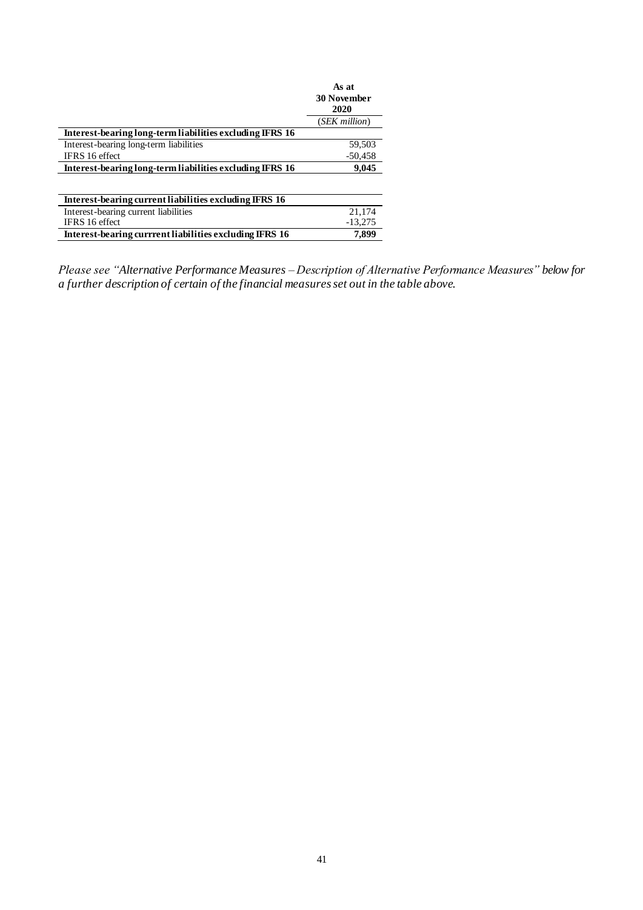| | As at 30 November 2020 |
|---|---|
| | (*SEK million*) |
| **Interest-bearing long-term liabilities excluding IFRS 16** | |
| Interest-bearing long-term liabilities | 59,503 |
| IFRS 16 effect | -50,458 |
| **Interest-bearing long-term liabilities excluding IFRS 16** | **9,045** |

| | |
|---|---|
| **Interest-bearing current liabilities excluding IFRS 16** | |
| Interest-bearing current liabilities | 21,174 |
| IFRS 16 effect | -13,275 |
| **Interest-bearing currrent liabilities excluding IFRS 16** | **7,899** |

*Please see "Alternative Performance Measures – Description of Alternative Performance Measures" below for a further description of certain of the financial measures set out in the table above.*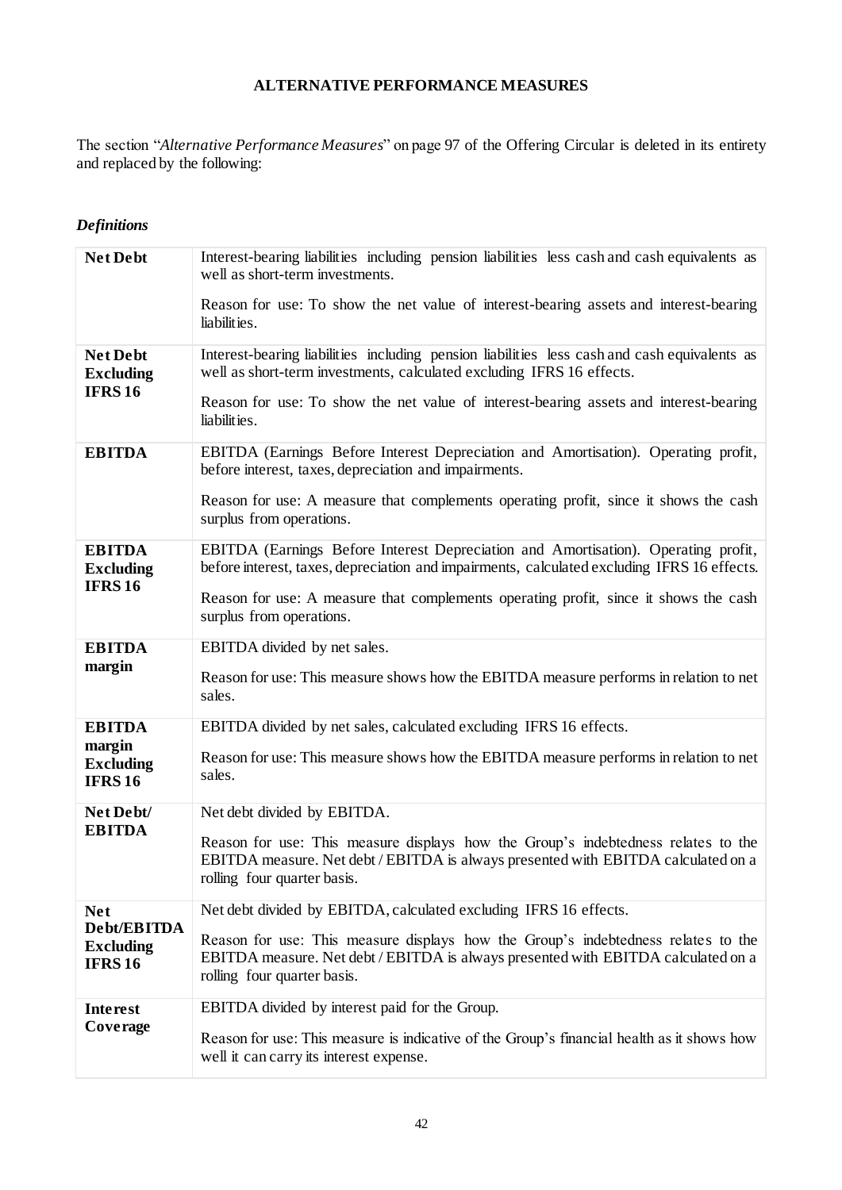# ALTERNATIVE PERFORMANCE MEASURES

The section "*Alternative Performance Measures*" on page 97 of the Offering Circular is deleted in its entirety and replaced by the following:

### *Definitions*

| | |
|---|---|
| **Net Debt** | Interest-bearing liabilities including pension liabilities less cash and cash equivalents as well as short-term investments.<br><br>Reason for use: To show the net value of interest-bearing assets and interest-bearing liabilities. |
| **Net Debt Excluding IFRS 16** | Interest-bearing liabilities including pension liabilities less cash and cash equivalents as well as short-term investments, calculated excluding IFRS 16 effects.<br><br>Reason for use: To show the net value of interest-bearing assets and interest-bearing liabilities. |
| **EBITDA** | EBITDA (Earnings Before Interest Depreciation and Amortisation). Operating profit, before interest, taxes, depreciation and impairments.<br><br>Reason for use: A measure that complements operating profit, since it shows the cash surplus from operations. |
| **EBITDA Excluding IFRS 16** | EBITDA (Earnings Before Interest Depreciation and Amortisation). Operating profit, before interest, taxes, depreciation and impairments, calculated excluding IFRS 16 effects.<br><br>Reason for use: A measure that complements operating profit, since it shows the cash surplus from operations. |
| **EBITDA margin** | EBITDA divided by net sales.<br><br>Reason for use: This measure shows how the EBITDA measure performs in relation to net sales. |
| **EBITDA margin Excluding IFRS 16** | EBITDA divided by net sales, calculated excluding IFRS 16 effects.<br><br>Reason for use: This measure shows how the EBITDA measure performs in relation to net sales. |
| **Net Debt/ EBITDA** | Net debt divided by EBITDA.<br><br>Reason for use: This measure displays how the Group's indebtedness relates to the EBITDA measure. Net debt / EBITDA is always presented with EBITDA calculated on a rolling four quarter basis. |
| **Net Debt/EBITDA Excluding IFRS 16** | Net debt divided by EBITDA, calculated excluding IFRS 16 effects.<br><br>Reason for use: This measure displays how the Group's indebtedness relates to the EBITDA measure. Net debt / EBITDA is always presented with EBITDA calculated on a rolling four quarter basis. |
| **Interest Coverage** | EBITDA divided by interest paid for the Group.<br><br>Reason for use: This measure is indicative of the Group's financial health as it shows how well it can carry its interest expense. |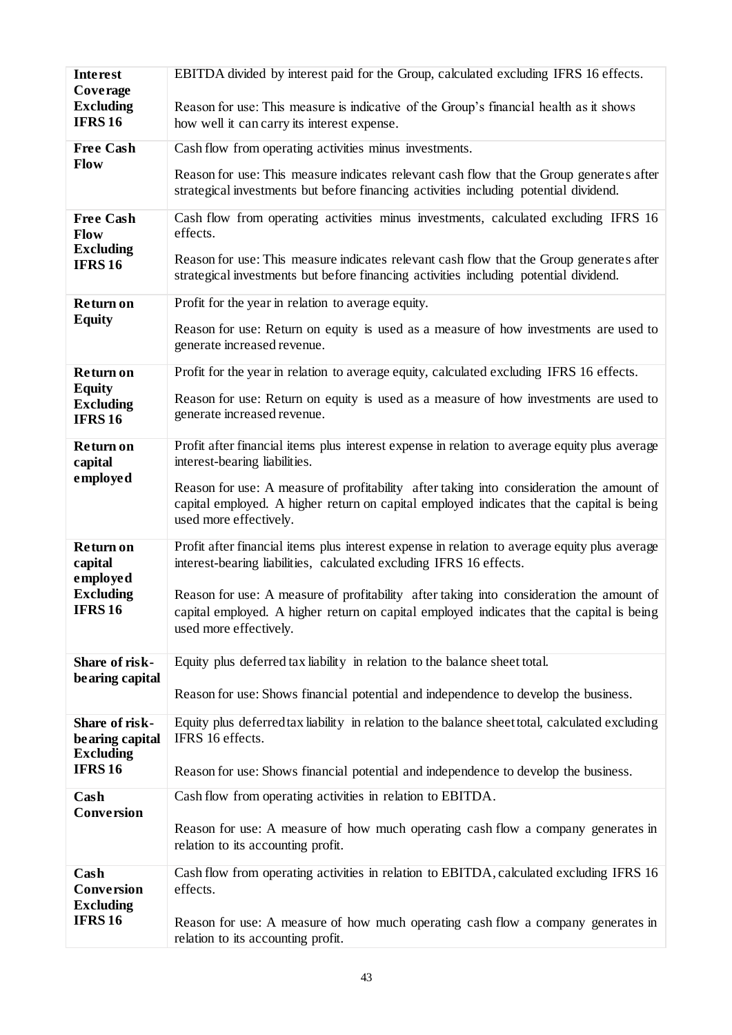| | |
|---|---|
| **Interest Coverage Excluding IFRS 16** | EBITDA divided by interest paid for the Group, calculated excluding IFRS 16 effects.<br><br>Reason for use: This measure is indicative of the Group's financial health as it shows how well it can carry its interest expense. |
| **Free Cash Flow** | Cash flow from operating activities minus investments.<br><br>Reason for use: This measure indicates relevant cash flow that the Group generates after strategical investments but before financing activities including potential dividend. |
| **Free Cash Flow Excluding IFRS 16** | Cash flow from operating activities minus investments, calculated excluding IFRS 16 effects.<br><br>Reason for use: This measure indicates relevant cash flow that the Group generates after strategical investments but before financing activities including potential dividend. |
| **Return on Equity** | Profit for the year in relation to average equity.<br><br>Reason for use: Return on equity is used as a measure of how investments are used to generate increased revenue. |
| **Return on Equity Excluding IFRS 16** | Profit for the year in relation to average equity, calculated excluding IFRS 16 effects.<br><br>Reason for use: Return on equity is used as a measure of how investments are used to generate increased revenue. |
| **Return on capital employed** | Profit after financial items plus interest expense in relation to average equity plus average interest-bearing liabilities.<br><br>Reason for use: A measure of profitability after taking into consideration the amount of capital employed. A higher return on capital employed indicates that the capital is being used more effectively. |
| **Return on capital employed Excluding IFRS 16** | Profit after financial items plus interest expense in relation to average equity plus average interest-bearing liabilities, calculated excluding IFRS 16 effects.<br><br>Reason for use: A measure of profitability after taking into consideration the amount of capital employed. A higher return on capital employed indicates that the capital is being used more effectively. |
| **Share of risk-bearing capital** | Equity plus deferred tax liability in relation to the balance sheet total.<br><br>Reason for use: Shows financial potential and independence to develop the business. |
| **Share of risk-bearing capital Excluding IFRS 16** | Equity plus deferred tax liability in relation to the balance sheet total, calculated excluding IFRS 16 effects.<br><br>Reason for use: Shows financial potential and independence to develop the business. |
| **Cash Conversion** | Cash flow from operating activities in relation to EBITDA.<br><br>Reason for use: A measure of how much operating cash flow a company generates in relation to its accounting profit. |
| **Cash Conversion Excluding IFRS 16** | Cash flow from operating activities in relation to EBITDA, calculated excluding IFRS 16 effects.<br><br>Reason for use: A measure of how much operating cash flow a company generates in relation to its accounting profit. |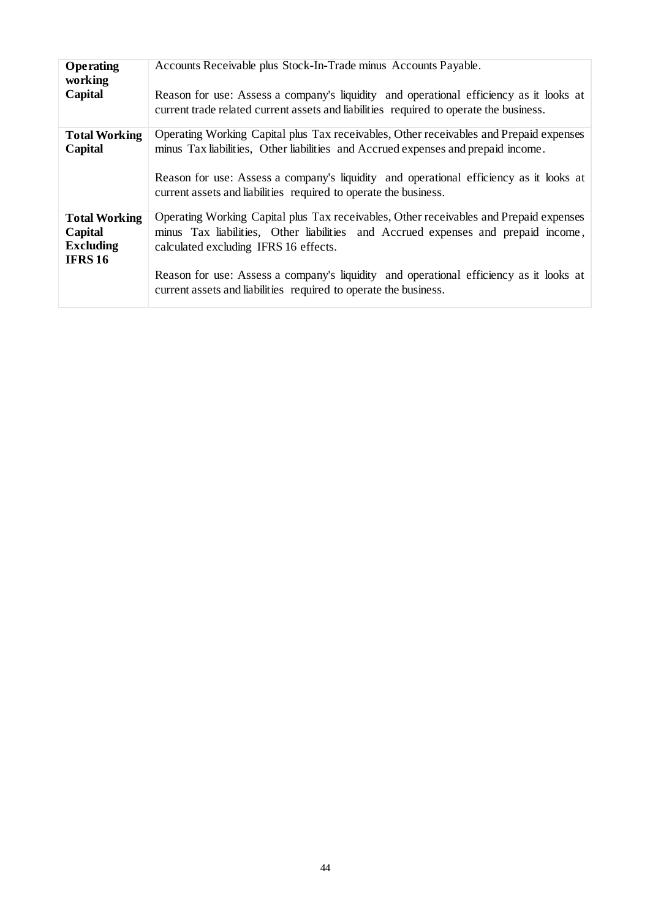| | |
|---|---|
| **Operating working Capital** | Accounts Receivable plus Stock-In-Trade minus Accounts Payable.<br><br>Reason for use: Assess a company's liquidity and operational efficiency as it looks at current trade related current assets and liabilities required to operate the business. |
| **Total Working Capital** | Operating Working Capital plus Tax receivables, Other receivables and Prepaid expenses minus Tax liabilities, Other liabilities and Accrued expenses and prepaid income.<br><br>Reason for use: Assess a company's liquidity and operational efficiency as it looks at current assets and liabilities required to operate the business. |
| **Total Working Capital Excluding IFRS 16** | Operating Working Capital plus Tax receivables, Other receivables and Prepaid expenses minus Tax liabilities, Other liabilities and Accrued expenses and prepaid income, calculated excluding IFRS 16 effects.<br><br>Reason for use: Assess a company's liquidity and operational efficiency as it looks at current assets and liabilities required to operate the business. |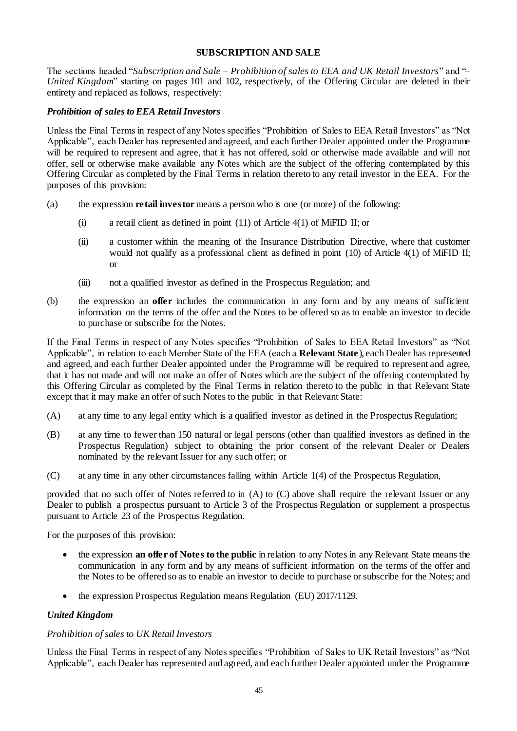## SUBSCRIPTION AND SALE

The sections headed "*Subscription and Sale – Prohibition of sales to EEA and UK Retail Investors*" and "*– United Kingdom*" starting on pages 101 and 102, respectively, of the Offering Circular are deleted in their entirety and replaced as follows, respectively:

### *Prohibition of sales to EEA Retail Investors*

Unless the Final Terms in respect of any Notes specifies "Prohibition of Sales to EEA Retail Investors" as "Not Applicable", each Dealer has represented and agreed, and each further Dealer appointed under the Programme will be required to represent and agree, that it has not offered, sold or otherwise made available and will not offer, sell or otherwise make available any Notes which are the subject of the offering contemplated by this Offering Circular as completed by the Final Terms in relation thereto to any retail investor in the EEA. For the purposes of this provision:

(a) the expression **retail investor** means a person who is one (or more) of the following:

  (i) a retail client as defined in point (11) of Article 4(1) of MiFID II; or

  (ii) a customer within the meaning of the Insurance Distribution Directive, where that customer would not qualify as a professional client as defined in point (10) of Article 4(1) of MiFID II; or

  (iii) not a qualified investor as defined in the Prospectus Regulation; and

(b) the expression an **offer** includes the communication in any form and by any means of sufficient information on the terms of the offer and the Notes to be offered so as to enable an investor to decide to purchase or subscribe for the Notes.

If the Final Terms in respect of any Notes specifies "Prohibition of Sales to EEA Retail Investors" as "Not Applicable", in relation to each Member State of the EEA (each a **Relevant State**), each Dealer has represented and agreed, and each further Dealer appointed under the Programme will be required to represent and agree, that it has not made and will not make an offer of Notes which are the subject of the offering contemplated by this Offering Circular as completed by the Final Terms in relation thereto to the public in that Relevant State except that it may make an offer of such Notes to the public in that Relevant State:

(A) at any time to any legal entity which is a qualified investor as defined in the Prospectus Regulation;

(B) at any time to fewer than 150 natural or legal persons (other than qualified investors as defined in the Prospectus Regulation) subject to obtaining the prior consent of the relevant Dealer or Dealers nominated by the relevant Issuer for any such offer; or

(C) at any time in any other circumstances falling within Article 1(4) of the Prospectus Regulation,

provided that no such offer of Notes referred to in (A) to (C) above shall require the relevant Issuer or any Dealer to publish a prospectus pursuant to Article 3 of the Prospectus Regulation or supplement a prospectus pursuant to Article 23 of the Prospectus Regulation.

For the purposes of this provision:

- the expression **an offer of Notes to the public** in relation to any Notes in any Relevant State means the communication in any form and by any means of sufficient information on the terms of the offer and the Notes to be offered so as to enable an investor to decide to purchase or subscribe for the Notes; and
- the expression Prospectus Regulation means Regulation (EU) 2017/1129.

### *United Kingdom*

#### *Prohibition of sales to UK Retail Investors*

Unless the Final Terms in respect of any Notes specifies "Prohibition of Sales to UK Retail Investors" as "Not Applicable", each Dealer has represented and agreed, and each further Dealer appointed under the Programme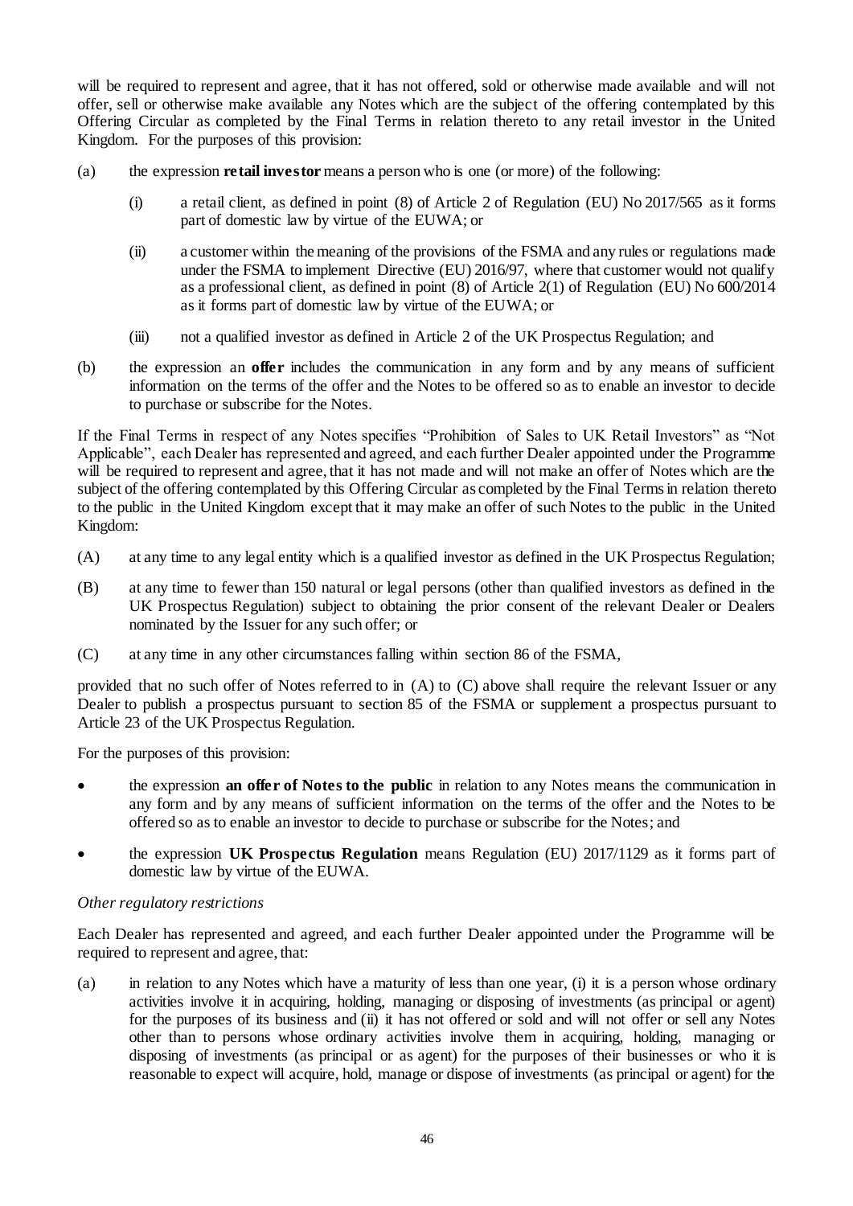will be required to represent and agree, that it has not offered, sold or otherwise made available and will not offer, sell or otherwise make available any Notes which are the subject of the offering contemplated by this Offering Circular as completed by the Final Terms in relation thereto to any retail investor in the United Kingdom. For the purposes of this provision:

(a) the expression **retail investor** means a person who is one (or more) of the following:

   (i) a retail client, as defined in point (8) of Article 2 of Regulation (EU) No 2017/565 as it forms part of domestic law by virtue of the EUWA; or

   (ii) a customer within the meaning of the provisions of the FSMA and any rules or regulations made under the FSMA to implement Directive (EU) 2016/97, where that customer would not qualify as a professional client, as defined in point (8) of Article 2(1) of Regulation (EU) No 600/2014 as it forms part of domestic law by virtue of the EUWA; or

   (iii) not a qualified investor as defined in Article 2 of the UK Prospectus Regulation; and

(b) the expression an **offer** includes the communication in any form and by any means of sufficient information on the terms of the offer and the Notes to be offered so as to enable an investor to decide to purchase or subscribe for the Notes.

If the Final Terms in respect of any Notes specifies "Prohibition of Sales to UK Retail Investors" as "Not Applicable", each Dealer has represented and agreed, and each further Dealer appointed under the Programme will be required to represent and agree, that it has not made and will not make an offer of Notes which are the subject of the offering contemplated by this Offering Circular as completed by the Final Terms in relation thereto to the public in the United Kingdom except that it may make an offer of such Notes to the public in the United Kingdom:

(A) at any time to any legal entity which is a qualified investor as defined in the UK Prospectus Regulation;

(B) at any time to fewer than 150 natural or legal persons (other than qualified investors as defined in the UK Prospectus Regulation) subject to obtaining the prior consent of the relevant Dealer or Dealers nominated by the Issuer for any such offer; or

(C) at any time in any other circumstances falling within section 86 of the FSMA,

provided that no such offer of Notes referred to in (A) to (C) above shall require the relevant Issuer or any Dealer to publish a prospectus pursuant to section 85 of the FSMA or supplement a prospectus pursuant to Article 23 of the UK Prospectus Regulation.

For the purposes of this provision:

- the expression **an offer of Notes to the public** in relation to any Notes means the communication in any form and by any means of sufficient information on the terms of the offer and the Notes to be offered so as to enable an investor to decide to purchase or subscribe for the Notes; and
- the expression **UK Prospectus Regulation** means Regulation (EU) 2017/1129 as it forms part of domestic law by virtue of the EUWA.

*Other regulatory restrictions*

Each Dealer has represented and agreed, and each further Dealer appointed under the Programme will be required to represent and agree, that:

(a) in relation to any Notes which have a maturity of less than one year, (i) it is a person whose ordinary activities involve it in acquiring, holding, managing or disposing of investments (as principal or agent) for the purposes of its business and (ii) it has not offered or sold and will not offer or sell any Notes other than to persons whose ordinary activities involve them in acquiring, holding, managing or disposing of investments (as principal or as agent) for the purposes of their businesses or who it is reasonable to expect will acquire, hold, manage or dispose of investments (as principal or agent) for the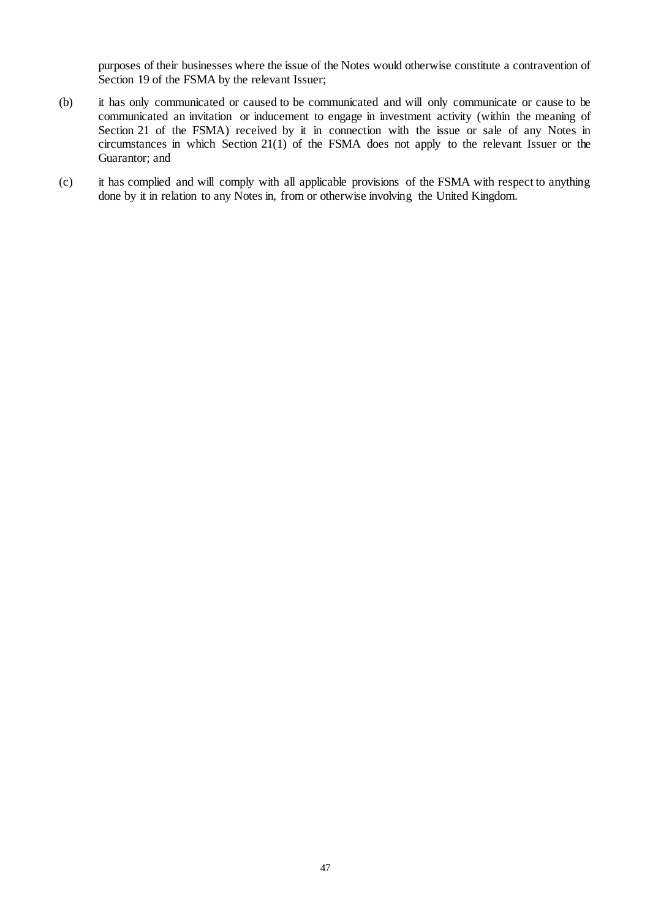purposes of their businesses where the issue of the Notes would otherwise constitute a contravention of Section 19 of the FSMA by the relevant Issuer;

(b) it has only communicated or caused to be communicated and will only communicate or cause to be communicated an invitation or inducement to engage in investment activity (within the meaning of Section 21 of the FSMA) received by it in connection with the issue or sale of any Notes in circumstances in which Section 21(1) of the FSMA does not apply to the relevant Issuer or the Guarantor; and

(c) it has complied and will comply with all applicable provisions of the FSMA with respect to anything done by it in relation to any Notes in, from or otherwise involving the United Kingdom.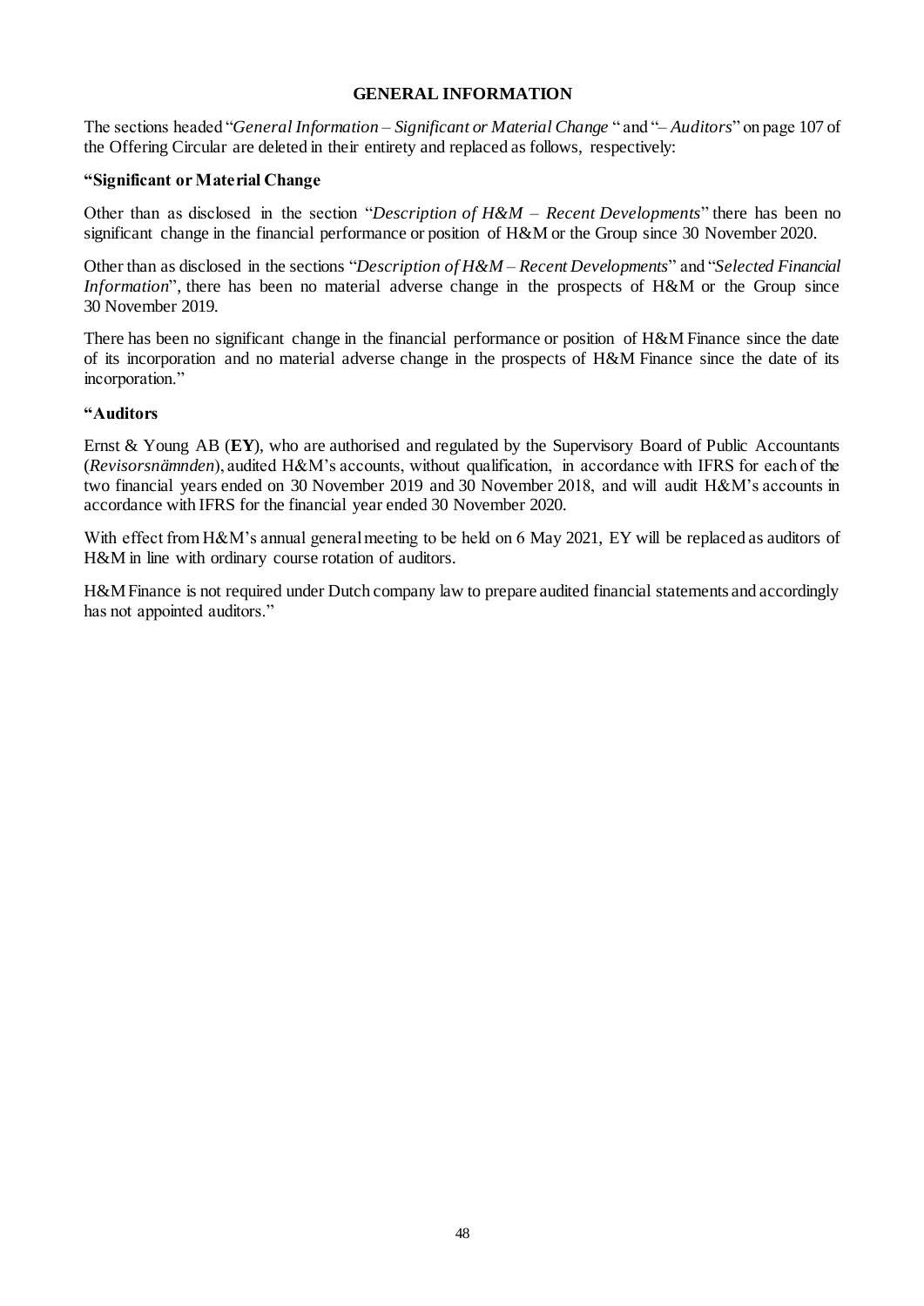## GENERAL INFORMATION

The sections headed "*General Information – Significant or Material Change* " and "*– Auditors*" on page 107 of the Offering Circular are deleted in their entirety and replaced as follows, respectively:

**"Significant or Material Change**

Other than as disclosed in the section "*Description of H&M – Recent Developments*" there has been no significant change in the financial performance or position of H&M or the Group since 30 November 2020.

Other than as disclosed in the sections "*Description of H&M – Recent Developments*" and "*Selected Financial Information*", there has been no material adverse change in the prospects of H&M or the Group since 30 November 2019.

There has been no significant change in the financial performance or position of H&M Finance since the date of its incorporation and no material adverse change in the prospects of H&M Finance since the date of its incorporation."

**"Auditors**

Ernst & Young AB (**EY**), who are authorised and regulated by the Supervisory Board of Public Accountants (*Revisorsnämnden*), audited H&M's accounts, without qualification, in accordance with IFRS for each of the two financial years ended on 30 November 2019 and 30 November 2018, and will audit H&M's accounts in accordance with IFRS for the financial year ended 30 November 2020.

With effect from H&M's annual general meeting to be held on 6 May 2021, EY will be replaced as auditors of H&M in line with ordinary course rotation of auditors.

H&M Finance is not required under Dutch company law to prepare audited financial statements and accordingly has not appointed auditors."